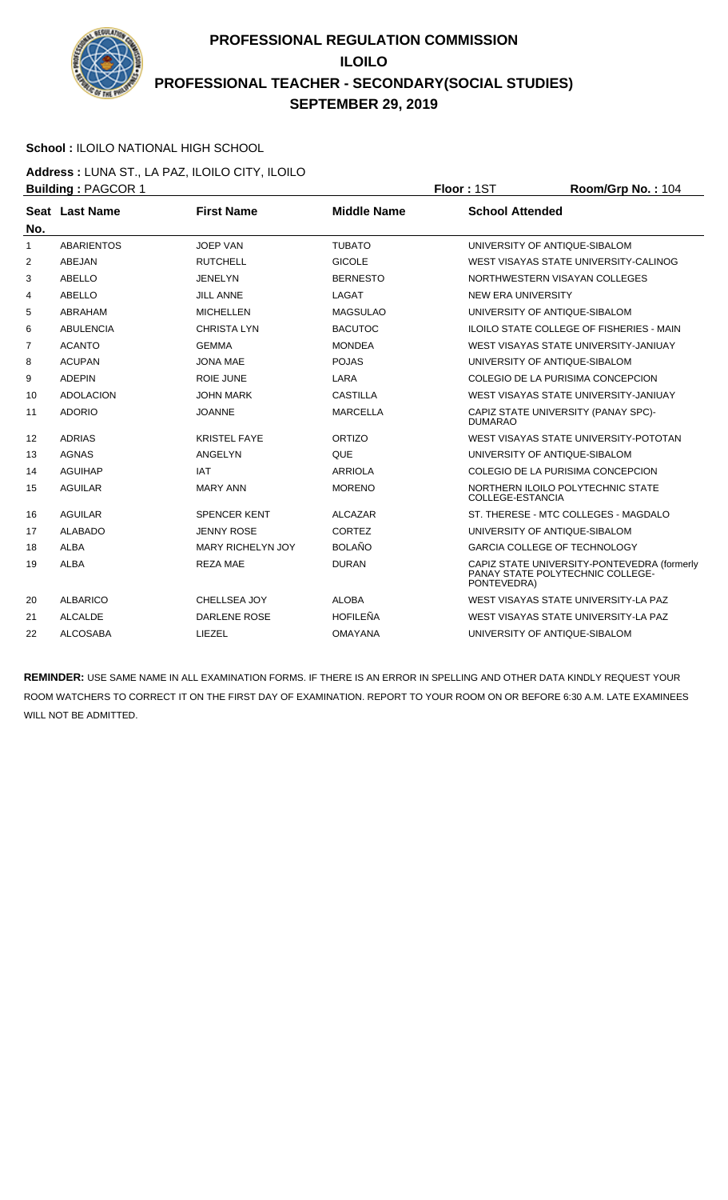# PROFESSIONAL REGULATION COMMISSION
# ILOILO
# PROFESSIONAL TEACHER - SECONDARY(SOCIAL STUDIES)
# SEPTEMBER 29, 2019

**School :** ILOILO NATIONAL HIGH SCHOOL

**Address :** LUNA ST., LA PAZ, ILOILO CITY, ILOILO

**Building :** PAGCOR 1 **Floor :** 1ST **Room/Grp No. :** 104

| Seat No. | Last Name | First Name | Middle Name | School Attended |
|---|---|---|---|---|
| 1 | ABARIENTOS | JOEP VAN | TUBATO | UNIVERSITY OF ANTIQUE-SIBALOM |
| 2 | ABEJAN | RUTCHELL | GICOLE | WEST VISAYAS STATE UNIVERSITY-CALINOG |
| 3 | ABELLO | JENELYN | BERNESTO | NORTHWESTERN VISAYAN COLLEGES |
| 4 | ABELLO | JILL ANNE | LAGAT | NEW ERA UNIVERSITY |
| 5 | ABRAHAM | MICHELLEN | MAGSULAO | UNIVERSITY OF ANTIQUE-SIBALOM |
| 6 | ABULENCIA | CHRISTA LYN | BACUTOC | ILOILO STATE COLLEGE OF FISHERIES - MAIN |
| 7 | ACANTO | GEMMA | MONDEA | WEST VISAYAS STATE UNIVERSITY-JANIUAY |
| 8 | ACUPAN | JONA MAE | POJAS | UNIVERSITY OF ANTIQUE-SIBALOM |
| 9 | ADEPIN | ROIE JUNE | LARA | COLEGIO DE LA PURISIMA CONCEPCION |
| 10 | ADOLACION | JOHN MARK | CASTILLA | WEST VISAYAS STATE UNIVERSITY-JANIUAY |
| 11 | ADORIO | JOANNE | MARCELLA | CAPIZ STATE UNIVERSITY (PANAY SPC)-DUMARAO |
| 12 | ADRIAS | KRISTEL FAYE | ORTIZO | WEST VISAYAS STATE UNIVERSITY-POTOTAN |
| 13 | AGNAS | ANGELYN | QUE | UNIVERSITY OF ANTIQUE-SIBALOM |
| 14 | AGUIHAP | IAT | ARRIOLA | COLEGIO DE LA PURISIMA CONCEPCION |
| 15 | AGUILAR | MARY ANN | MORENO | NORTHERN ILOILO POLYTECHNIC STATE COLLEGE-ESTANCIA |
| 16 | AGUILAR | SPENCER KENT | ALCAZAR | ST. THERESE - MTC COLLEGES - MAGDALO |
| 17 | ALABADO | JENNY ROSE | CORTEZ | UNIVERSITY OF ANTIQUE-SIBALOM |
| 18 | ALBA | MARY RICHELYN JOY | BOLAÑO | GARCIA COLLEGE OF TECHNOLOGY |
| 19 | ALBA | REZA MAE | DURAN | CAPIZ STATE UNIVERSITY-PONTEVEDRA (formerly PANAY STATE POLYTECHNIC COLLEGE-PONTEVEDRA) |
| 20 | ALBARICO | CHELLSEA JOY | ALOBA | WEST VISAYAS STATE UNIVERSITY-LA PAZ |
| 21 | ALCALDE | DARLENE ROSE | HOFILEÑA | WEST VISAYAS STATE UNIVERSITY-LA PAZ |
| 22 | ALCOSABA | LIEZEL | OMAYANA | UNIVERSITY OF ANTIQUE-SIBALOM |

**REMINDER:** USE SAME NAME IN ALL EXAMINATION FORMS. IF THERE IS AN ERROR IN SPELLING AND OTHER DATA KINDLY REQUEST YOUR ROOM WATCHERS TO CORRECT IT ON THE FIRST DAY OF EXAMINATION. REPORT TO YOUR ROOM ON OR BEFORE 6:30 A.M. LATE EXAMINEES WILL NOT BE ADMITTED.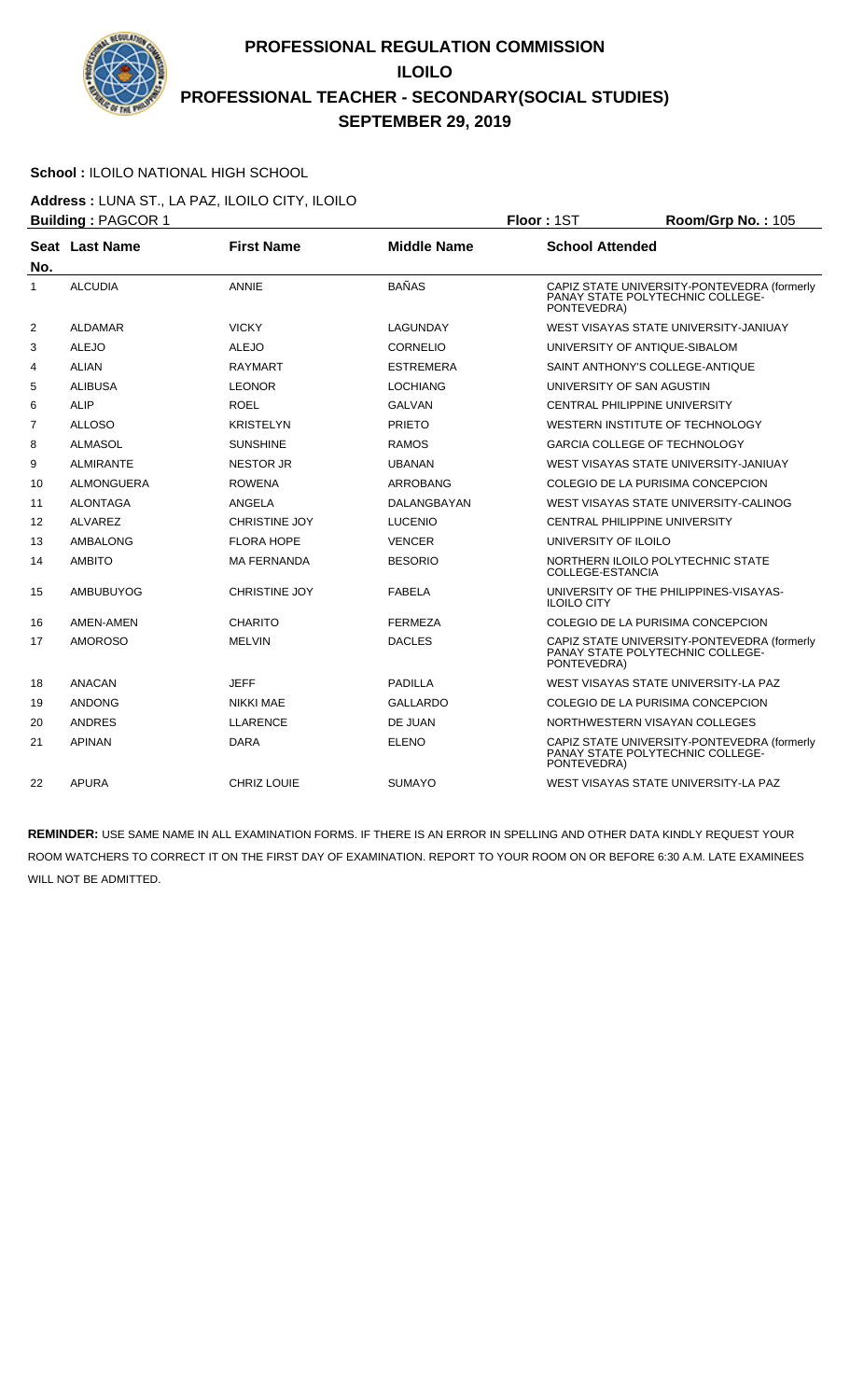# PROFESSIONAL REGULATION COMMISSION
## ILOILO
## PROFESSIONAL TEACHER - SECONDARY(SOCIAL STUDIES)
## SEPTEMBER 29, 2019

**School :** ILOILO NATIONAL HIGH SCHOOL

**Address :** LUNA ST., LA PAZ, ILOILO CITY, ILOILO

**Building :** PAGCOR 1 **Floor :** 1ST **Room/Grp No. :** 105

| Seat No. | Last Name | First Name | Middle Name | School Attended |
|---|---|---|---|---|
| 1 | ALCUDIA | ANNIE | BAÑAS | CAPIZ STATE UNIVERSITY-PONTEVEDRA (formerly PANAY STATE POLYTECHNIC COLLEGE-PONTEVEDRA) |
| 2 | ALDAMAR | VICKY | LAGUNDAY | WEST VISAYAS STATE UNIVERSITY-JANIUAY |
| 3 | ALEJO | ALEJO | CORNELIO | UNIVERSITY OF ANTIQUE-SIBALOM |
| 4 | ALIAN | RAYMART | ESTREMERA | SAINT ANTHONY'S COLLEGE-ANTIQUE |
| 5 | ALIBUSA | LEONOR | LOCHIANG | UNIVERSITY OF SAN AGUSTIN |
| 6 | ALIP | ROEL | GALVAN | CENTRAL PHILIPPINE UNIVERSITY |
| 7 | ALLOSO | KRISTELYN | PRIETO | WESTERN INSTITUTE OF TECHNOLOGY |
| 8 | ALMASOL | SUNSHINE | RAMOS | GARCIA COLLEGE OF TECHNOLOGY |
| 9 | ALMIRANTE | NESTOR JR | UBANAN | WEST VISAYAS STATE UNIVERSITY-JANIUAY |
| 10 | ALMONGUERA | ROWENA | ARROBANG | COLEGIO DE LA PURISIMA CONCEPCION |
| 11 | ALONTAGA | ANGELA | DALANGBAYAN | WEST VISAYAS STATE UNIVERSITY-CALINOG |
| 12 | ALVAREZ | CHRISTINE JOY | LUCENIO | CENTRAL PHILIPPINE UNIVERSITY |
| 13 | AMBALONG | FLORA HOPE | VENCER | UNIVERSITY OF ILOILO |
| 14 | AMBITO | MA FERNANDA | BESORIO | NORTHERN ILOILO POLYTECHNIC STATE COLLEGE-ESTANCIA |
| 15 | AMBUBUYOG | CHRISTINE JOY | FABELA | UNIVERSITY OF THE PHILIPPINES-VISAYAS-ILOILO CITY |
| 16 | AMEN-AMEN | CHARITO | FERMEZA | COLEGIO DE LA PURISIMA CONCEPCION |
| 17 | AMOROSO | MELVIN | DACLES | CAPIZ STATE UNIVERSITY-PONTEVEDRA (formerly PANAY STATE POLYTECHNIC COLLEGE-PONTEVEDRA) |
| 18 | ANACAN | JEFF | PADILLA | WEST VISAYAS STATE UNIVERSITY-LA PAZ |
| 19 | ANDONG | NIKKI MAE | GALLARDO | COLEGIO DE LA PURISIMA CONCEPCION |
| 20 | ANDRES | LLARENCE | DE JUAN | NORTHWESTERN VISAYAN COLLEGES |
| 21 | APINAN | DARA | ELENO | CAPIZ STATE UNIVERSITY-PONTEVEDRA (formerly PANAY STATE POLYTECHNIC COLLEGE-PONTEVEDRA) |
| 22 | APURA | CHRIZ LOUIE | SUMAYO | WEST VISAYAS STATE UNIVERSITY-LA PAZ |

**REMINDER:** USE SAME NAME IN ALL EXAMINATION FORMS. IF THERE IS AN ERROR IN SPELLING AND OTHER DATA KINDLY REQUEST YOUR ROOM WATCHERS TO CORRECT IT ON THE FIRST DAY OF EXAMINATION. REPORT TO YOUR ROOM ON OR BEFORE 6:30 A.M. LATE EXAMINEES WILL NOT BE ADMITTED.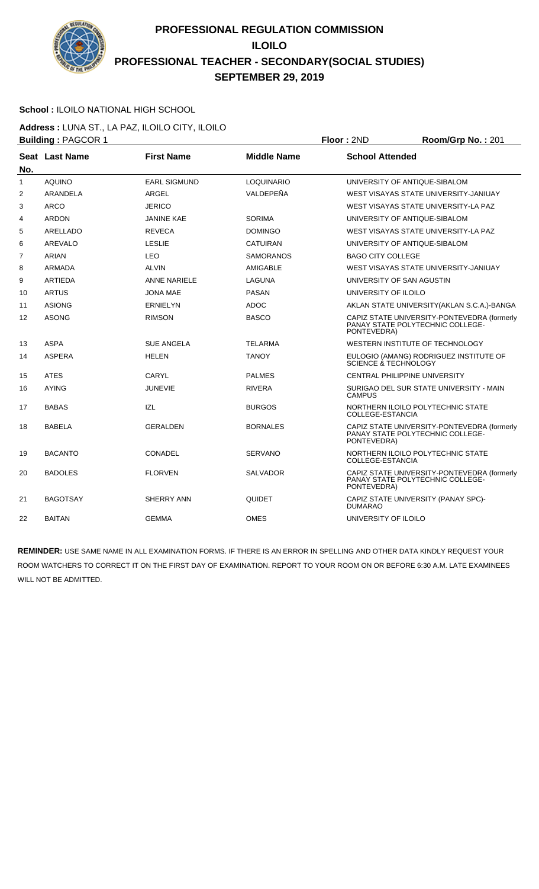# PROFESSIONAL REGULATION COMMISSION
## ILOILO
## PROFESSIONAL TEACHER - SECONDARY(SOCIAL STUDIES)
## SEPTEMBER 29, 2019

**School :** ILOILO NATIONAL HIGH SCHOOL

**Address :** LUNA ST., LA PAZ, ILOILO CITY, ILOILO

**Building :** PAGCOR 1 **Floor :** 2ND **Room/Grp No. :** 201

| Seat No. | Last Name | First Name | Middle Name | School Attended |
|---|---|---|---|---|
| 1 | AQUINO | EARL SIGMUND | LOQUINARIO | UNIVERSITY OF ANTIQUE-SIBALOM |
| 2 | ARANDELA | ARGEL | VALDEPEÑA | WEST VISAYAS STATE UNIVERSITY-JANIUAY |
| 3 | ARCO | JERICO | | WEST VISAYAS STATE UNIVERSITY-LA PAZ |
| 4 | ARDON | JANINE KAE | SORIMA | UNIVERSITY OF ANTIQUE-SIBALOM |
| 5 | ARELLADO | REVECA | DOMINGO | WEST VISAYAS STATE UNIVERSITY-LA PAZ |
| 6 | AREVALO | LESLIE | CATUIRAN | UNIVERSITY OF ANTIQUE-SIBALOM |
| 7 | ARIAN | LEO | SAMORANOS | BAGO CITY COLLEGE |
| 8 | ARMADA | ALVIN | AMIGABLE | WEST VISAYAS STATE UNIVERSITY-JANIUAY |
| 9 | ARTIEDA | ANNE NARIELE | LAGUNA | UNIVERSITY OF SAN AGUSTIN |
| 10 | ARTUS | JONA MAE | PASAN | UNIVERSITY OF ILOILO |
| 11 | ASIONG | ERNIELYN | ADOC | AKLAN STATE UNIVERSITY(AKLAN S.C.A.)-BANGA |
| 12 | ASONG | RIMSON | BASCO | CAPIZ STATE UNIVERSITY-PONTEVEDRA (formerly PANAY STATE POLYTECHNIC COLLEGE-PONTEVEDRA) |
| 13 | ASPA | SUE ANGELA | TELARMA | WESTERN INSTITUTE OF TECHNOLOGY |
| 14 | ASPERA | HELEN | TANOY | EULOGIO (AMANG) RODRIGUEZ INSTITUTE OF SCIENCE & TECHNOLOGY |
| 15 | ATES | CARYL | PALMES | CENTRAL PHILIPPINE UNIVERSITY |
| 16 | AYING | JUNEVIE | RIVERA | SURIGAO DEL SUR STATE UNIVERSITY - MAIN CAMPUS |
| 17 | BABAS | IZL | BURGOS | NORTHERN ILOILO POLYTECHNIC STATE COLLEGE-ESTANCIA |
| 18 | BABELA | GERALDEN | BORNALES | CAPIZ STATE UNIVERSITY-PONTEVEDRA (formerly PANAY STATE POLYTECHNIC COLLEGE-PONTEVEDRA) |
| 19 | BACANTO | CONADEL | SERVANO | NORTHERN ILOILO POLYTECHNIC STATE COLLEGE-ESTANCIA |
| 20 | BADOLES | FLORVEN | SALVADOR | CAPIZ STATE UNIVERSITY-PONTEVEDRA (formerly PANAY STATE POLYTECHNIC COLLEGE-PONTEVEDRA) |
| 21 | BAGOTSAY | SHERRY ANN | QUIDET | CAPIZ STATE UNIVERSITY (PANAY SPC)-DUMARAO |
| 22 | BAITAN | GEMMA | OMES | UNIVERSITY OF ILOILO |

**REMINDER:** USE SAME NAME IN ALL EXAMINATION FORMS. IF THERE IS AN ERROR IN SPELLING AND OTHER DATA KINDLY REQUEST YOUR ROOM WATCHERS TO CORRECT IT ON THE FIRST DAY OF EXAMINATION. REPORT TO YOUR ROOM ON OR BEFORE 6:30 A.M. LATE EXAMINEES WILL NOT BE ADMITTED.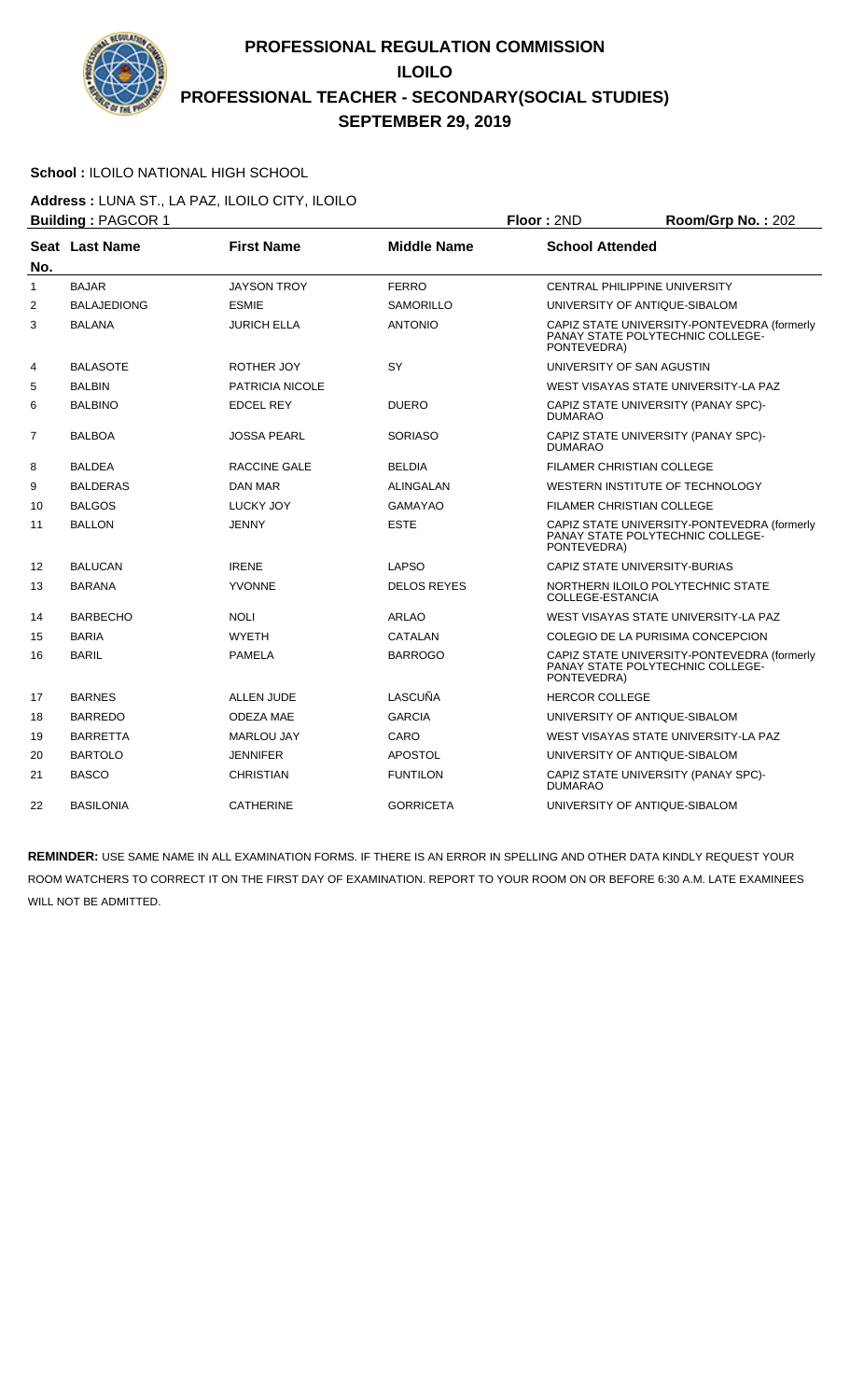# PROFESSIONAL REGULATION COMMISSION
## ILOILO
## PROFESSIONAL TEACHER - SECONDARY(SOCIAL STUDIES)
## SEPTEMBER 29, 2019

**School :** ILOILO NATIONAL HIGH SCHOOL

**Address :** LUNA ST., LA PAZ, ILOILO CITY, ILOILO

**Building :** PAGCOR 1 **Floor :** 2ND **Room/Grp No. :** 202

| Seat No. | Last Name | First Name | Middle Name | School Attended |
|---|---|---|---|---|
| 1 | BAJAR | JAYSON TROY | FERRO | CENTRAL PHILIPPINE UNIVERSITY |
| 2 | BALAJEDIONG | ESMIE | SAMORILLO | UNIVERSITY OF ANTIQUE-SIBALOM |
| 3 | BALANA | JURICH ELLA | ANTONIO | CAPIZ STATE UNIVERSITY-PONTEVEDRA (formerly PANAY STATE POLYTECHNIC COLLEGE-PONTEVEDRA) |
| 4 | BALASOTE | ROTHER JOY | SY | UNIVERSITY OF SAN AGUSTIN |
| 5 | BALBIN | PATRICIA NICOLE | | WEST VISAYAS STATE UNIVERSITY-LA PAZ |
| 6 | BALBINO | EDCEL REY | DUERO | CAPIZ STATE UNIVERSITY (PANAY SPC)-DUMARAO |
| 7 | BALBOA | JOSSA PEARL | SORIASO | CAPIZ STATE UNIVERSITY (PANAY SPC)-DUMARAO |
| 8 | BALDEA | RACCINE GALE | BELDIA | FILAMER CHRISTIAN COLLEGE |
| 9 | BALDERAS | DAN MAR | ALINGALAN | WESTERN INSTITUTE OF TECHNOLOGY |
| 10 | BALGOS | LUCKY JOY | GAMAYAO | FILAMER CHRISTIAN COLLEGE |
| 11 | BALLON | JENNY | ESTE | CAPIZ STATE UNIVERSITY-PONTEVEDRA (formerly PANAY STATE POLYTECHNIC COLLEGE-PONTEVEDRA) |
| 12 | BALUCAN | IRENE | LAPSO | CAPIZ STATE UNIVERSITY-BURIAS |
| 13 | BARANA | YVONNE | DELOS REYES | NORTHERN ILOILO POLYTECHNIC STATE COLLEGE-ESTANCIA |
| 14 | BARBECHO | NOLI | ARLAO | WEST VISAYAS STATE UNIVERSITY-LA PAZ |
| 15 | BARIA | WYETH | CATALAN | COLEGIO DE LA PURISIMA CONCEPCION |
| 16 | BARIL | PAMELA | BARROGO | CAPIZ STATE UNIVERSITY-PONTEVEDRA (formerly PANAY STATE POLYTECHNIC COLLEGE-PONTEVEDRA) |
| 17 | BARNES | ALLEN JUDE | LASCUÑA | HERCOR COLLEGE |
| 18 | BARREDO | ODEZA MAE | GARCIA | UNIVERSITY OF ANTIQUE-SIBALOM |
| 19 | BARRETTA | MARLOU JAY | CARO | WEST VISAYAS STATE UNIVERSITY-LA PAZ |
| 20 | BARTOLO | JENNIFER | APOSTOL | UNIVERSITY OF ANTIQUE-SIBALOM |
| 21 | BASCO | CHRISTIAN | FUNTILON | CAPIZ STATE UNIVERSITY (PANAY SPC)-DUMARAO |
| 22 | BASILONIA | CATHERINE | GORRICETA | UNIVERSITY OF ANTIQUE-SIBALOM |

**REMINDER:** USE SAME NAME IN ALL EXAMINATION FORMS. IF THERE IS AN ERROR IN SPELLING AND OTHER DATA KINDLY REQUEST YOUR ROOM WATCHERS TO CORRECT IT ON THE FIRST DAY OF EXAMINATION. REPORT TO YOUR ROOM ON OR BEFORE 6:30 A.M. LATE EXAMINEES WILL NOT BE ADMITTED.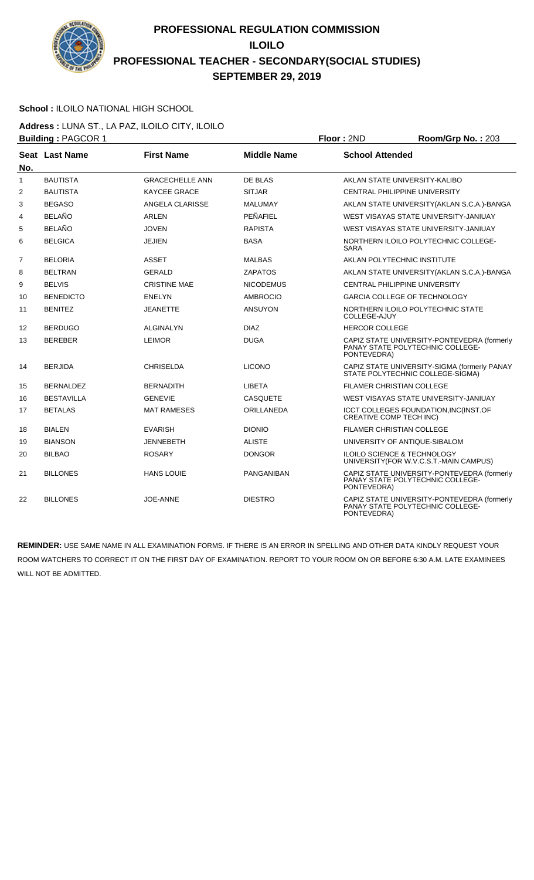# PROFESSIONAL REGULATION COMMISSION
## ILOILO
## PROFESSIONAL TEACHER - SECONDARY(SOCIAL STUDIES)
## SEPTEMBER 29, 2019

**School :** ILOILO NATIONAL HIGH SCHOOL

**Address :** LUNA ST., LA PAZ, ILOILO CITY, ILOILO

**Building :** PAGCOR 1 **Floor :** 2ND **Room/Grp No. :** 203

| Seat No. | Last Name | First Name | Middle Name | School Attended |
|---|---|---|---|---|
| 1 | BAUTISTA | GRACECHELLE ANN | DE BLAS | AKLAN STATE UNIVERSITY-KALIBO |
| 2 | BAUTISTA | KAYCEE GRACE | SITJAR | CENTRAL PHILIPPINE UNIVERSITY |
| 3 | BEGASO | ANGELA CLARISSE | MALUMAY | AKLAN STATE UNIVERSITY(AKLAN S.C.A.)-BANGA |
| 4 | BELAÑO | ARLEN | PEÑAFIEL | WEST VISAYAS STATE UNIVERSITY-JANIUAY |
| 5 | BELAÑO | JOVEN | RAPISTA | WEST VISAYAS STATE UNIVERSITY-JANIUAY |
| 6 | BELGICA | JEJIEN | BASA | NORTHERN ILOILO POLYTECHNIC COLLEGE-SARA |
| 7 | BELORIA | ASSET | MALBAS | AKLAN POLYTECHNIC INSTITUTE |
| 8 | BELTRAN | GERALD | ZAPATOS | AKLAN STATE UNIVERSITY(AKLAN S.C.A.)-BANGA |
| 9 | BELVIS | CRISTINE MAE | NICODEMUS | CENTRAL PHILIPPINE UNIVERSITY |
| 10 | BENEDICTO | ENELYN | AMBROCIO | GARCIA COLLEGE OF TECHNOLOGY |
| 11 | BENITEZ | JEANETTE | ANSUYON | NORTHERN ILOILO POLYTECHNIC STATE COLLEGE-AJUY |
| 12 | BERDUGO | ALGINALYN | DIAZ | HERCOR COLLEGE |
| 13 | BEREBER | LEIMOR | DUGA | CAPIZ STATE UNIVERSITY-PONTEVEDRA (formerly PANAY STATE POLYTECHNIC COLLEGE-PONTEVEDRA) |
| 14 | BERJIDA | CHRISELDA | LICONO | CAPIZ STATE UNIVERSITY-SIGMA (formerly PANAY STATE POLYTECHNIC COLLEGE-SIGMA) |
| 15 | BERNALDEZ | BERNADITH | LIBETA | FILAMER CHRISTIAN COLLEGE |
| 16 | BESTAVILLA | GENEVIE | CASQUETE | WEST VISAYAS STATE UNIVERSITY-JANIUAY |
| 17 | BETALAS | MAT RAMESES | ORILLANEDA | ICCT COLLEGES FOUNDATION,INC(INST.OF CREATIVE COMP TECH INC) |
| 18 | BIALEN | EVARISH | DIONIO | FILAMER CHRISTIAN COLLEGE |
| 19 | BIANSON | JENNEBETH | ALISTE | UNIVERSITY OF ANTIQUE-SIBALOM |
| 20 | BILBAO | ROSARY | DONGOR | ILOILO SCIENCE & TECHNOLOGY UNIVERSITY(FOR W.V.C.S.T.-MAIN CAMPUS) |
| 21 | BILLONES | HANS LOUIE | PANGANIBAN | CAPIZ STATE UNIVERSITY-PONTEVEDRA (formerly PANAY STATE POLYTECHNIC COLLEGE-PONTEVEDRA) |
| 22 | BILLONES | JOE-ANNE | DIESTRO | CAPIZ STATE UNIVERSITY-PONTEVEDRA (formerly PANAY STATE POLYTECHNIC COLLEGE-PONTEVEDRA) |

**REMINDER:** USE SAME NAME IN ALL EXAMINATION FORMS. IF THERE IS AN ERROR IN SPELLING AND OTHER DATA KINDLY REQUEST YOUR ROOM WATCHERS TO CORRECT IT ON THE FIRST DAY OF EXAMINATION. REPORT TO YOUR ROOM ON OR BEFORE 6:30 A.M. LATE EXAMINEES WILL NOT BE ADMITTED.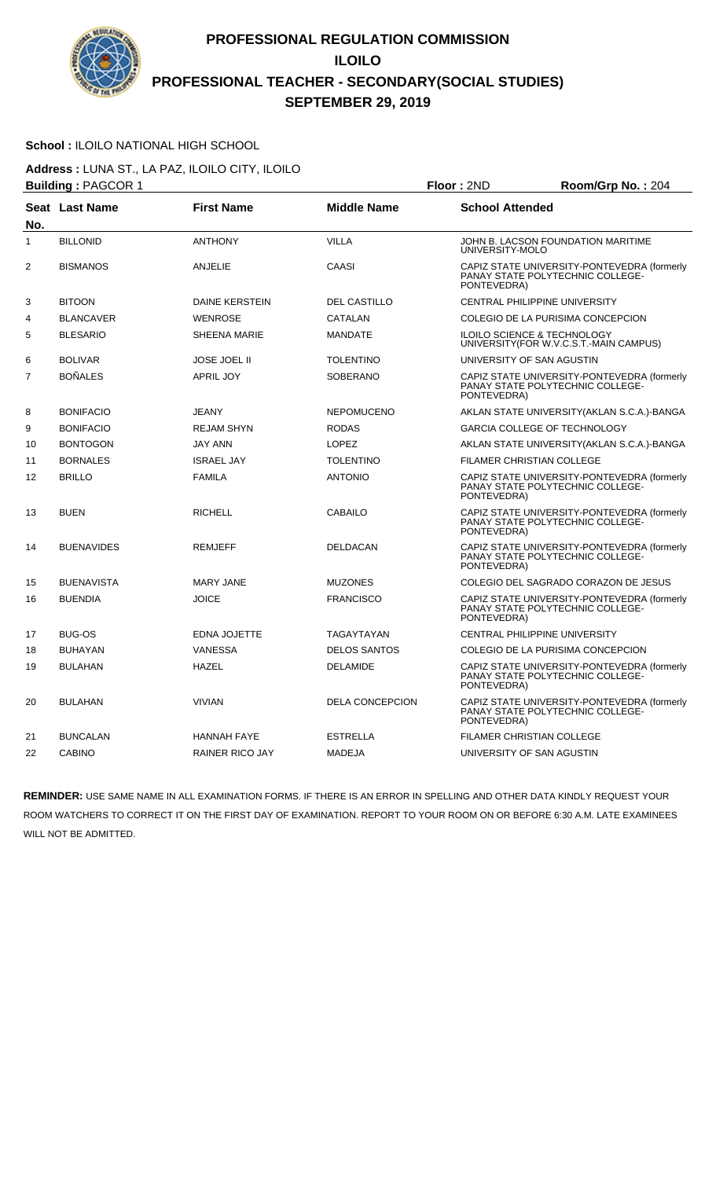# PROFESSIONAL REGULATION COMMISSION
# ILOILO
# PROFESSIONAL TEACHER - SECONDARY(SOCIAL STUDIES)
# SEPTEMBER 29, 2019

**School :** ILOILO NATIONAL HIGH SCHOOL

**Address :** LUNA ST., LA PAZ, ILOILO CITY, ILOILO

**Building :** PAGCOR 1 | **Floor :** 2ND | **Room/Grp No. :** 204

| Seat No. | Last Name | First Name | Middle Name | School Attended |
|---|---|---|---|---|
| 1 | BILLONID | ANTHONY | VILLA | JOHN B. LACSON FOUNDATION MARITIME UNIVERSITY-MOLO |
| 2 | BISMANOS | ANJELIE | CAASI | CAPIZ STATE UNIVERSITY-PONTEVEDRA (formerly PANAY STATE POLYTECHNIC COLLEGE-PONTEVEDRA) |
| 3 | BITOON | DAINE KERSTEIN | DEL CASTILLO | CENTRAL PHILIPPINE UNIVERSITY |
| 4 | BLANCAVER | WENROSE | CATALAN | COLEGIO DE LA PURISIMA CONCEPCION |
| 5 | BLESARIO | SHEENA MARIE | MANDATE | ILOILO SCIENCE & TECHNOLOGY UNIVERSITY(FOR W.V.C.S.T.-MAIN CAMPUS) |
| 6 | BOLIVAR | JOSE JOEL II | TOLENTINO | UNIVERSITY OF SAN AGUSTIN |
| 7 | BOÑALES | APRIL JOY | SOBERANO | CAPIZ STATE UNIVERSITY-PONTEVEDRA (formerly PANAY STATE POLYTECHNIC COLLEGE-PONTEVEDRA) |
| 8 | BONIFACIO | JEANY | NEPOMUCENO | AKLAN STATE UNIVERSITY(AKLAN S.C.A.)-BANGA |
| 9 | BONIFACIO | REJAM SHYN | RODAS | GARCIA COLLEGE OF TECHNOLOGY |
| 10 | BONTOGON | JAY ANN | LOPEZ | AKLAN STATE UNIVERSITY(AKLAN S.C.A.)-BANGA |
| 11 | BORNALES | ISRAEL JAY | TOLENTINO | FILAMER CHRISTIAN COLLEGE |
| 12 | BRILLO | FAMILA | ANTONIO | CAPIZ STATE UNIVERSITY-PONTEVEDRA (formerly PANAY STATE POLYTECHNIC COLLEGE-PONTEVEDRA) |
| 13 | BUEN | RICHELL | CABAILO | CAPIZ STATE UNIVERSITY-PONTEVEDRA (formerly PANAY STATE POLYTECHNIC COLLEGE-PONTEVEDRA) |
| 14 | BUENAVIDES | REMJEFF | DELDACAN | CAPIZ STATE UNIVERSITY-PONTEVEDRA (formerly PANAY STATE POLYTECHNIC COLLEGE-PONTEVEDRA) |
| 15 | BUENAVISTA | MARY JANE | MUZONES | COLEGIO DEL SAGRADO CORAZON DE JESUS |
| 16 | BUENDIA | JOICE | FRANCISCO | CAPIZ STATE UNIVERSITY-PONTEVEDRA (formerly PANAY STATE POLYTECHNIC COLLEGE-PONTEVEDRA) |
| 17 | BUG-OS | EDNA JOJETTE | TAGAYTAYAN | CENTRAL PHILIPPINE UNIVERSITY |
| 18 | BUHAYAN | VANESSA | DELOS SANTOS | COLEGIO DE LA PURISIMA CONCEPCION |
| 19 | BULAHAN | HAZEL | DELAMIDE | CAPIZ STATE UNIVERSITY-PONTEVEDRA (formerly PANAY STATE POLYTECHNIC COLLEGE-PONTEVEDRA) |
| 20 | BULAHAN | VIVIAN | DELA CONCEPCION | CAPIZ STATE UNIVERSITY-PONTEVEDRA (formerly PANAY STATE POLYTECHNIC COLLEGE-PONTEVEDRA) |
| 21 | BUNCALAN | HANNAH FAYE | ESTRELLA | FILAMER CHRISTIAN COLLEGE |
| 22 | CABINO | RAINER RICO JAY | MADEJA | UNIVERSITY OF SAN AGUSTIN |

**REMINDER:** USE SAME NAME IN ALL EXAMINATION FORMS. IF THERE IS AN ERROR IN SPELLING AND OTHER DATA KINDLY REQUEST YOUR ROOM WATCHERS TO CORRECT IT ON THE FIRST DAY OF EXAMINATION. REPORT TO YOUR ROOM ON OR BEFORE 6:30 A.M. LATE EXAMINEES WILL NOT BE ADMITTED.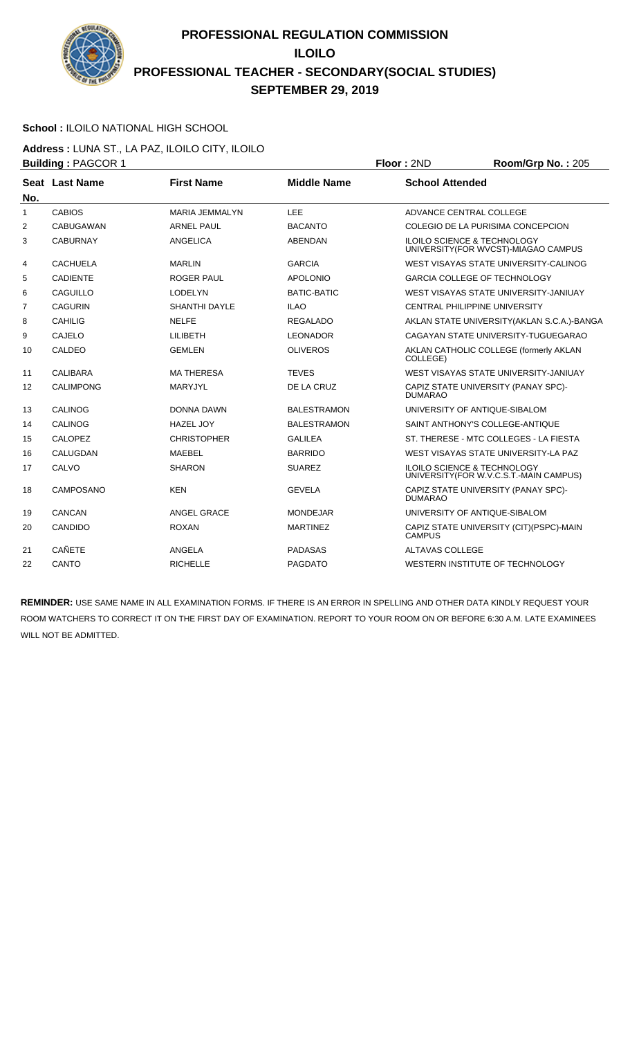# PROFESSIONAL REGULATION COMMISSION
## ILOILO
## PROFESSIONAL TEACHER - SECONDARY(SOCIAL STUDIES)
## SEPTEMBER 29, 2019

**School :** ILOILO NATIONAL HIGH SCHOOL

**Address :** LUNA ST., LA PAZ, ILOILO CITY, ILOILO

**Building :** PAGCOR 1 **Floor :** 2ND **Room/Grp No. :** 205

| Seat No. | Last Name | First Name | Middle Name | School Attended |
|---|---|---|---|---|
| 1 | CABIOS | MARIA JEMMALYN | LEE | ADVANCE CENTRAL COLLEGE |
| 2 | CABUGAWAN | ARNEL PAUL | BACANTO | COLEGIO DE LA PURISIMA CONCEPCION |
| 3 | CABURNAY | ANGELICA | ABENDAN | ILOILO SCIENCE & TECHNOLOGY UNIVERSITY(FOR WVCST)-MIAGAO CAMPUS |
| 4 | CACHUELA | MARLIN | GARCIA | WEST VISAYAS STATE UNIVERSITY-CALINOG |
| 5 | CADIENTE | ROGER PAUL | APOLONIO | GARCIA COLLEGE OF TECHNOLOGY |
| 6 | CAGUILLO | LODELYN | BATIC-BATIC | WEST VISAYAS STATE UNIVERSITY-JANIUAY |
| 7 | CAGURIN | SHANTHI DAYLE | ILAO | CENTRAL PHILIPPINE UNIVERSITY |
| 8 | CAHILIG | NELFE | REGALADO | AKLAN STATE UNIVERSITY(AKLAN S.C.A.)-BANGA |
| 9 | CAJELO | LILIBETH | LEONADOR | CAGAYAN STATE UNIVERSITY-TUGUEGARAO |
| 10 | CALDEO | GEMLEN | OLIVEROS | AKLAN CATHOLIC COLLEGE (formerly AKLAN COLLEGE) |
| 11 | CALIBARA | MA THERESA | TEVES | WEST VISAYAS STATE UNIVERSITY-JANIUAY |
| 12 | CALIMPONG | MARYJYL | DE LA CRUZ | CAPIZ STATE UNIVERSITY (PANAY SPC)-DUMARAO |
| 13 | CALINOG | DONNA DAWN | BALESTRAMON | UNIVERSITY OF ANTIQUE-SIBALOM |
| 14 | CALINOG | HAZEL JOY | BALESTRAMON | SAINT ANTHONY'S COLLEGE-ANTIQUE |
| 15 | CALOPEZ | CHRISTOPHER | GALILEA | ST. THERESE - MTC COLLEGES - LA FIESTA |
| 16 | CALUGDAN | MAEBEL | BARRIDO | WEST VISAYAS STATE UNIVERSITY-LA PAZ |
| 17 | CALVO | SHARON | SUAREZ | ILOILO SCIENCE & TECHNOLOGY UNIVERSITY(FOR W.V.C.S.T.-MAIN CAMPUS) |
| 18 | CAMPOSANO | KEN | GEVELA | CAPIZ STATE UNIVERSITY (PANAY SPC)-DUMARAO |
| 19 | CANCAN | ANGEL GRACE | MONDEJAR | UNIVERSITY OF ANTIQUE-SIBALOM |
| 20 | CANDIDO | ROXAN | MARTINEZ | CAPIZ STATE UNIVERSITY (CIT)(PSPC)-MAIN CAMPUS |
| 21 | CAÑETE | ANGELA | PADASAS | ALTAVAS COLLEGE |
| 22 | CANTO | RICHELLE | PAGDATO | WESTERN INSTITUTE OF TECHNOLOGY |

**REMINDER:** USE SAME NAME IN ALL EXAMINATION FORMS. IF THERE IS AN ERROR IN SPELLING AND OTHER DATA KINDLY REQUEST YOUR ROOM WATCHERS TO CORRECT IT ON THE FIRST DAY OF EXAMINATION. REPORT TO YOUR ROOM ON OR BEFORE 6:30 A.M. LATE EXAMINEES WILL NOT BE ADMITTED.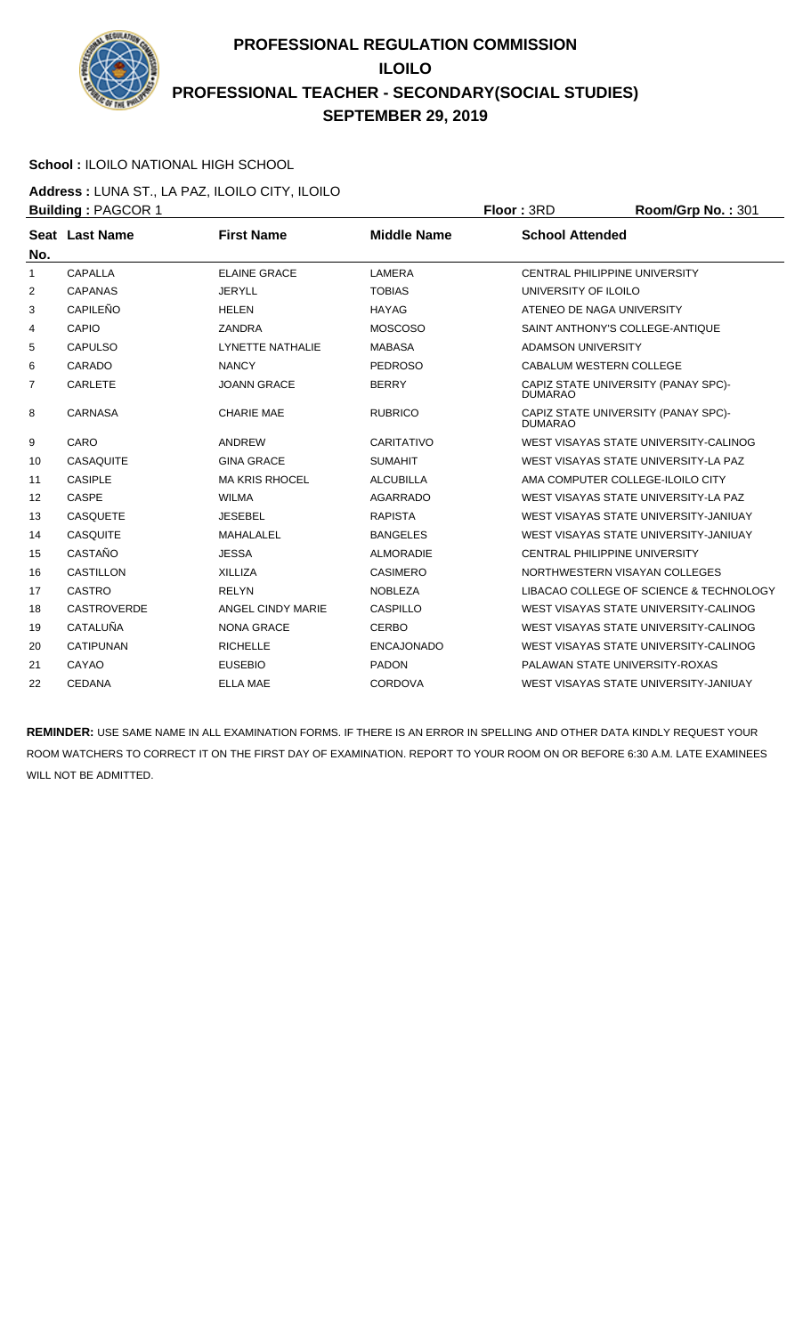# PROFESSIONAL REGULATION COMMISSION
## ILOILO
## PROFESSIONAL TEACHER - SECONDARY(SOCIAL STUDIES)
## SEPTEMBER 29, 2019

**School :** ILOILO NATIONAL HIGH SCHOOL

**Address :** LUNA ST., LA PAZ, ILOILO CITY, ILOILO

**Building :** PAGCOR 1 **Floor :** 3RD **Room/Grp No. :** 301

| Seat No. | Last Name | First Name | Middle Name | School Attended |
|---|---|---|---|---|
| 1 | CAPALLA | ELAINE GRACE | LAMERA | CENTRAL PHILIPPINE UNIVERSITY |
| 2 | CAPANAS | JERYLL | TOBIAS | UNIVERSITY OF ILOILO |
| 3 | CAPILEÑO | HELEN | HAYAG | ATENEO DE NAGA UNIVERSITY |
| 4 | CAPIO | ZANDRA | MOSCOSO | SAINT ANTHONY'S COLLEGE-ANTIQUE |
| 5 | CAPULSO | LYNETTE NATHALIE | MABASA | ADAMSON UNIVERSITY |
| 6 | CARADO | NANCY | PEDROSO | CABALUM WESTERN COLLEGE |
| 7 | CARLETE | JOANN GRACE | BERRY | CAPIZ STATE UNIVERSITY (PANAY SPC)-DUMARAO |
| 8 | CARNASA | CHARIE MAE | RUBRICO | CAPIZ STATE UNIVERSITY (PANAY SPC)-DUMARAO |
| 9 | CARO | ANDREW | CARITATIVO | WEST VISAYAS STATE UNIVERSITY-CALINOG |
| 10 | CASAQUITE | GINA GRACE | SUMAHIT | WEST VISAYAS STATE UNIVERSITY-LA PAZ |
| 11 | CASIPLE | MA KRIS RHOCEL | ALCUBILLA | AMA COMPUTER COLLEGE-ILOILO CITY |
| 12 | CASPE | WILMA | AGARRADO | WEST VISAYAS STATE UNIVERSITY-LA PAZ |
| 13 | CASQUETE | JESEBEL | RAPISTA | WEST VISAYAS STATE UNIVERSITY-JANIUAY |
| 14 | CASQUITE | MAHALALEL | BANGELES | WEST VISAYAS STATE UNIVERSITY-JANIUAY |
| 15 | CASTAÑO | JESSA | ALMORADIE | CENTRAL PHILIPPINE UNIVERSITY |
| 16 | CASTILLON | XILLIZA | CASIMERO | NORTHWESTERN VISAYAN COLLEGES |
| 17 | CASTRO | RELYN | NOBLEZA | LIBACAO COLLEGE OF SCIENCE & TECHNOLOGY |
| 18 | CASTROVERDE | ANGEL CINDY MARIE | CASPILLO | WEST VISAYAS STATE UNIVERSITY-CALINOG |
| 19 | CATALUÑA | NONA GRACE | CERBO | WEST VISAYAS STATE UNIVERSITY-CALINOG |
| 20 | CATIPUNAN | RICHELLE | ENCAJONADO | WEST VISAYAS STATE UNIVERSITY-CALINOG |
| 21 | CAYAO | EUSEBIO | PADON | PALAWAN STATE UNIVERSITY-ROXAS |
| 22 | CEDANA | ELLA MAE | CORDOVA | WEST VISAYAS STATE UNIVERSITY-JANIUAY |

**REMINDER:** USE SAME NAME IN ALL EXAMINATION FORMS. IF THERE IS AN ERROR IN SPELLING AND OTHER DATA KINDLY REQUEST YOUR ROOM WATCHERS TO CORRECT IT ON THE FIRST DAY OF EXAMINATION. REPORT TO YOUR ROOM ON OR BEFORE 6:30 A.M. LATE EXAMINEES WILL NOT BE ADMITTED.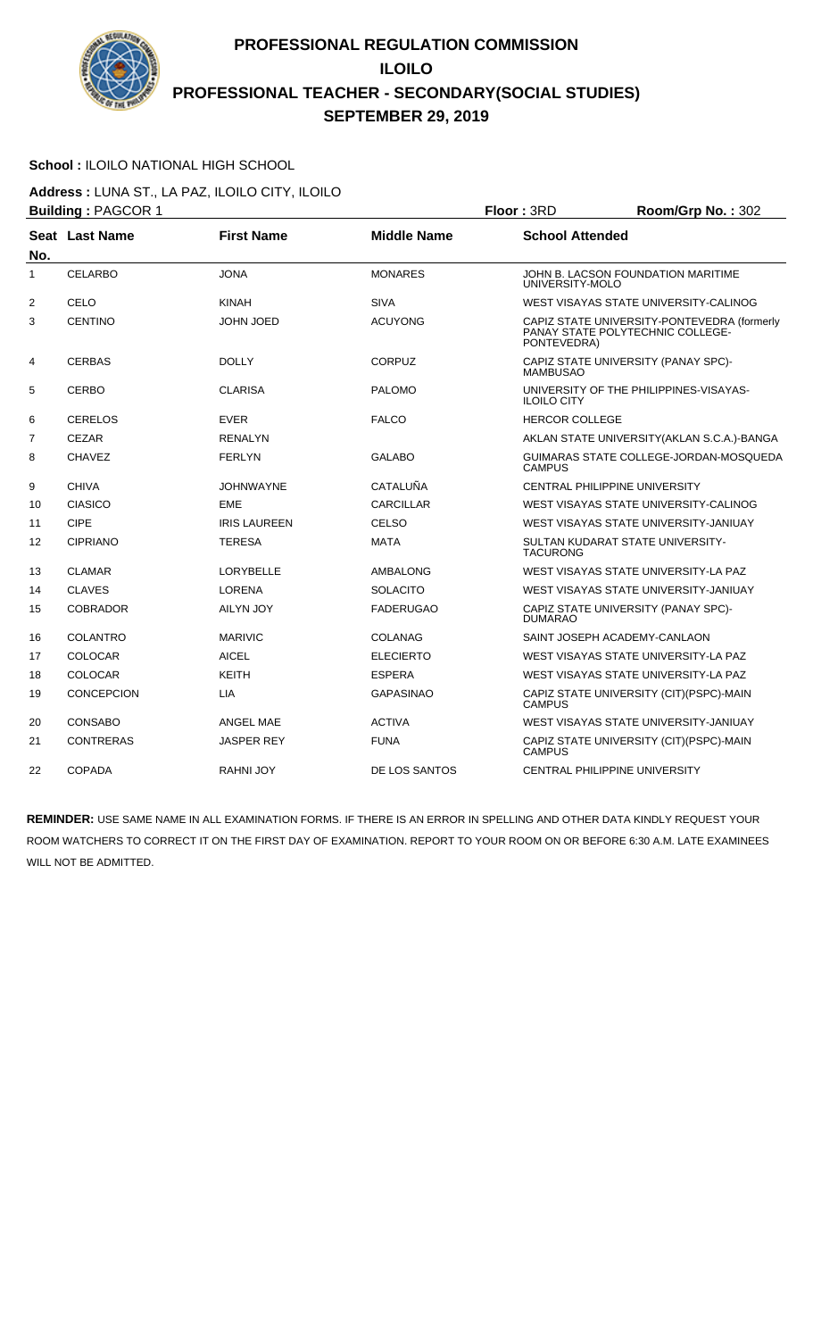# PROFESSIONAL REGULATION COMMISSION
## ILOILO
## PROFESSIONAL TEACHER - SECONDARY(SOCIAL STUDIES)
## SEPTEMBER 29, 2019

**School :** ILOILO NATIONAL HIGH SCHOOL

**Address :** LUNA ST., LA PAZ, ILOILO CITY, ILOILO

**Building :** PAGCOR 1 **Floor :** 3RD **Room/Grp No. :** 302

| Seat No. | Last Name | First Name | Middle Name | School Attended |
|---|---|---|---|---|
| 1 | CELARBO | JONA | MONARES | JOHN B. LACSON FOUNDATION MARITIME UNIVERSITY-MOLO |
| 2 | CELO | KINAH | SIVA | WEST VISAYAS STATE UNIVERSITY-CALINOG |
| 3 | CENTINO | JOHN JOED | ACUYONG | CAPIZ STATE UNIVERSITY-PONTEVEDRA (formerly PANAY STATE POLYTECHNIC COLLEGE-PONTEVEDRA) |
| 4 | CERBAS | DOLLY | CORPUZ | CAPIZ STATE UNIVERSITY (PANAY SPC)-MAMBUSAO |
| 5 | CERBO | CLARISA | PALOMO | UNIVERSITY OF THE PHILIPPINES-VISAYAS-ILOILO CITY |
| 6 | CERELOS | EVER | FALCO | HERCOR COLLEGE |
| 7 | CEZAR | RENALYN | | AKLAN STATE UNIVERSITY(AKLAN S.C.A.)-BANGA |
| 8 | CHAVEZ | FERLYN | GALABO | GUIMARAS STATE COLLEGE-JORDAN-MOSQUEDA CAMPUS |
| 9 | CHIVA | JOHNWAYNE | CATALUÑA | CENTRAL PHILIPPINE UNIVERSITY |
| 10 | CIASICO | EME | CARCILLAR | WEST VISAYAS STATE UNIVERSITY-CALINOG |
| 11 | CIPE | IRIS LAUREEN | CELSO | WEST VISAYAS STATE UNIVERSITY-JANIUAY |
| 12 | CIPRIANO | TERESA | MATA | SULTAN KUDARAT STATE UNIVERSITY-TACURONG |
| 13 | CLAMAR | LORYBELLE | AMBALONG | WEST VISAYAS STATE UNIVERSITY-LA PAZ |
| 14 | CLAVES | LORENA | SOLACITO | WEST VISAYAS STATE UNIVERSITY-JANIUAY |
| 15 | COBRADOR | AILYN JOY | FADERUGAO | CAPIZ STATE UNIVERSITY (PANAY SPC)-DUMARAO |
| 16 | COLANTRO | MARIVIC | COLANAG | SAINT JOSEPH ACADEMY-CANLAON |
| 17 | COLOCAR | AICEL | ELECIERTO | WEST VISAYAS STATE UNIVERSITY-LA PAZ |
| 18 | COLOCAR | KEITH | ESPERA | WEST VISAYAS STATE UNIVERSITY-LA PAZ |
| 19 | CONCEPCION | LIA | GAPASINAO | CAPIZ STATE UNIVERSITY (CIT)(PSPC)-MAIN CAMPUS |
| 20 | CONSABO | ANGEL MAE | ACTIVA | WEST VISAYAS STATE UNIVERSITY-JANIUAY |
| 21 | CONTRERAS | JASPER REY | FUNA | CAPIZ STATE UNIVERSITY (CIT)(PSPC)-MAIN CAMPUS |
| 22 | COPADA | RAHNI JOY | DE LOS SANTOS | CENTRAL PHILIPPINE UNIVERSITY |

**REMINDER:** USE SAME NAME IN ALL EXAMINATION FORMS. IF THERE IS AN ERROR IN SPELLING AND OTHER DATA KINDLY REQUEST YOUR ROOM WATCHERS TO CORRECT IT ON THE FIRST DAY OF EXAMINATION. REPORT TO YOUR ROOM ON OR BEFORE 6:30 A.M. LATE EXAMINEES WILL NOT BE ADMITTED.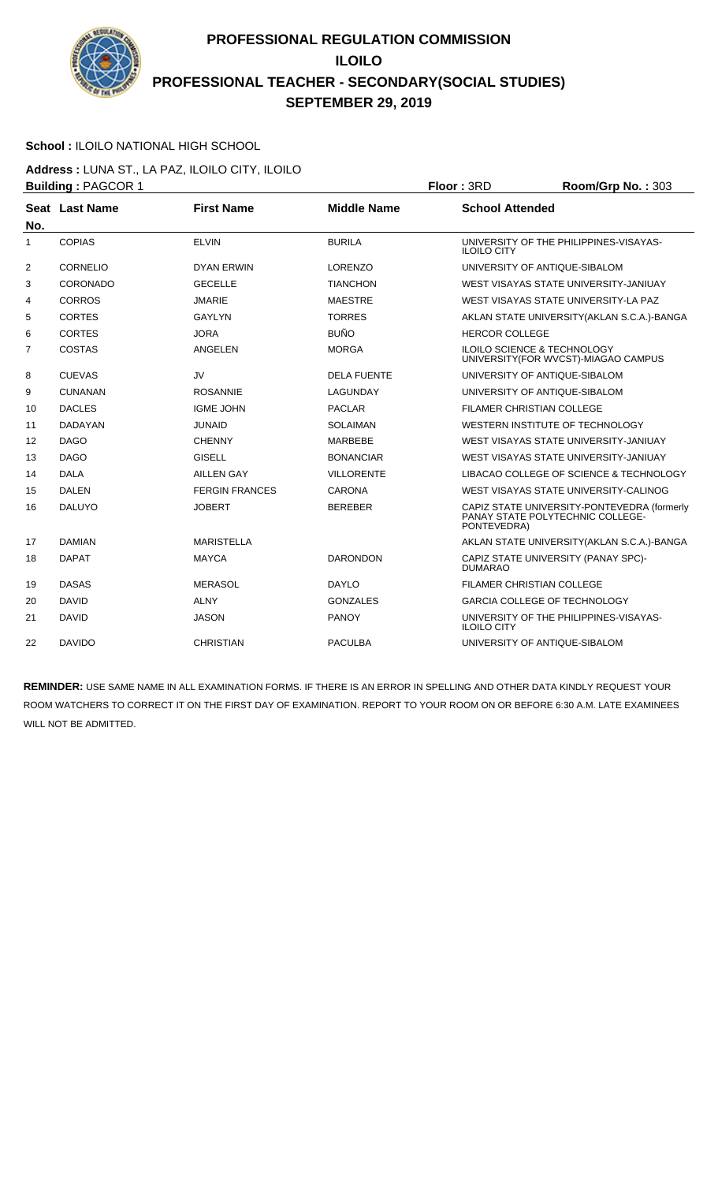# PROFESSIONAL REGULATION COMMISSION
## ILOILO
## PROFESSIONAL TEACHER - SECONDARY(SOCIAL STUDIES)
## SEPTEMBER 29, 2019

**School :** ILOILO NATIONAL HIGH SCHOOL

**Address :** LUNA ST., LA PAZ, ILOILO CITY, ILOILO

**Building :** PAGCOR 1 **Floor :** 3RD **Room/Grp No. :** 303

| Seat No. | Last Name | First Name | Middle Name | School Attended |
|---|---|---|---|---|
| 1 | COPIAS | ELVIN | BURILA | UNIVERSITY OF THE PHILIPPINES-VISAYAS-ILOILO CITY |
| 2 | CORNELIO | DYAN ERWIN | LORENZO | UNIVERSITY OF ANTIQUE-SIBALOM |
| 3 | CORONADO | GECELLE | TIANCHON | WEST VISAYAS STATE UNIVERSITY-JANIUAY |
| 4 | CORROS | JMARIE | MAESTRE | WEST VISAYAS STATE UNIVERSITY-LA PAZ |
| 5 | CORTES | GAYLYN | TORRES | AKLAN STATE UNIVERSITY(AKLAN S.C.A.)-BANGA |
| 6 | CORTES | JORA | BUÑO | HERCOR COLLEGE |
| 7 | COSTAS | ANGELEN | MORGA | ILOILO SCIENCE & TECHNOLOGY UNIVERSITY(FOR WVCST)-MIAGAO CAMPUS |
| 8 | CUEVAS | JV | DELA FUENTE | UNIVERSITY OF ANTIQUE-SIBALOM |
| 9 | CUNANAN | ROSANNIE | LAGUNDAY | UNIVERSITY OF ANTIQUE-SIBALOM |
| 10 | DACLES | IGME JOHN | PACLAR | FILAMER CHRISTIAN COLLEGE |
| 11 | DADAYAN | JUNAID | SOLAIMAN | WESTERN INSTITUTE OF TECHNOLOGY |
| 12 | DAGO | CHENNY | MARBEBE | WEST VISAYAS STATE UNIVERSITY-JANIUAY |
| 13 | DAGO | GISELL | BONANCIAR | WEST VISAYAS STATE UNIVERSITY-JANIUAY |
| 14 | DALA | AILLEN GAY | VILLORENTE | LIBACAO COLLEGE OF SCIENCE & TECHNOLOGY |
| 15 | DALEN | FERGIN FRANCES | CARONA | WEST VISAYAS STATE UNIVERSITY-CALINOG |
| 16 | DALUYO | JOBERT | BEREBER | CAPIZ STATE UNIVERSITY-PONTEVEDRA (formerly PANAY STATE POLYTECHNIC COLLEGE-PONTEVEDRA) |
| 17 | DAMIAN | MARISTELLA | | AKLAN STATE UNIVERSITY(AKLAN S.C.A.)-BANGA |
| 18 | DAPAT | MAYCA | DARONDON | CAPIZ STATE UNIVERSITY (PANAY SPC)-DUMARAO |
| 19 | DASAS | MERASOL | DAYLO | FILAMER CHRISTIAN COLLEGE |
| 20 | DAVID | ALNY | GONZALES | GARCIA COLLEGE OF TECHNOLOGY |
| 21 | DAVID | JASON | PANOY | UNIVERSITY OF THE PHILIPPINES-VISAYAS-ILOILO CITY |
| 22 | DAVIDO | CHRISTIAN | PACULBA | UNIVERSITY OF ANTIQUE-SIBALOM |

**REMINDER:** USE SAME NAME IN ALL EXAMINATION FORMS. IF THERE IS AN ERROR IN SPELLING AND OTHER DATA KINDLY REQUEST YOUR ROOM WATCHERS TO CORRECT IT ON THE FIRST DAY OF EXAMINATION. REPORT TO YOUR ROOM ON OR BEFORE 6:30 A.M. LATE EXAMINEES WILL NOT BE ADMITTED.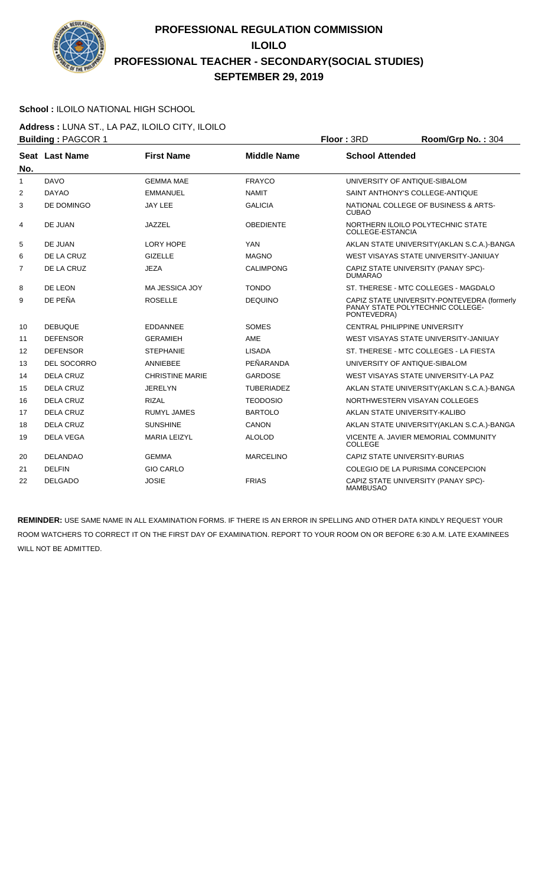# PROFESSIONAL REGULATION COMMISSION
## ILOILO
## PROFESSIONAL TEACHER - SECONDARY(SOCIAL STUDIES)
## SEPTEMBER 29, 2019

**School :** ILOILO NATIONAL HIGH SCHOOL

**Address :** LUNA ST., LA PAZ, ILOILO CITY, ILOILO

**Building :** PAGCOR 1 **Floor :** 3RD **Room/Grp No. :** 304

| Seat No. | Last Name | First Name | Middle Name | School Attended |
|---|---|---|---|---|
| 1 | DAVO | GEMMA MAE | FRAYCO | UNIVERSITY OF ANTIQUE-SIBALOM |
| 2 | DAYAO | EMMANUEL | NAMIT | SAINT ANTHONY'S COLLEGE-ANTIQUE |
| 3 | DE DOMINGO | JAY LEE | GALICIA | NATIONAL COLLEGE OF BUSINESS & ARTS-CUBAO |
| 4 | DE JUAN | JAZZEL | OBEDIENTE | NORTHERN ILOILO POLYTECHNIC STATE COLLEGE-ESTANCIA |
| 5 | DE JUAN | LORY HOPE | YAN | AKLAN STATE UNIVERSITY(AKLAN S.C.A.)-BANGA |
| 6 | DE LA CRUZ | GIZELLE | MAGNO | WEST VISAYAS STATE UNIVERSITY-JANIUAY |
| 7 | DE LA CRUZ | JEZA | CALIMPONG | CAPIZ STATE UNIVERSITY (PANAY SPC)-DUMARAO |
| 8 | DE LEON | MA JESSICA JOY | TONDO | ST. THERESE - MTC COLLEGES - MAGDALO |
| 9 | DE PEÑA | ROSELLE | DEQUINO | CAPIZ STATE UNIVERSITY-PONTEVEDRA (formerly PANAY STATE POLYTECHNIC COLLEGE-PONTEVEDRA) |
| 10 | DEBUQUE | EDDANNEE | SOMES | CENTRAL PHILIPPINE UNIVERSITY |
| 11 | DEFENSOR | GERAMIEH | AME | WEST VISAYAS STATE UNIVERSITY-JANIUAY |
| 12 | DEFENSOR | STEPHANIE | LISADA | ST. THERESE - MTC COLLEGES - LA FIESTA |
| 13 | DEL SOCORRO | ANNIEBEE | PEÑARANDA | UNIVERSITY OF ANTIQUE-SIBALOM |
| 14 | DELA CRUZ | CHRISTINE MARIE | GARDOSE | WEST VISAYAS STATE UNIVERSITY-LA PAZ |
| 15 | DELA CRUZ | JERELYN | TUBERIADEZ | AKLAN STATE UNIVERSITY(AKLAN S.C.A.)-BANGA |
| 16 | DELA CRUZ | RIZAL | TEODOSIO | NORTHWESTERN VISAYAN COLLEGES |
| 17 | DELA CRUZ | RUMYL JAMES | BARTOLO | AKLAN STATE UNIVERSITY-KALIBO |
| 18 | DELA CRUZ | SUNSHINE | CANON | AKLAN STATE UNIVERSITY(AKLAN S.C.A.)-BANGA |
| 19 | DELA VEGA | MARIA LEIZYL | ALOLOD | VICENTE A. JAVIER MEMORIAL COMMUNITY COLLEGE |
| 20 | DELANDAO | GEMMA | MARCELINO | CAPIZ STATE UNIVERSITY-BURIAS |
| 21 | DELFIN | GIO CARLO | | COLEGIO DE LA PURISIMA CONCEPCION |
| 22 | DELGADO | JOSIE | FRIAS | CAPIZ STATE UNIVERSITY (PANAY SPC)-MAMBUSAO |

**REMINDER:** USE SAME NAME IN ALL EXAMINATION FORMS. IF THERE IS AN ERROR IN SPELLING AND OTHER DATA KINDLY REQUEST YOUR ROOM WATCHERS TO CORRECT IT ON THE FIRST DAY OF EXAMINATION. REPORT TO YOUR ROOM ON OR BEFORE 6:30 A.M. LATE EXAMINEES WILL NOT BE ADMITTED.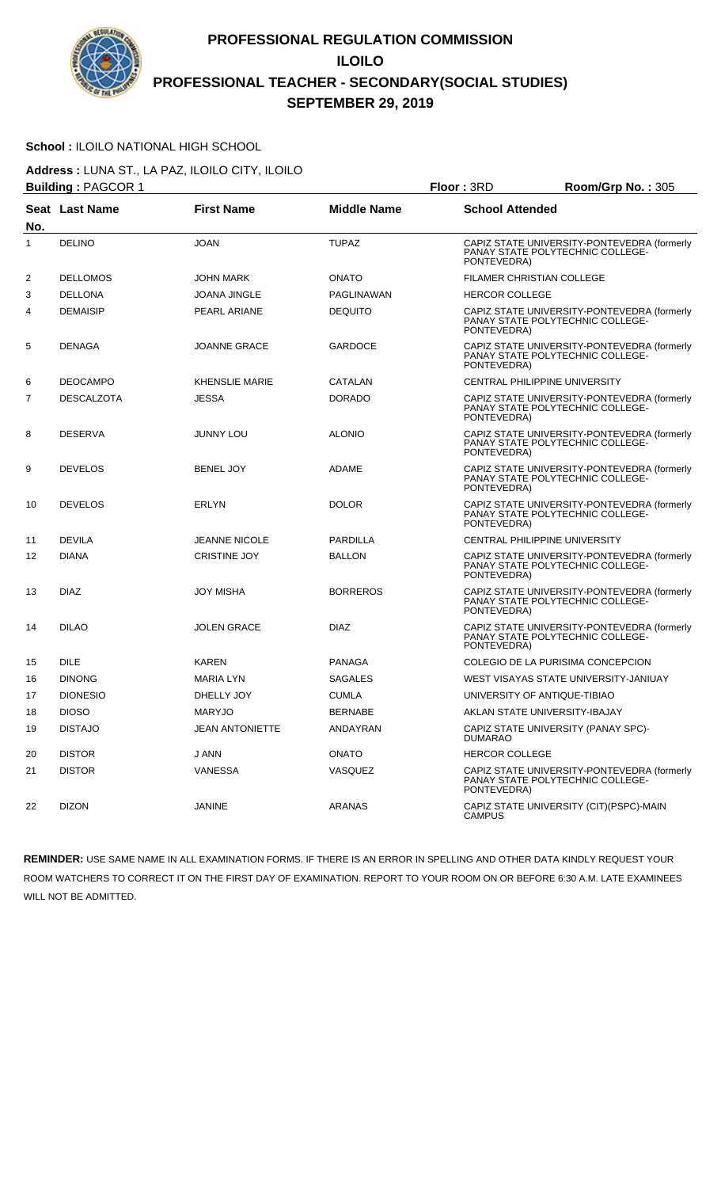# PROFESSIONAL REGULATION COMMISSION
## ILOILO
## PROFESSIONAL TEACHER - SECONDARY(SOCIAL STUDIES)
## SEPTEMBER 29, 2019

**School :** ILOILO NATIONAL HIGH SCHOOL

**Address :** LUNA ST., LA PAZ, ILOILO CITY, ILOILO

**Building :** PAGCOR 1 **Floor :** 3RD **Room/Grp No. :** 305

| Seat No. | Last Name | First Name | Middle Name | School Attended |
|---|---|---|---|---|
| 1 | DELINO | JOAN | TUPAZ | CAPIZ STATE UNIVERSITY-PONTEVEDRA (formerly PANAY STATE POLYTECHNIC COLLEGE-PONTEVEDRA) |
| 2 | DELLOMOS | JOHN MARK | ONATO | FILAMER CHRISTIAN COLLEGE |
| 3 | DELLONA | JOANA JINGLE | PAGLINAWAN | HERCOR COLLEGE |
| 4 | DEMAISIP | PEARL ARIANE | DEQUITO | CAPIZ STATE UNIVERSITY-PONTEVEDRA (formerly PANAY STATE POLYTECHNIC COLLEGE-PONTEVEDRA) |
| 5 | DENAGA | JOANNE GRACE | GARDOCE | CAPIZ STATE UNIVERSITY-PONTEVEDRA (formerly PANAY STATE POLYTECHNIC COLLEGE-PONTEVEDRA) |
| 6 | DEOCAMPO | KHENSLIE MARIE | CATALAN | CENTRAL PHILIPPINE UNIVERSITY |
| 7 | DESCALZOTA | JESSA | DORADO | CAPIZ STATE UNIVERSITY-PONTEVEDRA (formerly PANAY STATE POLYTECHNIC COLLEGE-PONTEVEDRA) |
| 8 | DESERVA | JUNNY LOU | ALONIO | CAPIZ STATE UNIVERSITY-PONTEVEDRA (formerly PANAY STATE POLYTECHNIC COLLEGE-PONTEVEDRA) |
| 9 | DEVELOS | BENEL JOY | ADAME | CAPIZ STATE UNIVERSITY-PONTEVEDRA (formerly PANAY STATE POLYTECHNIC COLLEGE-PONTEVEDRA) |
| 10 | DEVELOS | ERLYN | DOLOR | CAPIZ STATE UNIVERSITY-PONTEVEDRA (formerly PANAY STATE POLYTECHNIC COLLEGE-PONTEVEDRA) |
| 11 | DEVILA | JEANNE NICOLE | PARDILLA | CENTRAL PHILIPPINE UNIVERSITY |
| 12 | DIANA | CRISTINE JOY | BALLON | CAPIZ STATE UNIVERSITY-PONTEVEDRA (formerly PANAY STATE POLYTECHNIC COLLEGE-PONTEVEDRA) |
| 13 | DIAZ | JOY MISHA | BORREROS | CAPIZ STATE UNIVERSITY-PONTEVEDRA (formerly PANAY STATE POLYTECHNIC COLLEGE-PONTEVEDRA) |
| 14 | DILAO | JOLEN GRACE | DIAZ | CAPIZ STATE UNIVERSITY-PONTEVEDRA (formerly PANAY STATE POLYTECHNIC COLLEGE-PONTEVEDRA) |
| 15 | DILE | KAREN | PANAGA | COLEGIO DE LA PURISIMA CONCEPCION |
| 16 | DINONG | MARIA LYN | SAGALES | WEST VISAYAS STATE UNIVERSITY-JANIUAY |
| 17 | DIONESIO | DHELLY JOY | CUMLA | UNIVERSITY OF ANTIQUE-TIBIAO |
| 18 | DIOSO | MARYJO | BERNABE | AKLAN STATE UNIVERSITY-IBAJAY |
| 19 | DISTAJO | JEAN ANTONIETTE | ANDAYRAN | CAPIZ STATE UNIVERSITY (PANAY SPC)-DUMARAO |
| 20 | DISTOR | J ANN | ONATO | HERCOR COLLEGE |
| 21 | DISTOR | VANESSA | VASQUEZ | CAPIZ STATE UNIVERSITY-PONTEVEDRA (formerly PANAY STATE POLYTECHNIC COLLEGE-PONTEVEDRA) |
| 22 | DIZON | JANINE | ARANAS | CAPIZ STATE UNIVERSITY (CIT)(PSPC)-MAIN CAMPUS |

**REMINDER:** USE SAME NAME IN ALL EXAMINATION FORMS. IF THERE IS AN ERROR IN SPELLING AND OTHER DATA KINDLY REQUEST YOUR ROOM WATCHERS TO CORRECT IT ON THE FIRST DAY OF EXAMINATION. REPORT TO YOUR ROOM ON OR BEFORE 6:30 A.M. LATE EXAMINEES WILL NOT BE ADMITTED.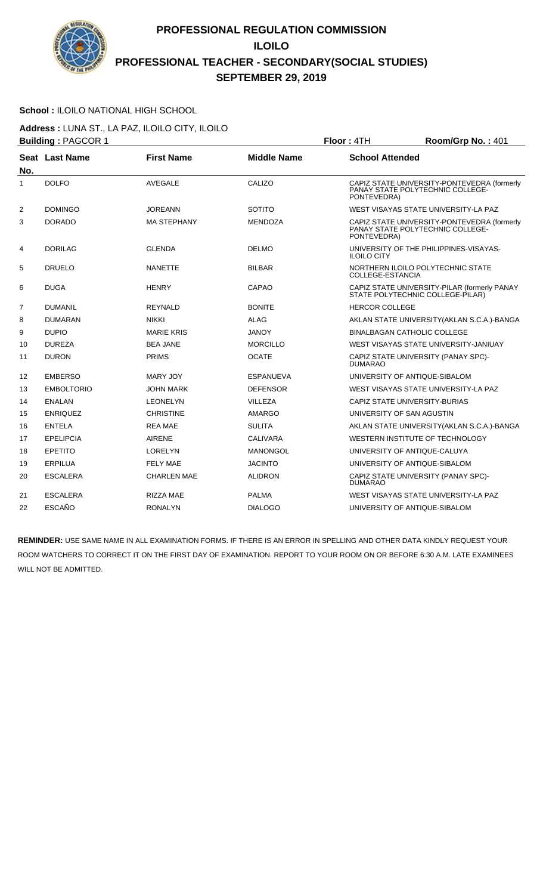# PROFESSIONAL REGULATION COMMISSION
# ILOILO
# PROFESSIONAL TEACHER - SECONDARY(SOCIAL STUDIES)
# SEPTEMBER 29, 2019

**School :** ILOILO NATIONAL HIGH SCHOOL

**Address :** LUNA ST., LA PAZ, ILOILO CITY, ILOILO

**Building :** PAGCOR 1 **Floor :** 4TH **Room/Grp No. :** 401

| Seat No. | Last Name | First Name | Middle Name | School Attended |
|---|---|---|---|---|
| 1 | DOLFO | AVEGALE | CALIZO | CAPIZ STATE UNIVERSITY-PONTEVEDRA (formerly PANAY STATE POLYTECHNIC COLLEGE-PONTEVEDRA) |
| 2 | DOMINGO | JOREANN | SOTITO | WEST VISAYAS STATE UNIVERSITY-LA PAZ |
| 3 | DORADO | MA STEPHANY | MENDOZA | CAPIZ STATE UNIVERSITY-PONTEVEDRA (formerly PANAY STATE POLYTECHNIC COLLEGE-PONTEVEDRA) |
| 4 | DORILAG | GLENDA | DELMO | UNIVERSITY OF THE PHILIPPINES-VISAYAS-ILOILO CITY |
| 5 | DRUELO | NANETTE | BILBAR | NORTHERN ILOILO POLYTECHNIC STATE COLLEGE-ESTANCIA |
| 6 | DUGA | HENRY | CAPAO | CAPIZ STATE UNIVERSITY-PILAR (formerly PANAY STATE POLYTECHNIC COLLEGE-PILAR) |
| 7 | DUMANIL | REYNALD | BONITE | HERCOR COLLEGE |
| 8 | DUMARAN | NIKKI | ALAG | AKLAN STATE UNIVERSITY(AKLAN S.C.A.)-BANGA |
| 9 | DUPIO | MARIE KRIS | JANOY | BINALBAGAN CATHOLIC COLLEGE |
| 10 | DUREZA | BEA JANE | MORCILLO | WEST VISAYAS STATE UNIVERSITY-JANIUAY |
| 11 | DURON | PRIMS | OCATE | CAPIZ STATE UNIVERSITY (PANAY SPC)-DUMARAO |
| 12 | EMBERSO | MARY JOY | ESPANUEVA | UNIVERSITY OF ANTIQUE-SIBALOM |
| 13 | EMBOLTORIO | JOHN MARK | DEFENSOR | WEST VISAYAS STATE UNIVERSITY-LA PAZ |
| 14 | ENALAN | LEONELYN | VILLEZA | CAPIZ STATE UNIVERSITY-BURIAS |
| 15 | ENRIQUEZ | CHRISTINE | AMARGO | UNIVERSITY OF SAN AGUSTIN |
| 16 | ENTELA | REA MAE | SULITA | AKLAN STATE UNIVERSITY(AKLAN S.C.A.)-BANGA |
| 17 | EPELIPCIA | AIRENE | CALIVARA | WESTERN INSTITUTE OF TECHNOLOGY |
| 18 | EPETITO | LORELYN | MANONGOL | UNIVERSITY OF ANTIQUE-CALUYA |
| 19 | ERPILUA | FELY MAE | JACINTO | UNIVERSITY OF ANTIQUE-SIBALOM |
| 20 | ESCALERA | CHARLEN MAE | ALIDRON | CAPIZ STATE UNIVERSITY (PANAY SPC)-DUMARAO |
| 21 | ESCALERA | RIZZA MAE | PALMA | WEST VISAYAS STATE UNIVERSITY-LA PAZ |
| 22 | ESCAÑO | RONALYN | DIALOGO | UNIVERSITY OF ANTIQUE-SIBALOM |

**REMINDER:** USE SAME NAME IN ALL EXAMINATION FORMS. IF THERE IS AN ERROR IN SPELLING AND OTHER DATA KINDLY REQUEST YOUR ROOM WATCHERS TO CORRECT IT ON THE FIRST DAY OF EXAMINATION. REPORT TO YOUR ROOM ON OR BEFORE 6:30 A.M. LATE EXAMINEES WILL NOT BE ADMITTED.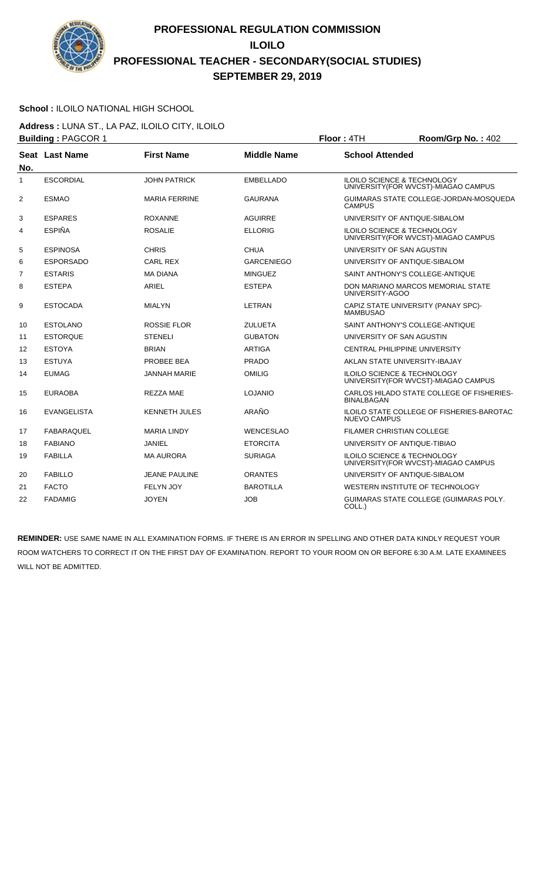# PROFESSIONAL REGULATION COMMISSION
## ILOILO
## PROFESSIONAL TEACHER - SECONDARY(SOCIAL STUDIES)
## SEPTEMBER 29, 2019

**School :** ILOILO NATIONAL HIGH SCHOOL

**Address :** LUNA ST., LA PAZ, ILOILO CITY, ILOILO

**Building :** PAGCOR 1 **Floor :** 4TH **Room/Grp No. :** 402

| Seat No. | Last Name | First Name | Middle Name | School Attended |
|---|---|---|---|---|
| 1 | ESCORDIAL | JOHN PATRICK | EMBELLADO | ILOILO SCIENCE & TECHNOLOGY UNIVERSITY(FOR WVCST)-MIAGAO CAMPUS |
| 2 | ESMAO | MARIA FERRINE | GAURANA | GUIMARAS STATE COLLEGE-JORDAN-MOSQUEDA CAMPUS |
| 3 | ESPARES | ROXANNE | AGUIRRE | UNIVERSITY OF ANTIQUE-SIBALOM |
| 4 | ESPIÑA | ROSALIE | ELLORIG | ILOILO SCIENCE & TECHNOLOGY UNIVERSITY(FOR WVCST)-MIAGAO CAMPUS |
| 5 | ESPINOSA | CHRIS | CHUA | UNIVERSITY OF SAN AGUSTIN |
| 6 | ESPORSADO | CARL REX | GARCENIEGO | UNIVERSITY OF ANTIQUE-SIBALOM |
| 7 | ESTARIS | MA DIANA | MINGUEZ | SAINT ANTHONY'S COLLEGE-ANTIQUE |
| 8 | ESTEPA | ARIEL | ESTEPA | DON MARIANO MARCOS MEMORIAL STATE UNIVERSITY-AGOO |
| 9 | ESTOCADA | MIALYN | LETRAN | CAPIZ STATE UNIVERSITY (PANAY SPC)-MAMBUSAO |
| 10 | ESTOLANO | ROSSIE FLOR | ZULUETA | SAINT ANTHONY'S COLLEGE-ANTIQUE |
| 11 | ESTORQUE | STENELI | GUBATON | UNIVERSITY OF SAN AGUSTIN |
| 12 | ESTOYA | BRIAN | ARTIGA | CENTRAL PHILIPPINE UNIVERSITY |
| 13 | ESTUYA | PROBEE BEA | PRADO | AKLAN STATE UNIVERSITY-IBAJAY |
| 14 | EUMAG | JANNAH MARIE | OMILIG | ILOILO SCIENCE & TECHNOLOGY UNIVERSITY(FOR WVCST)-MIAGAO CAMPUS |
| 15 | EURAOBA | REZZA MAE | LOJANIO | CARLOS HILADO STATE COLLEGE OF FISHERIES-BINALBAGAN |
| 16 | EVANGELISTA | KENNETH JULES | ARAÑO | ILOILO STATE COLLEGE OF FISHERIES-BAROTAC NUEVO CAMPUS |
| 17 | FABARAQUEL | MARIA LINDY | WENCESLAO | FILAMER CHRISTIAN COLLEGE |
| 18 | FABIANO | JANIEL | ETORCITA | UNIVERSITY OF ANTIQUE-TIBIAO |
| 19 | FABILLA | MA AURORA | SURIAGA | ILOILO SCIENCE & TECHNOLOGY UNIVERSITY(FOR WVCST)-MIAGAO CAMPUS |
| 20 | FABILLO | JEANE PAULINE | ORANTES | UNIVERSITY OF ANTIQUE-SIBALOM |
| 21 | FACTO | FELYN JOY | BAROTILLA | WESTERN INSTITUTE OF TECHNOLOGY |
| 22 | FADAMIG | JOYEN | JOB | GUIMARAS STATE COLLEGE (GUIMARAS POLY. COLL.) |

**REMINDER:** USE SAME NAME IN ALL EXAMINATION FORMS. IF THERE IS AN ERROR IN SPELLING AND OTHER DATA KINDLY REQUEST YOUR ROOM WATCHERS TO CORRECT IT ON THE FIRST DAY OF EXAMINATION. REPORT TO YOUR ROOM ON OR BEFORE 6:30 A.M. LATE EXAMINEES WILL NOT BE ADMITTED.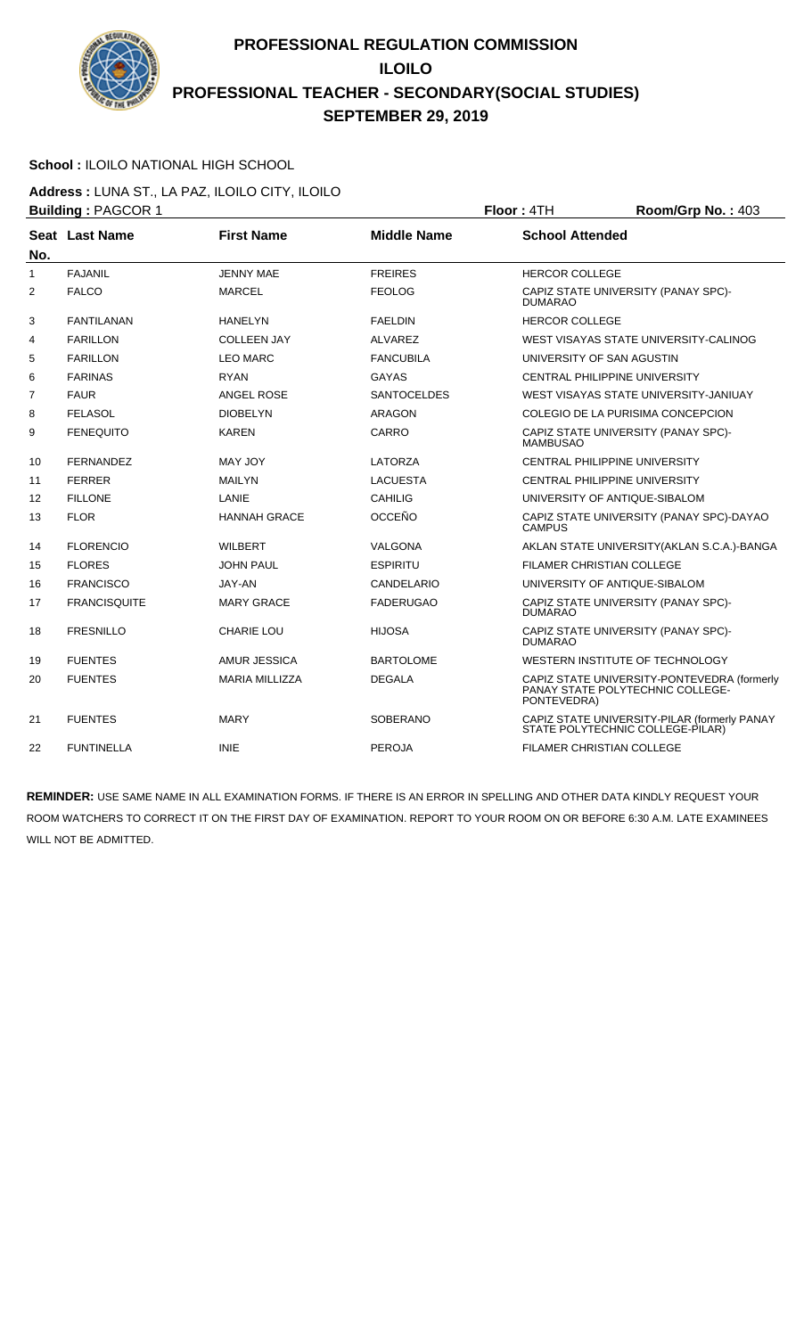# PROFESSIONAL REGULATION COMMISSION
## ILOILO
## PROFESSIONAL TEACHER - SECONDARY(SOCIAL STUDIES)
## SEPTEMBER 29, 2019

**School :** ILOILO NATIONAL HIGH SCHOOL

**Address :** LUNA ST., LA PAZ, ILOILO CITY, ILOILO

**Building :** PAGCOR 1 **Floor :** 4TH **Room/Grp No. :** 403

| Seat No. | Last Name | First Name | Middle Name | School Attended |
|---|---|---|---|---|
| 1 | FAJANIL | JENNY MAE | FREIRES | HERCOR COLLEGE |
| 2 | FALCO | MARCEL | FEOLOG | CAPIZ STATE UNIVERSITY (PANAY SPC)-DUMARAO |
| 3 | FANTILANAN | HANELYN | FAELDIN | HERCOR COLLEGE |
| 4 | FARILLON | COLLEEN JAY | ALVAREZ | WEST VISAYAS STATE UNIVERSITY-CALINOG |
| 5 | FARILLON | LEO MARC | FANCUBILA | UNIVERSITY OF SAN AGUSTIN |
| 6 | FARINAS | RYAN | GAYAS | CENTRAL PHILIPPINE UNIVERSITY |
| 7 | FAUR | ANGEL ROSE | SANTOCELDES | WEST VISAYAS STATE UNIVERSITY-JANIUAY |
| 8 | FELASOL | DIOBELYN | ARAGON | COLEGIO DE LA PURISIMA CONCEPCION |
| 9 | FENEQUITO | KAREN | CARRO | CAPIZ STATE UNIVERSITY (PANAY SPC)-MAMBUSAO |
| 10 | FERNANDEZ | MAY JOY | LATORZA | CENTRAL PHILIPPINE UNIVERSITY |
| 11 | FERRER | MAILYN | LACUESTA | CENTRAL PHILIPPINE UNIVERSITY |
| 12 | FILLONE | LANIE | CAHILIG | UNIVERSITY OF ANTIQUE-SIBALOM |
| 13 | FLOR | HANNAH GRACE | OCCEÑO | CAPIZ STATE UNIVERSITY (PANAY SPC)-DAYAO CAMPUS |
| 14 | FLORENCIO | WILBERT | VALGONA | AKLAN STATE UNIVERSITY(AKLAN S.C.A.)-BANGA |
| 15 | FLORES | JOHN PAUL | ESPIRITU | FILAMER CHRISTIAN COLLEGE |
| 16 | FRANCISCO | JAY-AN | CANDELARIO | UNIVERSITY OF ANTIQUE-SIBALOM |
| 17 | FRANCISQUITE | MARY GRACE | FADERUGAO | CAPIZ STATE UNIVERSITY (PANAY SPC)-DUMARAO |
| 18 | FRESNILLO | CHARIE LOU | HIJOSA | CAPIZ STATE UNIVERSITY (PANAY SPC)-DUMARAO |
| 19 | FUENTES | AMUR JESSICA | BARTOLOME | WESTERN INSTITUTE OF TECHNOLOGY |
| 20 | FUENTES | MARIA MILLIZZA | DEGALA | CAPIZ STATE UNIVERSITY-PONTEVEDRA (formerly PANAY STATE POLYTECHNIC COLLEGE-PONTEVEDRA) |
| 21 | FUENTES | MARY | SOBERANO | CAPIZ STATE UNIVERSITY-PILAR (formerly PANAY STATE POLYTECHNIC COLLEGE-PILAR) |
| 22 | FUNTINELLA | INIE | PEROJA | FILAMER CHRISTIAN COLLEGE |

**REMINDER:** USE SAME NAME IN ALL EXAMINATION FORMS. IF THERE IS AN ERROR IN SPELLING AND OTHER DATA KINDLY REQUEST YOUR ROOM WATCHERS TO CORRECT IT ON THE FIRST DAY OF EXAMINATION. REPORT TO YOUR ROOM ON OR BEFORE 6:30 A.M. LATE EXAMINEES WILL NOT BE ADMITTED.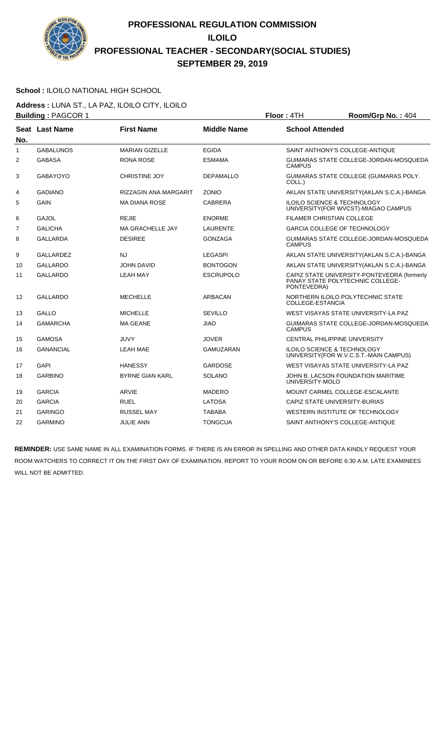# PROFESSIONAL REGULATION COMMISSION
## ILOILO
## PROFESSIONAL TEACHER - SECONDARY(SOCIAL STUDIES)
## SEPTEMBER 29, 2019

**School :** ILOILO NATIONAL HIGH SCHOOL

**Address :** LUNA ST., LA PAZ, ILOILO CITY, ILOILO

**Building :** PAGCOR 1 **Floor :** 4TH **Room/Grp No. :** 404

| Seat No. | Last Name | First Name | Middle Name | School Attended |
|---|---|---|---|---|
| 1 | GABALUNOS | MARIAN GIZELLE | EGIDA | SAINT ANTHONY'S COLLEGE-ANTIQUE |
| 2 | GABASA | RONA ROSE | ESMAMA | GUIMARAS STATE COLLEGE-JORDAN-MOSQUEDA CAMPUS |
| 3 | GABAYOYO | CHRISTINE JOY | DEPAMALLO | GUIMARAS STATE COLLEGE (GUIMARAS POLY. COLL.) |
| 4 | GADIANO | RIZZAGIN ANA MARGARIT | ZONIO | AKLAN STATE UNIVERSITY(AKLAN S.C.A.)-BANGA |
| 5 | GAIN | MA DIANA ROSE | CABRERA | ILOILO SCIENCE & TECHNOLOGY UNIVERSITY(FOR WVCST)-MIAGAO CAMPUS |
| 6 | GAJOL | REJIE | ENORME | FILAMER CHRISTIAN COLLEGE |
| 7 | GALICHA | MA GRACHELLE JAY | LAURENTE | GARCIA COLLEGE OF TECHNOLOGY |
| 8 | GALLARDA | DESIREE | GONZAGA | GUIMARAS STATE COLLEGE-JORDAN-MOSQUEDA CAMPUS |
| 9 | GALLARDEZ | NJ | LEGASPI | AKLAN STATE UNIVERSITY(AKLAN S.C.A.)-BANGA |
| 10 | GALLARDO | JOHN DAVID | BONTOGON | AKLAN STATE UNIVERSITY(AKLAN S.C.A.)-BANGA |
| 11 | GALLARDO | LEAH MAY | ESCRUPOLO | CAPIZ STATE UNIVERSITY-PONTEVEDRA (formerly PANAY STATE POLYTECHNIC COLLEGE-PONTEVEDRA) |
| 12 | GALLARDO | MECHELLE | ARBACAN | NORTHERN ILOILO POLYTECHNIC STATE COLLEGE-ESTANCIA |
| 13 | GALLO | MICHELLE | SEVILLO | WEST VISAYAS STATE UNIVERSITY-LA PAZ |
| 14 | GAMARCHA | MA GEANE | JIAO | GUIMARAS STATE COLLEGE-JORDAN-MOSQUEDA CAMPUS |
| 15 | GAMOSA | JUVY | JOVER | CENTRAL PHILIPPINE UNIVERSITY |
| 16 | GANANCIAL | LEAH MAE | GAMUZARAN | ILOILO SCIENCE & TECHNOLOGY UNIVERSITY(FOR W.V.C.S.T.-MAIN CAMPUS) |
| 17 | GAPI | HANESSY | GARDOSE | WEST VISAYAS STATE UNIVERSITY-LA PAZ |
| 18 | GARBINO | BYRNE GIAN KARL | SOLANO | JOHN B. LACSON FOUNDATION MARITIME UNIVERSITY-MOLO |
| 19 | GARCIA | ARVIE | MADERO | MOUNT CARMEL COLLEGE-ESCALANTE |
| 20 | GARCIA | RUEL | LATOSA | CAPIZ STATE UNIVERSITY-BURIAS |
| 21 | GARINGO | RUSSEL MAY | TABABA | WESTERN INSTITUTE OF TECHNOLOGY |
| 22 | GARMINO | JULIE ANN | TONGCUA | SAINT ANTHONY'S COLLEGE-ANTIQUE |

**REMINDER:** USE SAME NAME IN ALL EXAMINATION FORMS. IF THERE IS AN ERROR IN SPELLING AND OTHER DATA KINDLY REQUEST YOUR ROOM WATCHERS TO CORRECT IT ON THE FIRST DAY OF EXAMINATION. REPORT TO YOUR ROOM ON OR BEFORE 6:30 A.M. LATE EXAMINEES WILL NOT BE ADMITTED.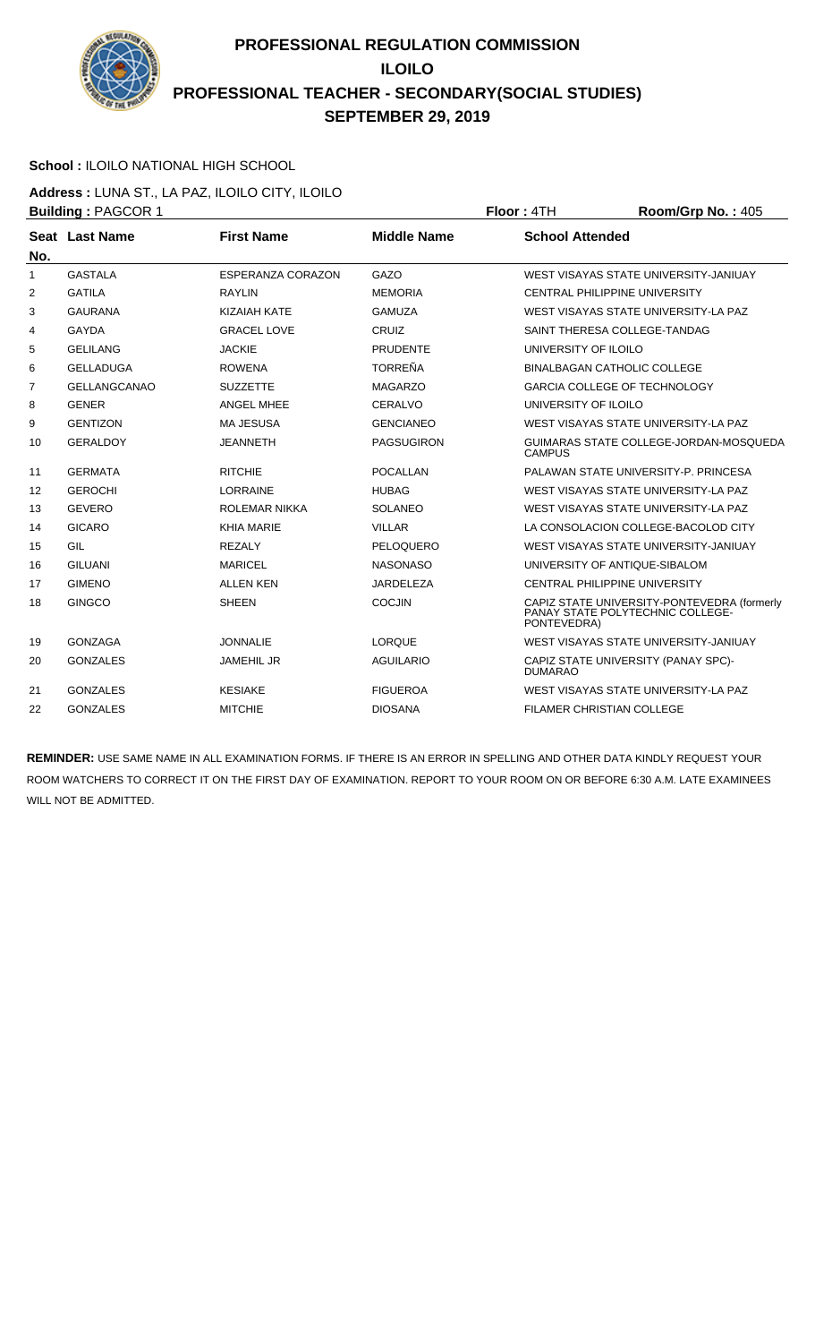# PROFESSIONAL REGULATION COMMISSION
## ILOILO
## PROFESSIONAL TEACHER - SECONDARY(SOCIAL STUDIES)
## SEPTEMBER 29, 2019

**School :** ILOILO NATIONAL HIGH SCHOOL

**Address :** LUNA ST., LA PAZ, ILOILO CITY, ILOILO

**Building :** PAGCOR 1 **Floor :** 4TH **Room/Grp No. :** 405

| Seat No. | Last Name | First Name | Middle Name | School Attended |
|---|---|---|---|---|
| 1 | GASTALA | ESPERANZA CORAZON | GAZO | WEST VISAYAS STATE UNIVERSITY-JANIUAY |
| 2 | GATILA | RAYLIN | MEMORIA | CENTRAL PHILIPPINE UNIVERSITY |
| 3 | GAURANA | KIZAIAH KATE | GAMUZA | WEST VISAYAS STATE UNIVERSITY-LA PAZ |
| 4 | GAYDA | GRACEL LOVE | CRUIZ | SAINT THERESA COLLEGE-TANDAG |
| 5 | GELILANG | JACKIE | PRUDENTE | UNIVERSITY OF ILOILO |
| 6 | GELLADUGA | ROWENA | TORREÑA | BINALBAGAN CATHOLIC COLLEGE |
| 7 | GELLANGCANAO | SUZZETTE | MAGARZO | GARCIA COLLEGE OF TECHNOLOGY |
| 8 | GENER | ANGEL MHEE | CERALVO | UNIVERSITY OF ILOILO |
| 9 | GENTIZON | MA JESUSA | GENCIANEO | WEST VISAYAS STATE UNIVERSITY-LA PAZ |
| 10 | GERALDOY | JEANNETH | PAGSUGIRON | GUIMARAS STATE COLLEGE-JORDAN-MOSQUEDA CAMPUS |
| 11 | GERMATA | RITCHIE | POCALLAN | PALAWAN STATE UNIVERSITY-P. PRINCESA |
| 12 | GEROCHI | LORRAINE | HUBAG | WEST VISAYAS STATE UNIVERSITY-LA PAZ |
| 13 | GEVERO | ROLEMAR NIKKA | SOLANEO | WEST VISAYAS STATE UNIVERSITY-LA PAZ |
| 14 | GICARO | KHIA MARIE | VILLAR | LA CONSOLACION COLLEGE-BACOLOD CITY |
| 15 | GIL | REZALY | PELOQUERO | WEST VISAYAS STATE UNIVERSITY-JANIUAY |
| 16 | GILUANI | MARICEL | NASONASO | UNIVERSITY OF ANTIQUE-SIBALOM |
| 17 | GIMENO | ALLEN KEN | JARDELEZA | CENTRAL PHILIPPINE UNIVERSITY |
| 18 | GINGCO | SHEEN | COCJIN | CAPIZ STATE UNIVERSITY-PONTEVEDRA (formerly PANAY STATE POLYTECHNIC COLLEGE-PONTEVEDRA) |
| 19 | GONZAGA | JONNALIE | LORQUE | WEST VISAYAS STATE UNIVERSITY-JANIUAY |
| 20 | GONZALES | JAMEHIL JR | AGUILARIO | CAPIZ STATE UNIVERSITY (PANAY SPC)-DUMARAO |
| 21 | GONZALES | KESIAKE | FIGUEROA | WEST VISAYAS STATE UNIVERSITY-LA PAZ |
| 22 | GONZALES | MITCHIE | DIOSANA | FILAMER CHRISTIAN COLLEGE |

**REMINDER:** USE SAME NAME IN ALL EXAMINATION FORMS. IF THERE IS AN ERROR IN SPELLING AND OTHER DATA KINDLY REQUEST YOUR ROOM WATCHERS TO CORRECT IT ON THE FIRST DAY OF EXAMINATION. REPORT TO YOUR ROOM ON OR BEFORE 6:30 A.M. LATE EXAMINEES WILL NOT BE ADMITTED.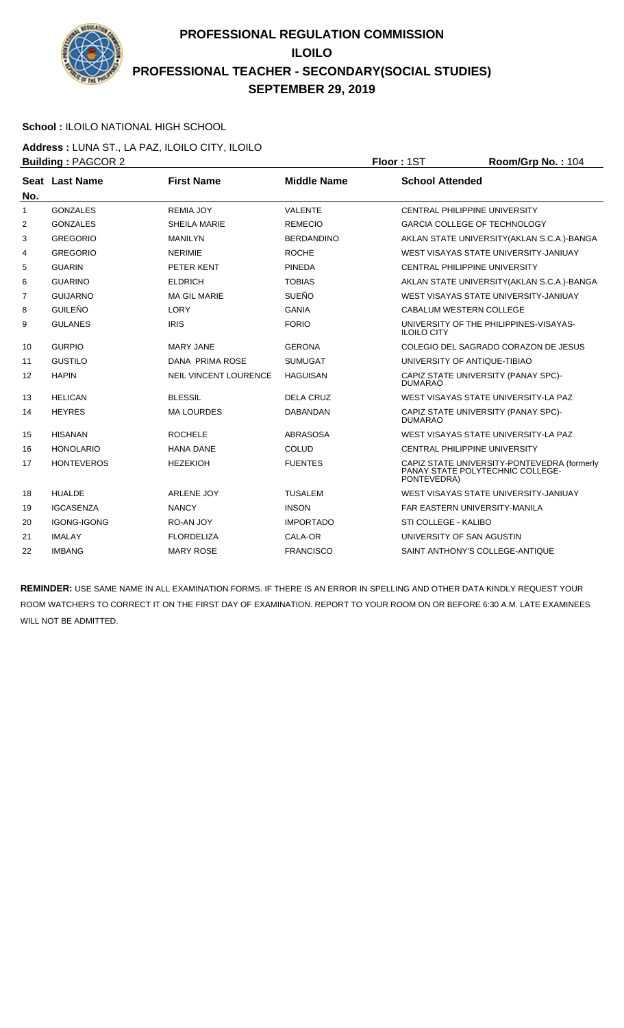# PROFESSIONAL REGULATION COMMISSION
## ILOILO
## PROFESSIONAL TEACHER - SECONDARY(SOCIAL STUDIES)
## SEPTEMBER 29, 2019

**School :** ILOILO NATIONAL HIGH SCHOOL

**Address :** LUNA ST., LA PAZ, ILOILO CITY, ILOILO

**Building :** PAGCOR 2 **Floor :** 1ST **Room/Grp No. :** 104

| Seat No. | Last Name | First Name | Middle Name | School Attended |
|---|---|---|---|---|
| 1 | GONZALES | REMIA JOY | VALENTE | CENTRAL PHILIPPINE UNIVERSITY |
| 2 | GONZALES | SHEILA MARIE | REMECIO | GARCIA COLLEGE OF TECHNOLOGY |
| 3 | GREGORIO | MANILYN | BERDANDINO | AKLAN STATE UNIVERSITY(AKLAN S.C.A.)-BANGA |
| 4 | GREGORIO | NERIMIE | ROCHE | WEST VISAYAS STATE UNIVERSITY-JANIUAY |
| 5 | GUARIN | PETER KENT | PINEDA | CENTRAL PHILIPPINE UNIVERSITY |
| 6 | GUARINO | ELDRICH | TOBIAS | AKLAN STATE UNIVERSITY(AKLAN S.C.A.)-BANGA |
| 7 | GUIJARNO | MA GIL MARIE | SUEÑO | WEST VISAYAS STATE UNIVERSITY-JANIUAY |
| 8 | GUILEÑO | LORY | GANIA | CABALUM WESTERN COLLEGE |
| 9 | GULANES | IRIS | FORIO | UNIVERSITY OF THE PHILIPPINES-VISAYAS-ILOILO CITY |
| 10 | GURPIO | MARY JANE | GERONA | COLEGIO DEL SAGRADO CORAZON DE JESUS |
| 11 | GUSTILO | DANA PRIMA ROSE | SUMUGAT | UNIVERSITY OF ANTIQUE-TIBIAO |
| 12 | HAPIN | NEIL VINCENT LOURENCE | HAGUISAN | CAPIZ STATE UNIVERSITY (PANAY SPC)-DUMARAO |
| 13 | HELICAN | BLESSIL | DELA CRUZ | WEST VISAYAS STATE UNIVERSITY-LA PAZ |
| 14 | HEYRES | MA LOURDES | DABANDAN | CAPIZ STATE UNIVERSITY (PANAY SPC)-DUMARAO |
| 15 | HISANAN | ROCHELE | ABRASOSA | WEST VISAYAS STATE UNIVERSITY-LA PAZ |
| 16 | HONOLARIO | HANA DANE | COLUD | CENTRAL PHILIPPINE UNIVERSITY |
| 17 | HONTEVEROS | HEZEKIOH | FUENTES | CAPIZ STATE UNIVERSITY-PONTEVEDRA (formerly PANAY STATE POLYTECHNIC COLLEGE-PONTEVEDRA) |
| 18 | HUALDE | ARLENE JOY | TUSALEM | WEST VISAYAS STATE UNIVERSITY-JANIUAY |
| 19 | IGCASENZA | NANCY | INSON | FAR EASTERN UNIVERSITY-MANILA |
| 20 | IGONG-IGONG | RO-AN JOY | IMPORTADO | STI COLLEGE - KALIBO |
| 21 | IMALAY | FLORDELIZA | CALA-OR | UNIVERSITY OF SAN AGUSTIN |
| 22 | IMBANG | MARY ROSE | FRANCISCO | SAINT ANTHONY'S COLLEGE-ANTIQUE |

**REMINDER:** USE SAME NAME IN ALL EXAMINATION FORMS. IF THERE IS AN ERROR IN SPELLING AND OTHER DATA KINDLY REQUEST YOUR ROOM WATCHERS TO CORRECT IT ON THE FIRST DAY OF EXAMINATION. REPORT TO YOUR ROOM ON OR BEFORE 6:30 A.M. LATE EXAMINEES WILL NOT BE ADMITTED.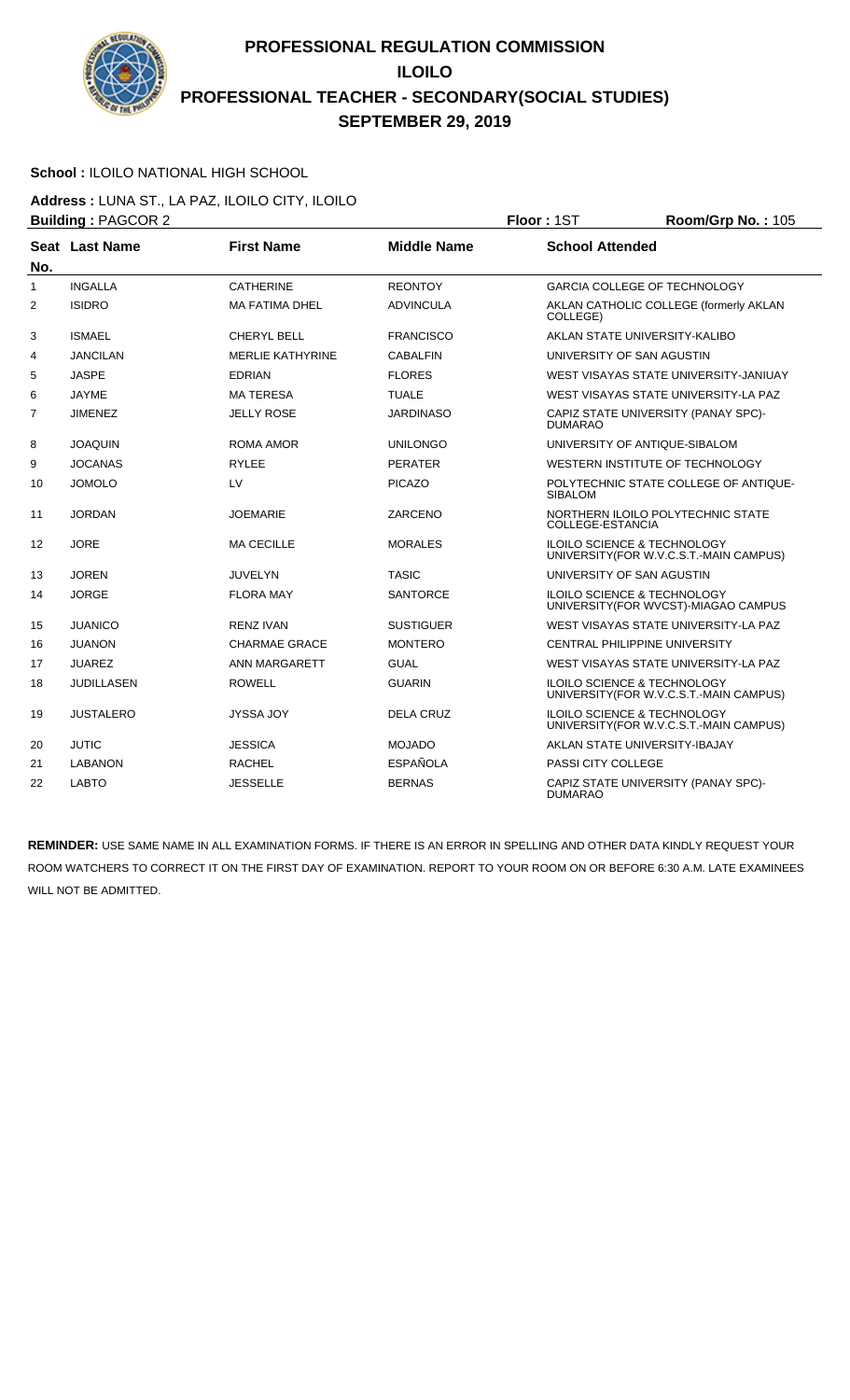# PROFESSIONAL REGULATION COMMISSION
## ILOILO
## PROFESSIONAL TEACHER - SECONDARY(SOCIAL STUDIES)
## SEPTEMBER 29, 2019

**School :** ILOILO NATIONAL HIGH SCHOOL

**Address :** LUNA ST., LA PAZ, ILOILO CITY, ILOILO

**Building :** PAGCOR 2 **Floor :** 1ST **Room/Grp No. :** 105

| Seat No. | Last Name | First Name | Middle Name | School Attended |
|---|---|---|---|---|
| 1 | INGALLA | CATHERINE | REONTOY | GARCIA COLLEGE OF TECHNOLOGY |
| 2 | ISIDRO | MA FATIMA DHEL | ADVINCULA | AKLAN CATHOLIC COLLEGE (formerly AKLAN COLLEGE) |
| 3 | ISMAEL | CHERYL BELL | FRANCISCO | AKLAN STATE UNIVERSITY-KALIBO |
| 4 | JANCILAN | MERLIE KATHYRINE | CABALFIN | UNIVERSITY OF SAN AGUSTIN |
| 5 | JASPE | EDRIAN | FLORES | WEST VISAYAS STATE UNIVERSITY-JANIUAY |
| 6 | JAYME | MA TERESA | TUALE | WEST VISAYAS STATE UNIVERSITY-LA PAZ |
| 7 | JIMENEZ | JELLY ROSE | JARDINASO | CAPIZ STATE UNIVERSITY (PANAY SPC)-DUMARAO |
| 8 | JOAQUIN | ROMA AMOR | UNILONGO | UNIVERSITY OF ANTIQUE-SIBALOM |
| 9 | JOCANAS | RYLEE | PERATER | WESTERN INSTITUTE OF TECHNOLOGY |
| 10 | JOMOLO | LV | PICAZO | POLYTECHNIC STATE COLLEGE OF ANTIQUE-SIBALOM |
| 11 | JORDAN | JOEMARIE | ZARCENO | NORTHERN ILOILO POLYTECHNIC STATE COLLEGE-ESTANCIA |
| 12 | JORE | MA CECILLE | MORALES | ILOILO SCIENCE & TECHNOLOGY UNIVERSITY(FOR W.V.C.S.T.-MAIN CAMPUS) |
| 13 | JOREN | JUVELYN | TASIC | UNIVERSITY OF SAN AGUSTIN |
| 14 | JORGE | FLORA MAY | SANTORCE | ILOILO SCIENCE & TECHNOLOGY UNIVERSITY(FOR WVCST)-MIAGAO CAMPUS |
| 15 | JUANICO | RENZ IVAN | SUSTIGUER | WEST VISAYAS STATE UNIVERSITY-LA PAZ |
| 16 | JUANON | CHARMAE GRACE | MONTERO | CENTRAL PHILIPPINE UNIVERSITY |
| 17 | JUAREZ | ANN MARGARETT | GUAL | WEST VISAYAS STATE UNIVERSITY-LA PAZ |
| 18 | JUDILLASEN | ROWELL | GUARIN | ILOILO SCIENCE & TECHNOLOGY UNIVERSITY(FOR W.V.C.S.T.-MAIN CAMPUS) |
| 19 | JUSTALERO | JYSSA JOY | DELA CRUZ | ILOILO SCIENCE & TECHNOLOGY UNIVERSITY(FOR W.V.C.S.T.-MAIN CAMPUS) |
| 20 | JUTIC | JESSICA | MOJADO | AKLAN STATE UNIVERSITY-IBAJAY |
| 21 | LABANON | RACHEL | ESPAÑOLA | PASSI CITY COLLEGE |
| 22 | LABTO | JESSELLE | BERNAS | CAPIZ STATE UNIVERSITY (PANAY SPC)-DUMARAO |

**REMINDER:** USE SAME NAME IN ALL EXAMINATION FORMS. IF THERE IS AN ERROR IN SPELLING AND OTHER DATA KINDLY REQUEST YOUR ROOM WATCHERS TO CORRECT IT ON THE FIRST DAY OF EXAMINATION. REPORT TO YOUR ROOM ON OR BEFORE 6:30 A.M. LATE EXAMINEES WILL NOT BE ADMITTED.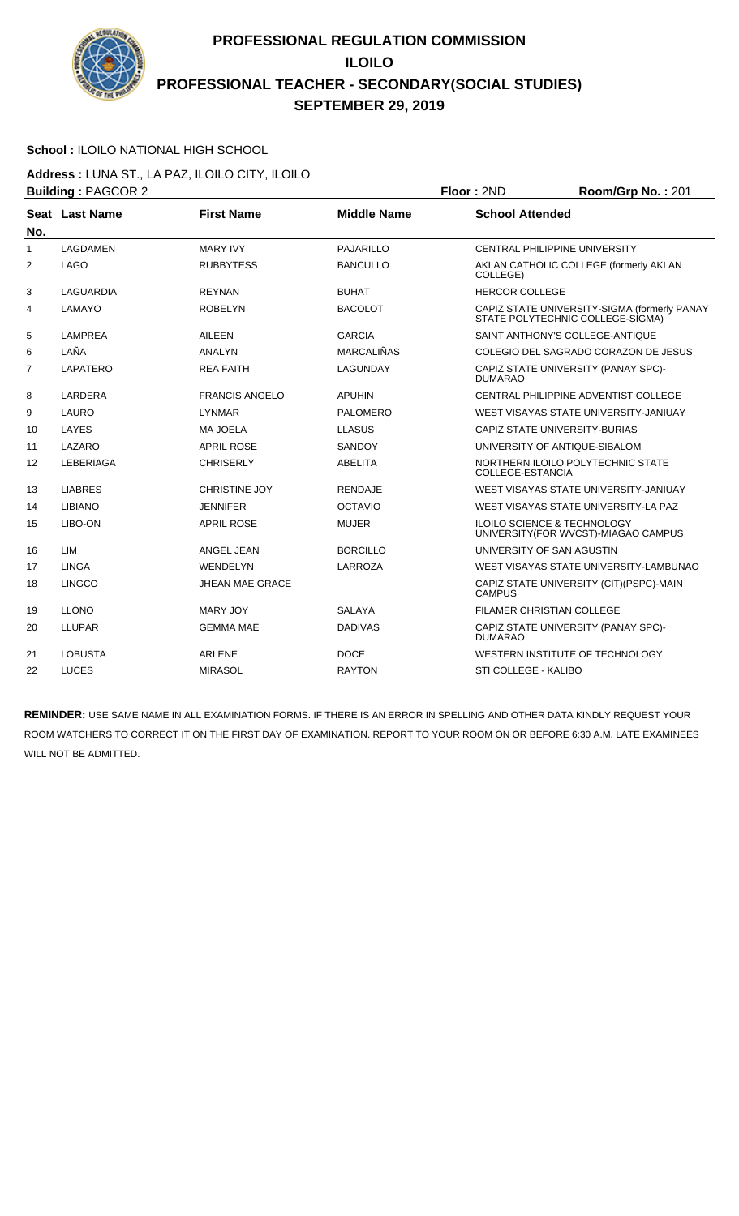# PROFESSIONAL REGULATION COMMISSION
## ILOILO
## PROFESSIONAL TEACHER - SECONDARY(SOCIAL STUDIES)
## SEPTEMBER 29, 2019

**School :** ILOILO NATIONAL HIGH SCHOOL

**Address :** LUNA ST., LA PAZ, ILOILO CITY, ILOILO

**Building :** PAGCOR 2 **Floor :** 2ND **Room/Grp No. :** 201

| Seat No. | Last Name | First Name | Middle Name | School Attended |
|---|---|---|---|---|
| 1 | LAGDAMEN | MARY IVY | PAJARILLO | CENTRAL PHILIPPINE UNIVERSITY |
| 2 | LAGO | RUBBYTESS | BANCULLO | AKLAN CATHOLIC COLLEGE (formerly AKLAN COLLEGE) |
| 3 | LAGUARDIA | REYNAN | BUHAT | HERCOR COLLEGE |
| 4 | LAMAYO | ROBELYN | BACOLOT | CAPIZ STATE UNIVERSITY-SIGMA (formerly PANAY STATE POLYTECHNIC COLLEGE-SIGMA) |
| 5 | LAMPREA | AILEEN | GARCIA | SAINT ANTHONY'S COLLEGE-ANTIQUE |
| 6 | LAÑA | ANALYN | MARCALIÑAS | COLEGIO DEL SAGRADO CORAZON DE JESUS |
| 7 | LAPATERO | REA FAITH | LAGUNDAY | CAPIZ STATE UNIVERSITY (PANAY SPC)-DUMARAO |
| 8 | LARDERA | FRANCIS ANGELO | APUHIN | CENTRAL PHILIPPINE ADVENTIST COLLEGE |
| 9 | LAURO | LYNMAR | PALOMERO | WEST VISAYAS STATE UNIVERSITY-JANIUAY |
| 10 | LAYES | MA JOELA | LLASUS | CAPIZ STATE UNIVERSITY-BURIAS |
| 11 | LAZARO | APRIL ROSE | SANDOY | UNIVERSITY OF ANTIQUE-SIBALOM |
| 12 | LEBERIAGA | CHRISERLY | ABELITA | NORTHERN ILOILO POLYTECHNIC STATE COLLEGE-ESTANCIA |
| 13 | LIABRES | CHRISTINE JOY | RENDAJE | WEST VISAYAS STATE UNIVERSITY-JANIUAY |
| 14 | LIBIANO | JENNIFER | OCTAVIO | WEST VISAYAS STATE UNIVERSITY-LA PAZ |
| 15 | LIBO-ON | APRIL ROSE | MUJER | ILOILO SCIENCE & TECHNOLOGY UNIVERSITY(FOR WVCST)-MIAGAO CAMPUS |
| 16 | LIM | ANGEL JEAN | BORCILLO | UNIVERSITY OF SAN AGUSTIN |
| 17 | LINGA | WENDELYN | LARROZA | WEST VISAYAS STATE UNIVERSITY-LAMBUNAO |
| 18 | LINGCO | JHEAN MAE GRACE | | CAPIZ STATE UNIVERSITY (CIT)(PSPC)-MAIN CAMPUS |
| 19 | LLONO | MARY JOY | SALAYA | FILAMER CHRISTIAN COLLEGE |
| 20 | LLUPAR | GEMMA MAE | DADIVAS | CAPIZ STATE UNIVERSITY (PANAY SPC)-DUMARAO |
| 21 | LOBUSTA | ARLENE | DOCE | WESTERN INSTITUTE OF TECHNOLOGY |
| 22 | LUCES | MIRASOL | RAYTON | STI COLLEGE - KALIBO |

**REMINDER:** USE SAME NAME IN ALL EXAMINATION FORMS. IF THERE IS AN ERROR IN SPELLING AND OTHER DATA KINDLY REQUEST YOUR ROOM WATCHERS TO CORRECT IT ON THE FIRST DAY OF EXAMINATION. REPORT TO YOUR ROOM ON OR BEFORE 6:30 A.M. LATE EXAMINEES WILL NOT BE ADMITTED.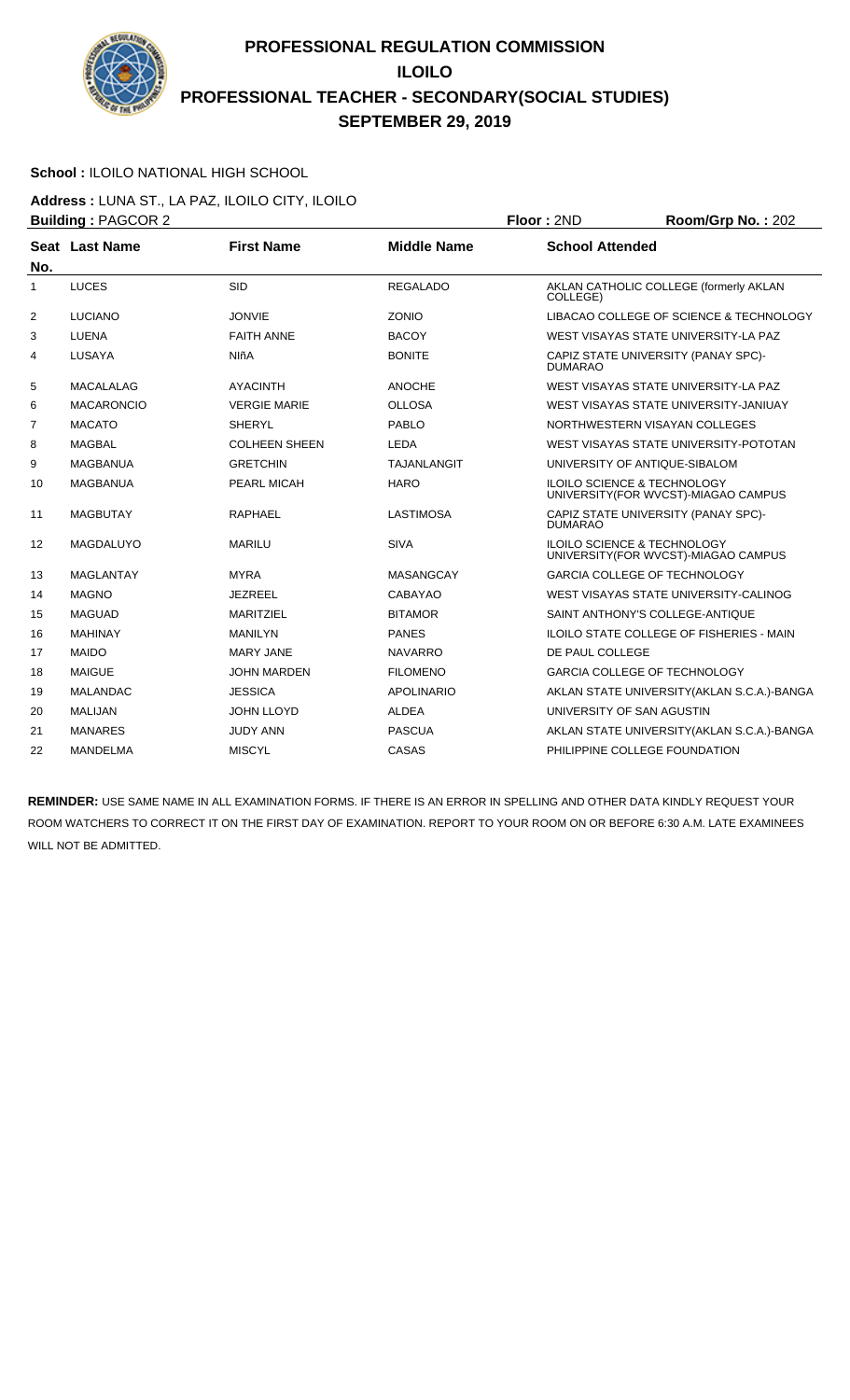# PROFESSIONAL REGULATION COMMISSION
## ILOILO
## PROFESSIONAL TEACHER - SECONDARY(SOCIAL STUDIES)
## SEPTEMBER 29, 2019

**School :** ILOILO NATIONAL HIGH SCHOOL

**Address :** LUNA ST., LA PAZ, ILOILO CITY, ILOILO

**Building :** PAGCOR 2 **Floor :** 2ND **Room/Grp No. :** 202

| Seat No. | Last Name | First Name | Middle Name | School Attended |
|---|---|---|---|---|
| 1 | LUCES | SID | REGALADO | AKLAN CATHOLIC COLLEGE (formerly AKLAN COLLEGE) |
| 2 | LUCIANO | JONVIE | ZONIO | LIBACAO COLLEGE OF SCIENCE & TECHNOLOGY |
| 3 | LUENA | FAITH ANNE | BACOY | WEST VISAYAS STATE UNIVERSITY-LA PAZ |
| 4 | LUSAYA | NIñA | BONITE | CAPIZ STATE UNIVERSITY (PANAY SPC)-DUMARAO |
| 5 | MACALALAG | AYACINTH | ANOCHE | WEST VISAYAS STATE UNIVERSITY-LA PAZ |
| 6 | MACARONCIO | VERGIE MARIE | OLLOSA | WEST VISAYAS STATE UNIVERSITY-JANIUAY |
| 7 | MACATO | SHERYL | PABLO | NORTHWESTERN VISAYAN COLLEGES |
| 8 | MAGBAL | COLHEEN SHEEN | LEDA | WEST VISAYAS STATE UNIVERSITY-POTOTAN |
| 9 | MAGBANUA | GRETCHIN | TAJANLANGIT | UNIVERSITY OF ANTIQUE-SIBALOM |
| 10 | MAGBANUA | PEARL MICAH | HARO | ILOILO SCIENCE & TECHNOLOGY UNIVERSITY(FOR WVCST)-MIAGAO CAMPUS |
| 11 | MAGBUTAY | RAPHAEL | LASTIMOSA | CAPIZ STATE UNIVERSITY (PANAY SPC)-DUMARAO |
| 12 | MAGDALUYO | MARILU | SIVA | ILOILO SCIENCE & TECHNOLOGY UNIVERSITY(FOR WVCST)-MIAGAO CAMPUS |
| 13 | MAGLANTAY | MYRA | MASANGCAY | GARCIA COLLEGE OF TECHNOLOGY |
| 14 | MAGNO | JEZREEL | CABAYAO | WEST VISAYAS STATE UNIVERSITY-CALINOG |
| 15 | MAGUAD | MARITZIEL | BITAMOR | SAINT ANTHONY'S COLLEGE-ANTIQUE |
| 16 | MAHINAY | MANILYN | PANES | ILOILO STATE COLLEGE OF FISHERIES - MAIN |
| 17 | MAIDO | MARY JANE | NAVARRO | DE PAUL COLLEGE |
| 18 | MAIGUE | JOHN MARDEN | FILOMENO | GARCIA COLLEGE OF TECHNOLOGY |
| 19 | MALANDAC | JESSICA | APOLINARIO | AKLAN STATE UNIVERSITY(AKLAN S.C.A.)-BANGA |
| 20 | MALIJAN | JOHN LLOYD | ALDEA | UNIVERSITY OF SAN AGUSTIN |
| 21 | MANARES | JUDY ANN | PASCUA | AKLAN STATE UNIVERSITY(AKLAN S.C.A.)-BANGA |
| 22 | MANDELMA | MISCYL | CASAS | PHILIPPINE COLLEGE FOUNDATION |

**REMINDER:** USE SAME NAME IN ALL EXAMINATION FORMS. IF THERE IS AN ERROR IN SPELLING AND OTHER DATA KINDLY REQUEST YOUR ROOM WATCHERS TO CORRECT IT ON THE FIRST DAY OF EXAMINATION. REPORT TO YOUR ROOM ON OR BEFORE 6:30 A.M. LATE EXAMINEES WILL NOT BE ADMITTED.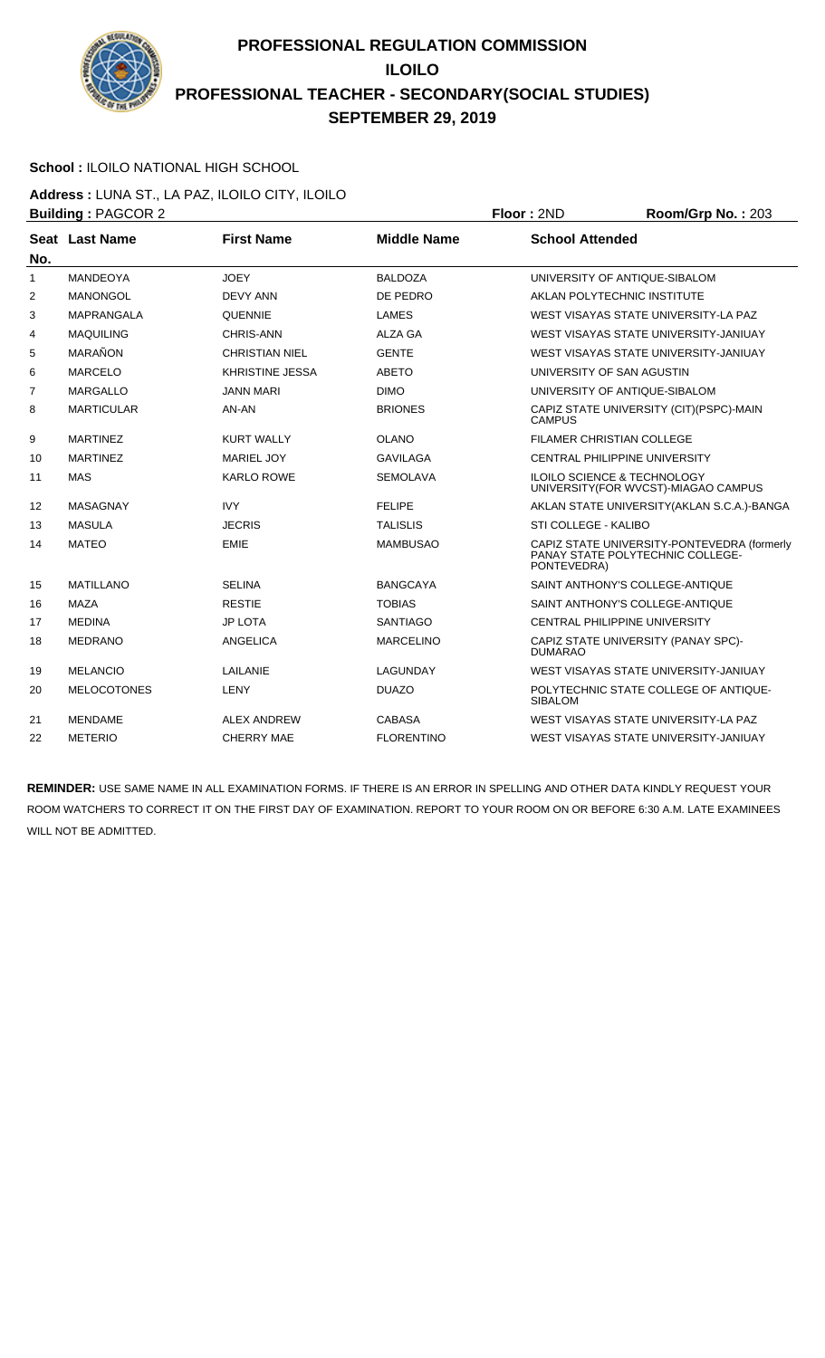# PROFESSIONAL REGULATION COMMISSION
## ILOILO
## PROFESSIONAL TEACHER - SECONDARY(SOCIAL STUDIES)
## SEPTEMBER 29, 2019

**School :** ILOILO NATIONAL HIGH SCHOOL

**Address :** LUNA ST., LA PAZ, ILOILO CITY, ILOILO

**Building :** PAGCOR 2 **Floor :** 2ND **Room/Grp No. :** 203

| Seat No. | Last Name | First Name | Middle Name | School Attended |
|---|---|---|---|---|
| 1 | MANDEOYA | JOEY | BALDOZA | UNIVERSITY OF ANTIQUE-SIBALOM |
| 2 | MANONGOL | DEVY ANN | DE PEDRO | AKLAN POLYTECHNIC INSTITUTE |
| 3 | MAPRANGALA | QUENNIE | LAMES | WEST VISAYAS STATE UNIVERSITY-LA PAZ |
| 4 | MAQUILING | CHRIS-ANN | ALZA GA | WEST VISAYAS STATE UNIVERSITY-JANIUAY |
| 5 | MARAÑON | CHRISTIAN NIEL | GENTE | WEST VISAYAS STATE UNIVERSITY-JANIUAY |
| 6 | MARCELO | KHRISTINE JESSA | ABETO | UNIVERSITY OF SAN AGUSTIN |
| 7 | MARGALLO | JANN MARI | DIMO | UNIVERSITY OF ANTIQUE-SIBALOM |
| 8 | MARTICULAR | AN-AN | BRIONES | CAPIZ STATE UNIVERSITY (CIT)(PSPC)-MAIN CAMPUS |
| 9 | MARTINEZ | KURT WALLY | OLANO | FILAMER CHRISTIAN COLLEGE |
| 10 | MARTINEZ | MARIEL JOY | GAVILAGA | CENTRAL PHILIPPINE UNIVERSITY |
| 11 | MAS | KARLO ROWE | SEMOLAVA | ILOILO SCIENCE & TECHNOLOGY UNIVERSITY(FOR WVCST)-MIAGAO CAMPUS |
| 12 | MASAGNAY | IVY | FELIPE | AKLAN STATE UNIVERSITY(AKLAN S.C.A.)-BANGA |
| 13 | MASULA | JECRIS | TALISLIS | STI COLLEGE - KALIBO |
| 14 | MATEO | EMIE | MAMBUSAO | CAPIZ STATE UNIVERSITY-PONTEVEDRA (formerly PANAY STATE POLYTECHNIC COLLEGE-PONTEVEDRA) |
| 15 | MATILLANO | SELINA | BANGCAYA | SAINT ANTHONY'S COLLEGE-ANTIQUE |
| 16 | MAZA | RESTIE | TOBIAS | SAINT ANTHONY'S COLLEGE-ANTIQUE |
| 17 | MEDINA | JP LOTA | SANTIAGO | CENTRAL PHILIPPINE UNIVERSITY |
| 18 | MEDRANO | ANGELICA | MARCELINO | CAPIZ STATE UNIVERSITY (PANAY SPC)-DUMARAO |
| 19 | MELANCIO | LAILANIE | LAGUNDAY | WEST VISAYAS STATE UNIVERSITY-JANIUAY |
| 20 | MELOCOTONES | LENY | DUAZO | POLYTECHNIC STATE COLLEGE OF ANTIQUE-SIBALOM |
| 21 | MENDAME | ALEX ANDREW | CABASA | WEST VISAYAS STATE UNIVERSITY-LA PAZ |
| 22 | METERIO | CHERRY MAE | FLORENTINO | WEST VISAYAS STATE UNIVERSITY-JANIUAY |

**REMINDER:** USE SAME NAME IN ALL EXAMINATION FORMS. IF THERE IS AN ERROR IN SPELLING AND OTHER DATA KINDLY REQUEST YOUR ROOM WATCHERS TO CORRECT IT ON THE FIRST DAY OF EXAMINATION. REPORT TO YOUR ROOM ON OR BEFORE 6:30 A.M. LATE EXAMINEES WILL NOT BE ADMITTED.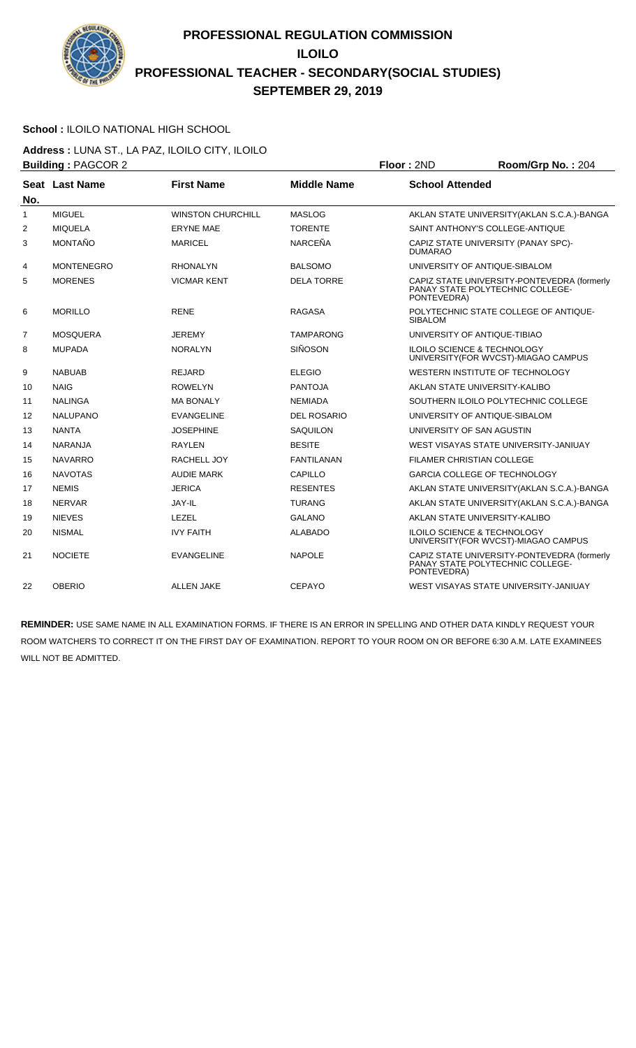# PROFESSIONAL REGULATION COMMISSION
## ILOILO
## PROFESSIONAL TEACHER - SECONDARY(SOCIAL STUDIES)
## SEPTEMBER 29, 2019

**School :** ILOILO NATIONAL HIGH SCHOOL

**Address :** LUNA ST., LA PAZ, ILOILO CITY, ILOILO

**Building :** PAGCOR 2 **Floor :** 2ND **Room/Grp No. :** 204

| Seat No. | Last Name | First Name | Middle Name | School Attended |
|---|---|---|---|---|
| 1 | MIGUEL | WINSTON CHURCHILL | MASLOG | AKLAN STATE UNIVERSITY(AKLAN S.C.A.)-BANGA |
| 2 | MIQUELA | ERYNE MAE | TORENTE | SAINT ANTHONY'S COLLEGE-ANTIQUE |
| 3 | MONTAÑO | MARICEL | NARCEÑA | CAPIZ STATE UNIVERSITY (PANAY SPC)-DUMARAO |
| 4 | MONTENEGRO | RHONALYN | BALSOMO | UNIVERSITY OF ANTIQUE-SIBALOM |
| 5 | MORENES | VICMAR KENT | DELA TORRE | CAPIZ STATE UNIVERSITY-PONTEVEDRA (formerly PANAY STATE POLYTECHNIC COLLEGE-PONTEVEDRA) |
| 6 | MORILLO | RENE | RAGASA | POLYTECHNIC STATE COLLEGE OF ANTIQUE-SIBALOM |
| 7 | MOSQUERA | JEREMY | TAMPARONG | UNIVERSITY OF ANTIQUE-TIBIAO |
| 8 | MUPADA | NORALYN | SIÑOSON | ILOILO SCIENCE & TECHNOLOGY UNIVERSITY(FOR WVCST)-MIAGAO CAMPUS |
| 9 | NABUAB | REJARD | ELEGIO | WESTERN INSTITUTE OF TECHNOLOGY |
| 10 | NAIG | ROWELYN | PANTOJA | AKLAN STATE UNIVERSITY-KALIBO |
| 11 | NALINGA | MA BONALY | NEMIADA | SOUTHERN ILOILO POLYTECHNIC COLLEGE |
| 12 | NALUPANO | EVANGELINE | DEL ROSARIO | UNIVERSITY OF ANTIQUE-SIBALOM |
| 13 | NANTA | JOSEPHINE | SAQUILON | UNIVERSITY OF SAN AGUSTIN |
| 14 | NARANJA | RAYLEN | BESITE | WEST VISAYAS STATE UNIVERSITY-JANIUAY |
| 15 | NAVARRO | RACHELL JOY | FANTILANAN | FILAMER CHRISTIAN COLLEGE |
| 16 | NAVOTAS | AUDIE MARK | CAPILLO | GARCIA COLLEGE OF TECHNOLOGY |
| 17 | NEMIS | JERICA | RESENTES | AKLAN STATE UNIVERSITY(AKLAN S.C.A.)-BANGA |
| 18 | NERVAR | JAY-IL | TURANG | AKLAN STATE UNIVERSITY(AKLAN S.C.A.)-BANGA |
| 19 | NIEVES | LEZEL | GALANO | AKLAN STATE UNIVERSITY-KALIBO |
| 20 | NISMAL | IVY FAITH | ALABADO | ILOILO SCIENCE & TECHNOLOGY UNIVERSITY(FOR WVCST)-MIAGAO CAMPUS |
| 21 | NOCIETE | EVANGELINE | NAPOLE | CAPIZ STATE UNIVERSITY-PONTEVEDRA (formerly PANAY STATE POLYTECHNIC COLLEGE-PONTEVEDRA) |
| 22 | OBERIO | ALLEN JAKE | CEPAYO | WEST VISAYAS STATE UNIVERSITY-JANIUAY |

**REMINDER:** USE SAME NAME IN ALL EXAMINATION FORMS. IF THERE IS AN ERROR IN SPELLING AND OTHER DATA KINDLY REQUEST YOUR ROOM WATCHERS TO CORRECT IT ON THE FIRST DAY OF EXAMINATION. REPORT TO YOUR ROOM ON OR BEFORE 6:30 A.M. LATE EXAMINEES WILL NOT BE ADMITTED.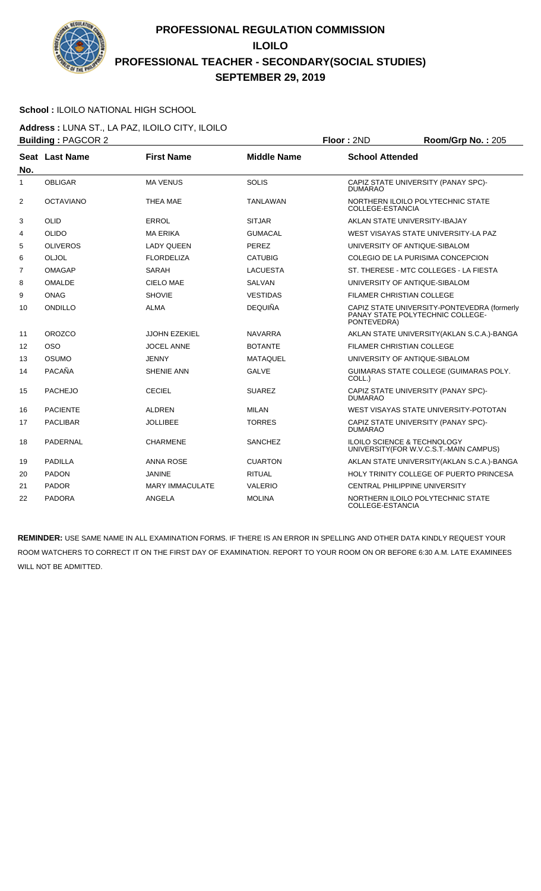# PROFESSIONAL REGULATION COMMISSION
## ILOILO
## PROFESSIONAL TEACHER - SECONDARY(SOCIAL STUDIES)
## SEPTEMBER 29, 2019

**School :** ILOILO NATIONAL HIGH SCHOOL

**Address :** LUNA ST., LA PAZ, ILOILO CITY, ILOILO

**Building :** PAGCOR 2 **Floor :** 2ND **Room/Grp No. :** 205

| Seat No. | Last Name | First Name | Middle Name | School Attended |
|---|---|---|---|---|
| 1 | OBLIGAR | MA VENUS | SOLIS | CAPIZ STATE UNIVERSITY (PANAY SPC)-DUMARAO |
| 2 | OCTAVIANO | THEA MAE | TANLAWAN | NORTHERN ILOILO POLYTECHNIC STATE COLLEGE-ESTANCIA |
| 3 | OLID | ERROL | SITJAR | AKLAN STATE UNIVERSITY-IBAJAY |
| 4 | OLIDO | MA ERIKA | GUMACAL | WEST VISAYAS STATE UNIVERSITY-LA PAZ |
| 5 | OLIVEROS | LADY QUEEN | PEREZ | UNIVERSITY OF ANTIQUE-SIBALOM |
| 6 | OLJOL | FLORDELIZA | CATUBIG | COLEGIO DE LA PURISIMA CONCEPCION |
| 7 | OMAGAP | SARAH | LACUESTA | ST. THERESE - MTC COLLEGES - LA FIESTA |
| 8 | OMALDE | CIELO MAE | SALVAN | UNIVERSITY OF ANTIQUE-SIBALOM |
| 9 | ONAG | SHOVIE | VESTIDAS | FILAMER CHRISTIAN COLLEGE |
| 10 | ONDILLO | ALMA | DEQUIÑA | CAPIZ STATE UNIVERSITY-PONTEVEDRA (formerly PANAY STATE POLYTECHNIC COLLEGE-PONTEVEDRA) |
| 11 | OROZCO | JJOHN EZEKIEL | NAVARRA | AKLAN STATE UNIVERSITY(AKLAN S.C.A.)-BANGA |
| 12 | OSO | JOCEL ANNE | BOTANTE | FILAMER CHRISTIAN COLLEGE |
| 13 | OSUMO | JENNY | MATAQUEL | UNIVERSITY OF ANTIQUE-SIBALOM |
| 14 | PACAÑA | SHENIE ANN | GALVE | GUIMARAS STATE COLLEGE (GUIMARAS POLY. COLL.) |
| 15 | PACHEJO | CECIEL | SUAREZ | CAPIZ STATE UNIVERSITY (PANAY SPC)-DUMARAO |
| 16 | PACIENTE | ALDREN | MILAN | WEST VISAYAS STATE UNIVERSITY-POTOTAN |
| 17 | PACLIBAR | JOLLIBEE | TORRES | CAPIZ STATE UNIVERSITY (PANAY SPC)-DUMARAO |
| 18 | PADERNAL | CHARMENE | SANCHEZ | ILOILO SCIENCE & TECHNOLOGY UNIVERSITY(FOR W.V.C.S.T.-MAIN CAMPUS) |
| 19 | PADILLA | ANNA ROSE | CUARTON | AKLAN STATE UNIVERSITY(AKLAN S.C.A.)-BANGA |
| 20 | PADON | JANINE | RITUAL | HOLY TRINITY COLLEGE OF PUERTO PRINCESA |
| 21 | PADOR | MARY IMMACULATE | VALERIO | CENTRAL PHILIPPINE UNIVERSITY |
| 22 | PADORA | ANGELA | MOLINA | NORTHERN ILOILO POLYTECHNIC STATE COLLEGE-ESTANCIA |

**REMINDER:** USE SAME NAME IN ALL EXAMINATION FORMS. IF THERE IS AN ERROR IN SPELLING AND OTHER DATA KINDLY REQUEST YOUR ROOM WATCHERS TO CORRECT IT ON THE FIRST DAY OF EXAMINATION. REPORT TO YOUR ROOM ON OR BEFORE 6:30 A.M. LATE EXAMINEES WILL NOT BE ADMITTED.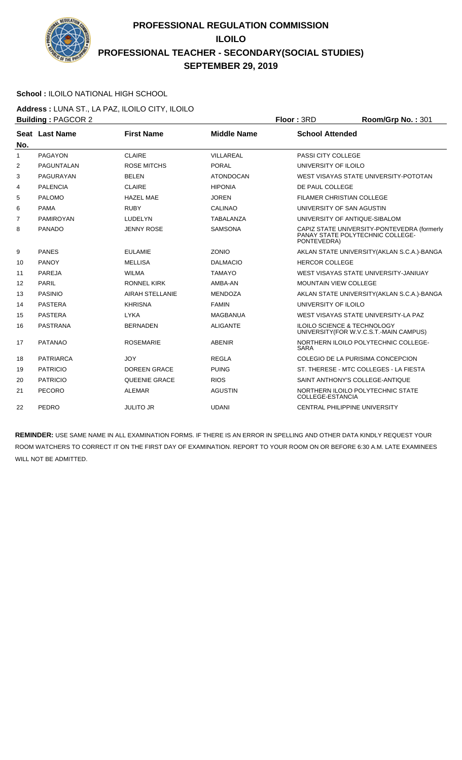# PROFESSIONAL REGULATION COMMISSION
# ILOILO
# PROFESSIONAL TEACHER - SECONDARY(SOCIAL STUDIES)
# SEPTEMBER 29, 2019

**School :** ILOILO NATIONAL HIGH SCHOOL

**Address :** LUNA ST., LA PAZ, ILOILO CITY, ILOILO

**Building :** PAGCOR 2 **Floor :** 3RD **Room/Grp No. :** 301

| Seat No. | Last Name | First Name | Middle Name | School Attended |
|---|---|---|---|---|
| 1 | PAGAYON | CLAIRE | VILLAREAL | PASSI CITY COLLEGE |
| 2 | PAGUNTALAN | ROSE MITCHS | PORAL | UNIVERSITY OF ILOILO |
| 3 | PAGURAYAN | BELEN | ATONDOCAN | WEST VISAYAS STATE UNIVERSITY-POTOTAN |
| 4 | PALENCIA | CLAIRE | HIPONIA | DE PAUL COLLEGE |
| 5 | PALOMO | HAZEL MAE | JOREN | FILAMER CHRISTIAN COLLEGE |
| 6 | PAMA | RUBY | CALINAO | UNIVERSITY OF SAN AGUSTIN |
| 7 | PAMIROYAN | LUDELYN | TABALANZA | UNIVERSITY OF ANTIQUE-SIBALOM |
| 8 | PANADO | JENNY ROSE | SAMSONA | CAPIZ STATE UNIVERSITY-PONTEVEDRA (formerly PANAY STATE POLYTECHNIC COLLEGE-PONTEVEDRA) |
| 9 | PANES | EULAMIE | ZONIO | AKLAN STATE UNIVERSITY(AKLAN S.C.A.)-BANGA |
| 10 | PANOY | MELLISA | DALMACIO | HERCOR COLLEGE |
| 11 | PAREJA | WILMA | TAMAYO | WEST VISAYAS STATE UNIVERSITY-JANIUAY |
| 12 | PARIL | RONNEL KIRK | AMBA-AN | MOUNTAIN VIEW COLLEGE |
| 13 | PASINIO | AIRAH STELLANIE | MENDOZA | AKLAN STATE UNIVERSITY(AKLAN S.C.A.)-BANGA |
| 14 | PASTERA | KHRISNA | FAMIN | UNIVERSITY OF ILOILO |
| 15 | PASTERA | LYKA | MAGBANUA | WEST VISAYAS STATE UNIVERSITY-LA PAZ |
| 16 | PASTRANA | BERNADEN | ALIGANTE | ILOILO SCIENCE & TECHNOLOGY UNIVERSITY(FOR W.V.C.S.T.-MAIN CAMPUS) |
| 17 | PATANAO | ROSEMARIE | ABENIR | NORTHERN ILOILO POLYTECHNIC COLLEGE-SARA |
| 18 | PATRIARCA | JOY | REGLA | COLEGIO DE LA PURISIMA CONCEPCION |
| 19 | PATRICIO | DOREEN GRACE | PUING | ST. THERESE - MTC COLLEGES - LA FIESTA |
| 20 | PATRICIO | QUEENIE GRACE | RIOS | SAINT ANTHONY'S COLLEGE-ANTIQUE |
| 21 | PECORO | ALEMAR | AGUSTIN | NORTHERN ILOILO POLYTECHNIC STATE COLLEGE-ESTANCIA |
| 22 | PEDRO | JULITO JR | UDANI | CENTRAL PHILIPPINE UNIVERSITY |

**REMINDER:** USE SAME NAME IN ALL EXAMINATION FORMS. IF THERE IS AN ERROR IN SPELLING AND OTHER DATA KINDLY REQUEST YOUR ROOM WATCHERS TO CORRECT IT ON THE FIRST DAY OF EXAMINATION. REPORT TO YOUR ROOM ON OR BEFORE 6:30 A.M. LATE EXAMINEES WILL NOT BE ADMITTED.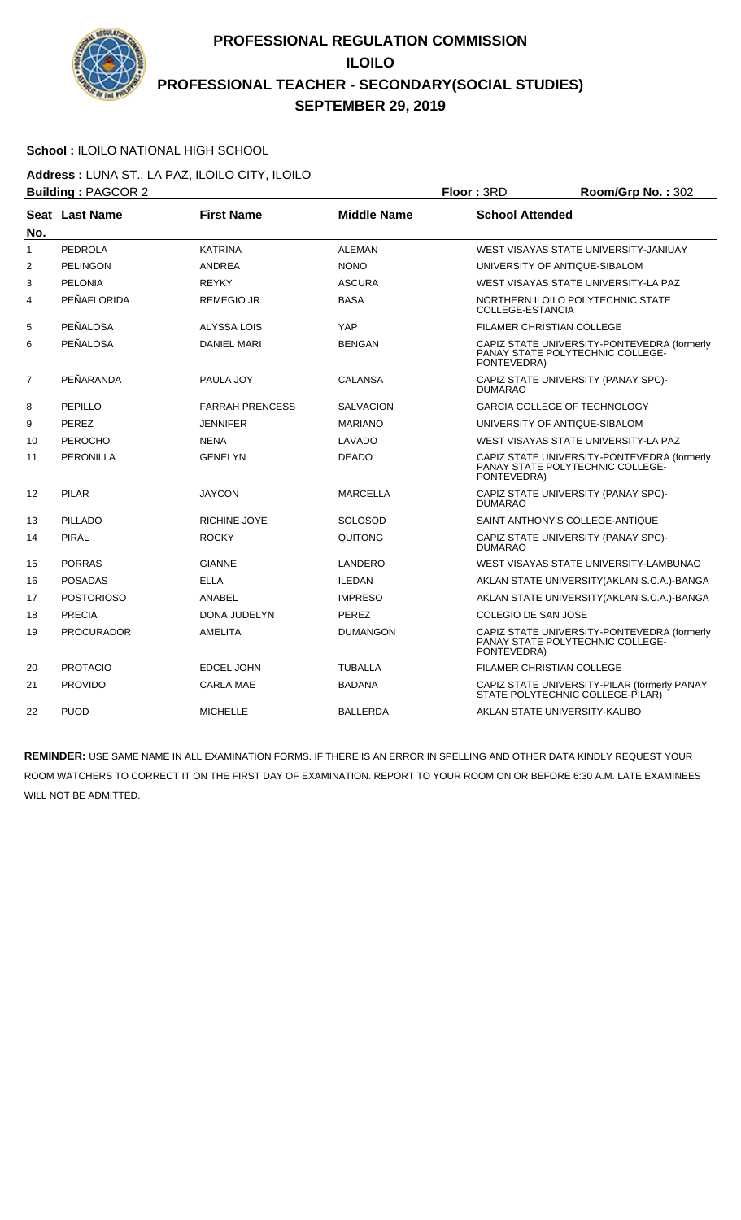# PROFESSIONAL REGULATION COMMISSION
## ILOILO
## PROFESSIONAL TEACHER - SECONDARY(SOCIAL STUDIES)
## SEPTEMBER 29, 2019

**School :** ILOILO NATIONAL HIGH SCHOOL

**Address :** LUNA ST., LA PAZ, ILOILO CITY, ILOILO

**Building :** PAGCOR 2 **Floor :** 3RD **Room/Grp No. :** 302

| Seat No. | Last Name | First Name | Middle Name | School Attended |
|---|---|---|---|---|
| 1 | PEDROLA | KATRINA | ALEMAN | WEST VISAYAS STATE UNIVERSITY-JANIUAY |
| 2 | PELINGON | ANDREA | NONO | UNIVERSITY OF ANTIQUE-SIBALOM |
| 3 | PELONIA | REYKY | ASCURA | WEST VISAYAS STATE UNIVERSITY-LA PAZ |
| 4 | PEÑAFLORIDA | REMEGIO JR | BASA | NORTHERN ILOILO POLYTECHNIC STATE COLLEGE-ESTANCIA |
| 5 | PEÑALOSA | ALYSSA LOIS | YAP | FILAMER CHRISTIAN COLLEGE |
| 6 | PEÑALOSA | DANIEL MARI | BENGAN | CAPIZ STATE UNIVERSITY-PONTEVEDRA (formerly PANAY STATE POLYTECHNIC COLLEGE-PONTEVEDRA) |
| 7 | PEÑARANDA | PAULA JOY | CALANSA | CAPIZ STATE UNIVERSITY (PANAY SPC)-DUMARAO |
| 8 | PEPILLO | FARRAH PRENCESS | SALVACION | GARCIA COLLEGE OF TECHNOLOGY |
| 9 | PEREZ | JENNIFER | MARIANO | UNIVERSITY OF ANTIQUE-SIBALOM |
| 10 | PEROCHO | NENA | LAVADO | WEST VISAYAS STATE UNIVERSITY-LA PAZ |
| 11 | PERONILLA | GENELYN | DEADO | CAPIZ STATE UNIVERSITY-PONTEVEDRA (formerly PANAY STATE POLYTECHNIC COLLEGE-PONTEVEDRA) |
| 12 | PILAR | JAYCON | MARCELLA | CAPIZ STATE UNIVERSITY (PANAY SPC)-DUMARAO |
| 13 | PILLADO | RICHINE JOYE | SOLOSOD | SAINT ANTHONY'S COLLEGE-ANTIQUE |
| 14 | PIRAL | ROCKY | QUITONG | CAPIZ STATE UNIVERSITY (PANAY SPC)-DUMARAO |
| 15 | PORRAS | GIANNE | LANDERO | WEST VISAYAS STATE UNIVERSITY-LAMBUNAO |
| 16 | POSADAS | ELLA | ILEDAN | AKLAN STATE UNIVERSITY(AKLAN S.C.A.)-BANGA |
| 17 | POSTORIOSO | ANABEL | IMPRESO | AKLAN STATE UNIVERSITY(AKLAN S.C.A.)-BANGA |
| 18 | PRECIA | DONA JUDELYN | PEREZ | COLEGIO DE SAN JOSE |
| 19 | PROCURADOR | AMELITA | DUMANGON | CAPIZ STATE UNIVERSITY-PONTEVEDRA (formerly PANAY STATE POLYTECHNIC COLLEGE-PONTEVEDRA) |
| 20 | PROTACIO | EDCEL JOHN | TUBALLA | FILAMER CHRISTIAN COLLEGE |
| 21 | PROVIDO | CARLA MAE | BADANA | CAPIZ STATE UNIVERSITY-PILAR (formerly PANAY STATE POLYTECHNIC COLLEGE-PILAR) |
| 22 | PUOD | MICHELLE | BALLERDA | AKLAN STATE UNIVERSITY-KALIBO |

**REMINDER:** USE SAME NAME IN ALL EXAMINATION FORMS. IF THERE IS AN ERROR IN SPELLING AND OTHER DATA KINDLY REQUEST YOUR ROOM WATCHERS TO CORRECT IT ON THE FIRST DAY OF EXAMINATION. REPORT TO YOUR ROOM ON OR BEFORE 6:30 A.M. LATE EXAMINEES WILL NOT BE ADMITTED.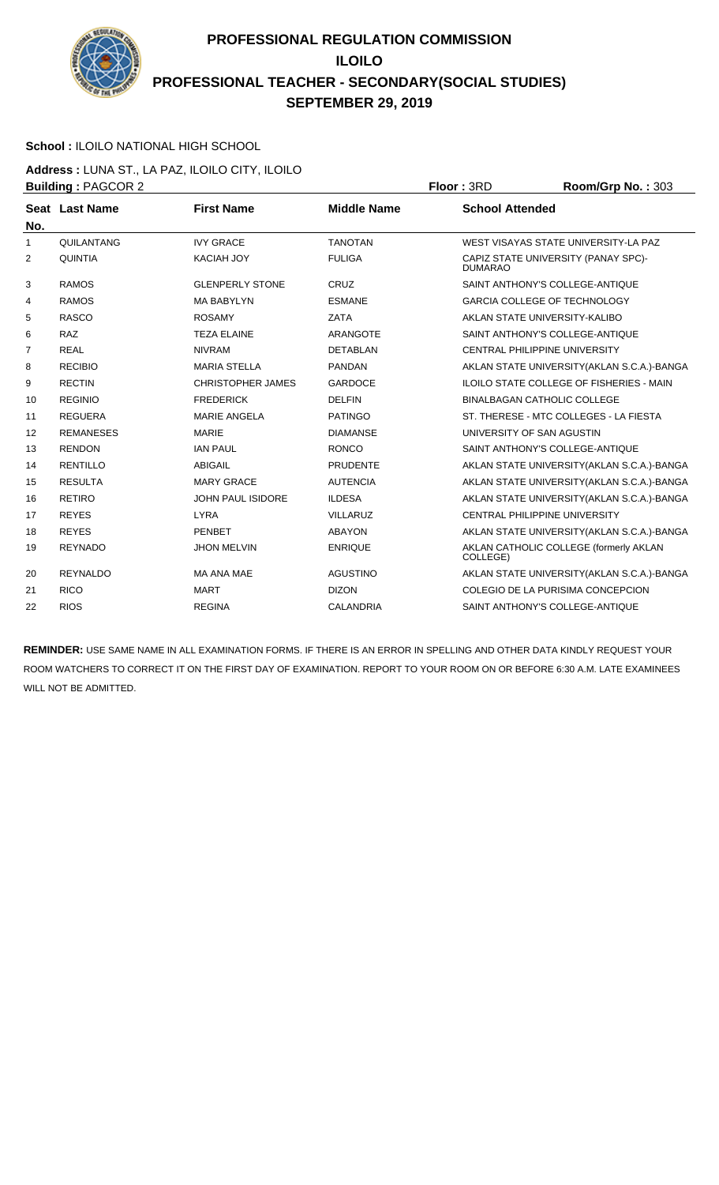# PROFESSIONAL REGULATION COMMISSION
## ILOILO
## PROFESSIONAL TEACHER - SECONDARY(SOCIAL STUDIES)
## SEPTEMBER 29, 2019

**School :** ILOILO NATIONAL HIGH SCHOOL

**Address :** LUNA ST., LA PAZ, ILOILO CITY, ILOILO

**Building :** PAGCOR 2 **Floor :** 3RD **Room/Grp No. :** 303

| Seat No. | Last Name | First Name | Middle Name | School Attended |
|---|---|---|---|---|
| 1 | QUILANTANG | IVY GRACE | TANOTAN | WEST VISAYAS STATE UNIVERSITY-LA PAZ |
| 2 | QUINTIA | KACIAH JOY | FULIGA | CAPIZ STATE UNIVERSITY (PANAY SPC)-DUMARAO |
| 3 | RAMOS | GLENPERLY STONE | CRUZ | SAINT ANTHONY'S COLLEGE-ANTIQUE |
| 4 | RAMOS | MA BABYLYN | ESMANE | GARCIA COLLEGE OF TECHNOLOGY |
| 5 | RASCO | ROSAMY | ZATA | AKLAN STATE UNIVERSITY-KALIBO |
| 6 | RAZ | TEZA ELAINE | ARANGOTE | SAINT ANTHONY'S COLLEGE-ANTIQUE |
| 7 | REAL | NIVRAM | DETABLAN | CENTRAL PHILIPPINE UNIVERSITY |
| 8 | RECIBIO | MARIA STELLA | PANDAN | AKLAN STATE UNIVERSITY(AKLAN S.C.A.)-BANGA |
| 9 | RECTIN | CHRISTOPHER JAMES | GARDOCE | ILOILO STATE COLLEGE OF FISHERIES - MAIN |
| 10 | REGINIO | FREDERICK | DELFIN | BINALBAGAN CATHOLIC COLLEGE |
| 11 | REGUERA | MARIE ANGELA | PATINGO | ST. THERESE - MTC COLLEGES - LA FIESTA |
| 12 | REMANESES | MARIE | DIAMANSE | UNIVERSITY OF SAN AGUSTIN |
| 13 | RENDON | IAN PAUL | RONCO | SAINT ANTHONY'S COLLEGE-ANTIQUE |
| 14 | RENTILLO | ABIGAIL | PRUDENTE | AKLAN STATE UNIVERSITY(AKLAN S.C.A.)-BANGA |
| 15 | RESULTA | MARY GRACE | AUTENCIA | AKLAN STATE UNIVERSITY(AKLAN S.C.A.)-BANGA |
| 16 | RETIRO | JOHN PAUL ISIDORE | ILDESA | AKLAN STATE UNIVERSITY(AKLAN S.C.A.)-BANGA |
| 17 | REYES | LYRA | VILLARUZ | CENTRAL PHILIPPINE UNIVERSITY |
| 18 | REYES | PENBET | ABAYON | AKLAN STATE UNIVERSITY(AKLAN S.C.A.)-BANGA |
| 19 | REYNADO | JHON MELVIN | ENRIQUE | AKLAN CATHOLIC COLLEGE (formerly AKLAN COLLEGE) |
| 20 | REYNALDO | MA ANA MAE | AGUSTINO | AKLAN STATE UNIVERSITY(AKLAN S.C.A.)-BANGA |
| 21 | RICO | MART | DIZON | COLEGIO DE LA PURISIMA CONCEPCION |
| 22 | RIOS | REGINA | CALANDRIA | SAINT ANTHONY'S COLLEGE-ANTIQUE |

**REMINDER:** USE SAME NAME IN ALL EXAMINATION FORMS. IF THERE IS AN ERROR IN SPELLING AND OTHER DATA KINDLY REQUEST YOUR ROOM WATCHERS TO CORRECT IT ON THE FIRST DAY OF EXAMINATION. REPORT TO YOUR ROOM ON OR BEFORE 6:30 A.M. LATE EXAMINEES WILL NOT BE ADMITTED.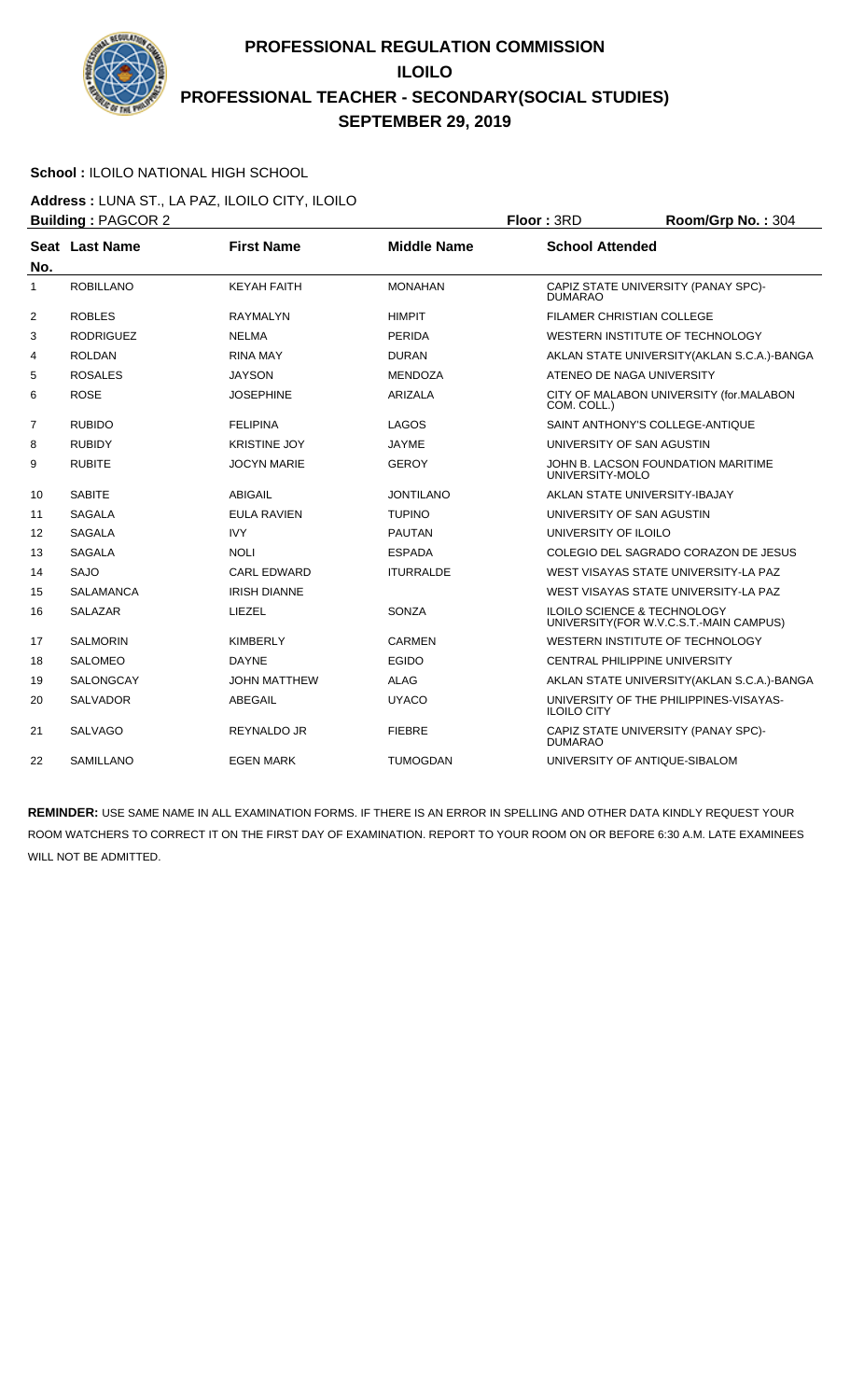# PROFESSIONAL REGULATION COMMISSION
# ILOILO
# PROFESSIONAL TEACHER - SECONDARY(SOCIAL STUDIES)
# SEPTEMBER 29, 2019

**School :** ILOILO NATIONAL HIGH SCHOOL

**Address :** LUNA ST., LA PAZ, ILOILO CITY, ILOILO

**Building :** PAGCOR 2 **Floor :** 3RD **Room/Grp No. :** 304

| Seat No. | Last Name | First Name | Middle Name | School Attended |
|---|---|---|---|---|
| 1 | ROBILLANO | KEYAH FAITH | MONAHAN | CAPIZ STATE UNIVERSITY (PANAY SPC)-DUMARAO |
| 2 | ROBLES | RAYMALYN | HIMPIT | FILAMER CHRISTIAN COLLEGE |
| 3 | RODRIGUEZ | NELMA | PERIDA | WESTERN INSTITUTE OF TECHNOLOGY |
| 4 | ROLDAN | RINA MAY | DURAN | AKLAN STATE UNIVERSITY(AKLAN S.C.A.)-BANGA |
| 5 | ROSALES | JAYSON | MENDOZA | ATENEO DE NAGA UNIVERSITY |
| 6 | ROSE | JOSEPHINE | ARIZALA | CITY OF MALABON UNIVERSITY (for.MALABON COM. COLL.) |
| 7 | RUBIDO | FELIPINA | LAGOS | SAINT ANTHONY'S COLLEGE-ANTIQUE |
| 8 | RUBIDY | KRISTINE JOY | JAYME | UNIVERSITY OF SAN AGUSTIN |
| 9 | RUBITE | JOCYN MARIE | GEROY | JOHN B. LACSON FOUNDATION MARITIME UNIVERSITY-MOLO |
| 10 | SABITE | ABIGAIL | JONTILANO | AKLAN STATE UNIVERSITY-IBAJAY |
| 11 | SAGALA | EULA RAVIEN | TUPINO | UNIVERSITY OF SAN AGUSTIN |
| 12 | SAGALA | IVY | PAUTAN | UNIVERSITY OF ILOILO |
| 13 | SAGALA | NOLI | ESPADA | COLEGIO DEL SAGRADO CORAZON DE JESUS |
| 14 | SAJO | CARL EDWARD | ITURRALDE | WEST VISAYAS STATE UNIVERSITY-LA PAZ |
| 15 | SALAMANCA | IRISH DIANNE | | WEST VISAYAS STATE UNIVERSITY-LA PAZ |
| 16 | SALAZAR | LIEZEL | SONZA | ILOILO SCIENCE & TECHNOLOGY UNIVERSITY(FOR W.V.C.S.T.-MAIN CAMPUS) |
| 17 | SALMORIN | KIMBERLY | CARMEN | WESTERN INSTITUTE OF TECHNOLOGY |
| 18 | SALOMEO | DAYNE | EGIDO | CENTRAL PHILIPPINE UNIVERSITY |
| 19 | SALONGCAY | JOHN MATTHEW | ALAG | AKLAN STATE UNIVERSITY(AKLAN S.C.A.)-BANGA |
| 20 | SALVADOR | ABEGAIL | UYACO | UNIVERSITY OF THE PHILIPPINES-VISAYAS-ILOILO CITY |
| 21 | SALVAGO | REYNALDO JR | FIEBRE | CAPIZ STATE UNIVERSITY (PANAY SPC)-DUMARAO |
| 22 | SAMILLANO | EGEN MARK | TUMOGDAN | UNIVERSITY OF ANTIQUE-SIBALOM |

**REMINDER:** USE SAME NAME IN ALL EXAMINATION FORMS. IF THERE IS AN ERROR IN SPELLING AND OTHER DATA KINDLY REQUEST YOUR ROOM WATCHERS TO CORRECT IT ON THE FIRST DAY OF EXAMINATION. REPORT TO YOUR ROOM ON OR BEFORE 6:30 A.M. LATE EXAMINEES WILL NOT BE ADMITTED.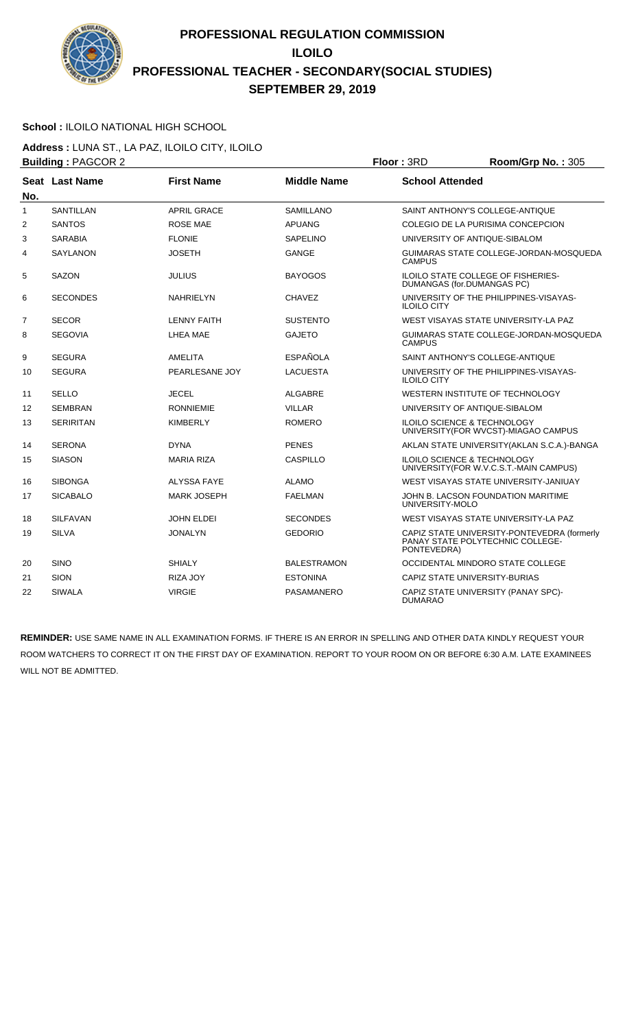# PROFESSIONAL REGULATION COMMISSION
## ILOILO
## PROFESSIONAL TEACHER - SECONDARY(SOCIAL STUDIES)
## SEPTEMBER 29, 2019

**School :** ILOILO NATIONAL HIGH SCHOOL

**Address :** LUNA ST., LA PAZ, ILOILO CITY, ILOILO

**Building :** PAGCOR 2 **Floor :** 3RD **Room/Grp No. :** 305

| Seat No. | Last Name | First Name | Middle Name | School Attended |
|---|---|---|---|---|
| 1 | SANTILLAN | APRIL GRACE | SAMILLANO | SAINT ANTHONY'S COLLEGE-ANTIQUE |
| 2 | SANTOS | ROSE MAE | APUANG | COLEGIO DE LA PURISIMA CONCEPCION |
| 3 | SARABIA | FLONIE | SAPELINO | UNIVERSITY OF ANTIQUE-SIBALOM |
| 4 | SAYLANON | JOSETH | GANGE | GUIMARAS STATE COLLEGE-JORDAN-MOSQUEDA CAMPUS |
| 5 | SAZON | JULIUS | BAYOGOS | ILOILO STATE COLLEGE OF FISHERIES-DUMANGAS (for.DUMANGAS PC) |
| 6 | SECONDES | NAHRIELYN | CHAVEZ | UNIVERSITY OF THE PHILIPPINES-VISAYAS-ILOILO CITY |
| 7 | SECOR | LENNY FAITH | SUSTENTO | WEST VISAYAS STATE UNIVERSITY-LA PAZ |
| 8 | SEGOVIA | LHEA MAE | GAJETO | GUIMARAS STATE COLLEGE-JORDAN-MOSQUEDA CAMPUS |
| 9 | SEGURA | AMELITA | ESPAÑOLA | SAINT ANTHONY'S COLLEGE-ANTIQUE |
| 10 | SEGURA | PEARLESANE JOY | LACUESTA | UNIVERSITY OF THE PHILIPPINES-VISAYAS-ILOILO CITY |
| 11 | SELLO | JECEL | ALGABRE | WESTERN INSTITUTE OF TECHNOLOGY |
| 12 | SEMBRAN | RONNIEMIE | VILLAR | UNIVERSITY OF ANTIQUE-SIBALOM |
| 13 | SERIRITAN | KIMBERLY | ROMERO | ILOILO SCIENCE & TECHNOLOGY UNIVERSITY(FOR WVCST)-MIAGAO CAMPUS |
| 14 | SERONA | DYNA | PENES | AKLAN STATE UNIVERSITY(AKLAN S.C.A.)-BANGA |
| 15 | SIASON | MARIA RIZA | CASPILLO | ILOILO SCIENCE & TECHNOLOGY UNIVERSITY(FOR W.V.C.S.T.-MAIN CAMPUS) |
| 16 | SIBONGA | ALYSSA FAYE | ALAMO | WEST VISAYAS STATE UNIVERSITY-JANIUAY |
| 17 | SICABALO | MARK JOSEPH | FAELMAN | JOHN B. LACSON FOUNDATION MARITIME UNIVERSITY-MOLO |
| 18 | SILFAVAN | JOHN ELDEI | SECONDES | WEST VISAYAS STATE UNIVERSITY-LA PAZ |
| 19 | SILVA | JONALYN | GEDORIO | CAPIZ STATE UNIVERSITY-PONTEVEDRA (formerly PANAY STATE POLYTECHNIC COLLEGE-PONTEVEDRA) |
| 20 | SINO | SHIALY | BALESTRAMON | OCCIDENTAL MINDORO STATE COLLEGE |
| 21 | SION | RIZA JOY | ESTONINA | CAPIZ STATE UNIVERSITY-BURIAS |
| 22 | SIWALA | VIRGIE | PASAMANERO | CAPIZ STATE UNIVERSITY (PANAY SPC)-DUMARAO |

**REMINDER:** USE SAME NAME IN ALL EXAMINATION FORMS. IF THERE IS AN ERROR IN SPELLING AND OTHER DATA KINDLY REQUEST YOUR ROOM WATCHERS TO CORRECT IT ON THE FIRST DAY OF EXAMINATION. REPORT TO YOUR ROOM ON OR BEFORE 6:30 A.M. LATE EXAMINEES WILL NOT BE ADMITTED.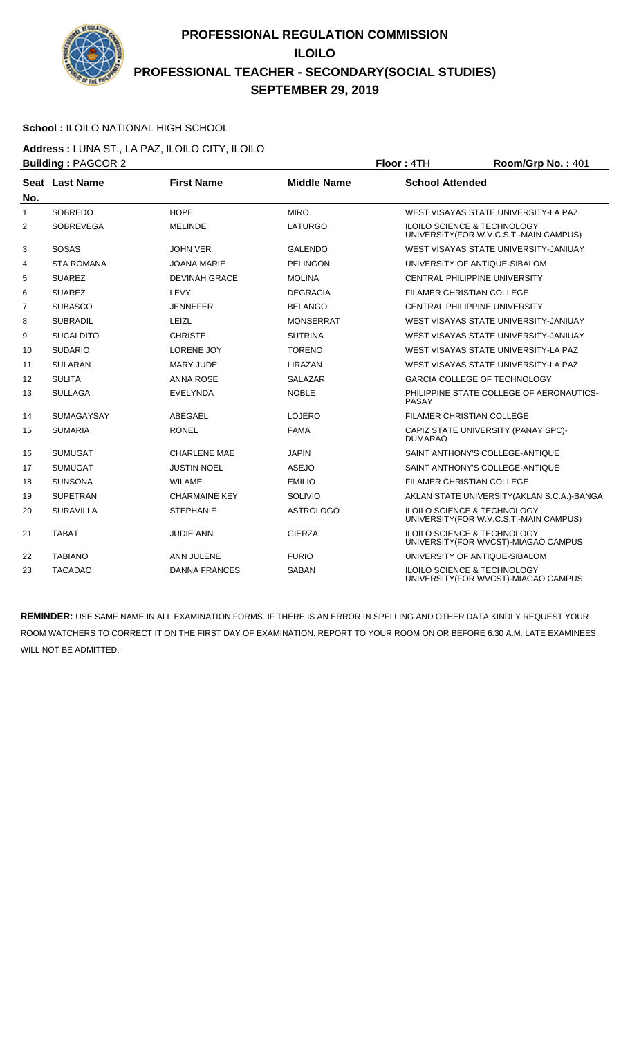# PROFESSIONAL REGULATION COMMISSION
## ILOILO
## PROFESSIONAL TEACHER - SECONDARY(SOCIAL STUDIES)
## SEPTEMBER 29, 2019

**School :** ILOILO NATIONAL HIGH SCHOOL

**Address :** LUNA ST., LA PAZ, ILOILO CITY, ILOILO

**Building :** PAGCOR 2 **Floor :** 4TH **Room/Grp No. :** 401

| Seat No. | Last Name | First Name | Middle Name | School Attended |
|---|---|---|---|---|
| 1 | SOBREDO | HOPE | MIRO | WEST VISAYAS STATE UNIVERSITY-LA PAZ |
| 2 | SOBREVEGA | MELINDE | LATURGO | ILOILO SCIENCE & TECHNOLOGY UNIVERSITY(FOR W.V.C.S.T.-MAIN CAMPUS) |
| 3 | SOSAS | JOHN VER | GALENDO | WEST VISAYAS STATE UNIVERSITY-JANIUAY |
| 4 | STA ROMANA | JOANA MARIE | PELINGON | UNIVERSITY OF ANTIQUE-SIBALOM |
| 5 | SUAREZ | DEVINAH GRACE | MOLINA | CENTRAL PHILIPPINE UNIVERSITY |
| 6 | SUAREZ | LEVY | DEGRACIA | FILAMER CHRISTIAN COLLEGE |
| 7 | SUBASCO | JENNEFER | BELANGO | CENTRAL PHILIPPINE UNIVERSITY |
| 8 | SUBRADIL | LEIZL | MONSERRAT | WEST VISAYAS STATE UNIVERSITY-JANIUAY |
| 9 | SUCALDITO | CHRISTE | SUTRINA | WEST VISAYAS STATE UNIVERSITY-JANIUAY |
| 10 | SUDARIO | LORENE JOY | TORENO | WEST VISAYAS STATE UNIVERSITY-LA PAZ |
| 11 | SULARAN | MARY JUDE | LIRAZAN | WEST VISAYAS STATE UNIVERSITY-LA PAZ |
| 12 | SULITA | ANNA ROSE | SALAZAR | GARCIA COLLEGE OF TECHNOLOGY |
| 13 | SULLAGA | EVELYNDA | NOBLE | PHILIPPINE STATE COLLEGE OF AERONAUTICS-PASAY |
| 14 | SUMAGAYSAY | ABEGAEL | LOJERO | FILAMER CHRISTIAN COLLEGE |
| 15 | SUMARIA | RONEL | FAMA | CAPIZ STATE UNIVERSITY (PANAY SPC)-DUMARAO |
| 16 | SUMUGAT | CHARLENE MAE | JAPIN | SAINT ANTHONY'S COLLEGE-ANTIQUE |
| 17 | SUMUGAT | JUSTIN NOEL | ASEJO | SAINT ANTHONY'S COLLEGE-ANTIQUE |
| 18 | SUNSONA | WILAME | EMILIO | FILAMER CHRISTIAN COLLEGE |
| 19 | SUPETRAN | CHARMAINE KEY | SOLIVIO | AKLAN STATE UNIVERSITY(AKLAN S.C.A.)-BANGA |
| 20 | SURAVILLA | STEPHANIE | ASTROLOGO | ILOILO SCIENCE & TECHNOLOGY UNIVERSITY(FOR W.V.C.S.T.-MAIN CAMPUS) |
| 21 | TABAT | JUDIE ANN | GIERZA | ILOILO SCIENCE & TECHNOLOGY UNIVERSITY(FOR WVCST)-MIAGAO CAMPUS |
| 22 | TABIANO | ANN JULENE | FURIO | UNIVERSITY OF ANTIQUE-SIBALOM |
| 23 | TACADAO | DANNA FRANCES | SABAN | ILOILO SCIENCE & TECHNOLOGY UNIVERSITY(FOR WVCST)-MIAGAO CAMPUS |

**REMINDER:** USE SAME NAME IN ALL EXAMINATION FORMS. IF THERE IS AN ERROR IN SPELLING AND OTHER DATA KINDLY REQUEST YOUR ROOM WATCHERS TO CORRECT IT ON THE FIRST DAY OF EXAMINATION. REPORT TO YOUR ROOM ON OR BEFORE 6:30 A.M. LATE EXAMINEES WILL NOT BE ADMITTED.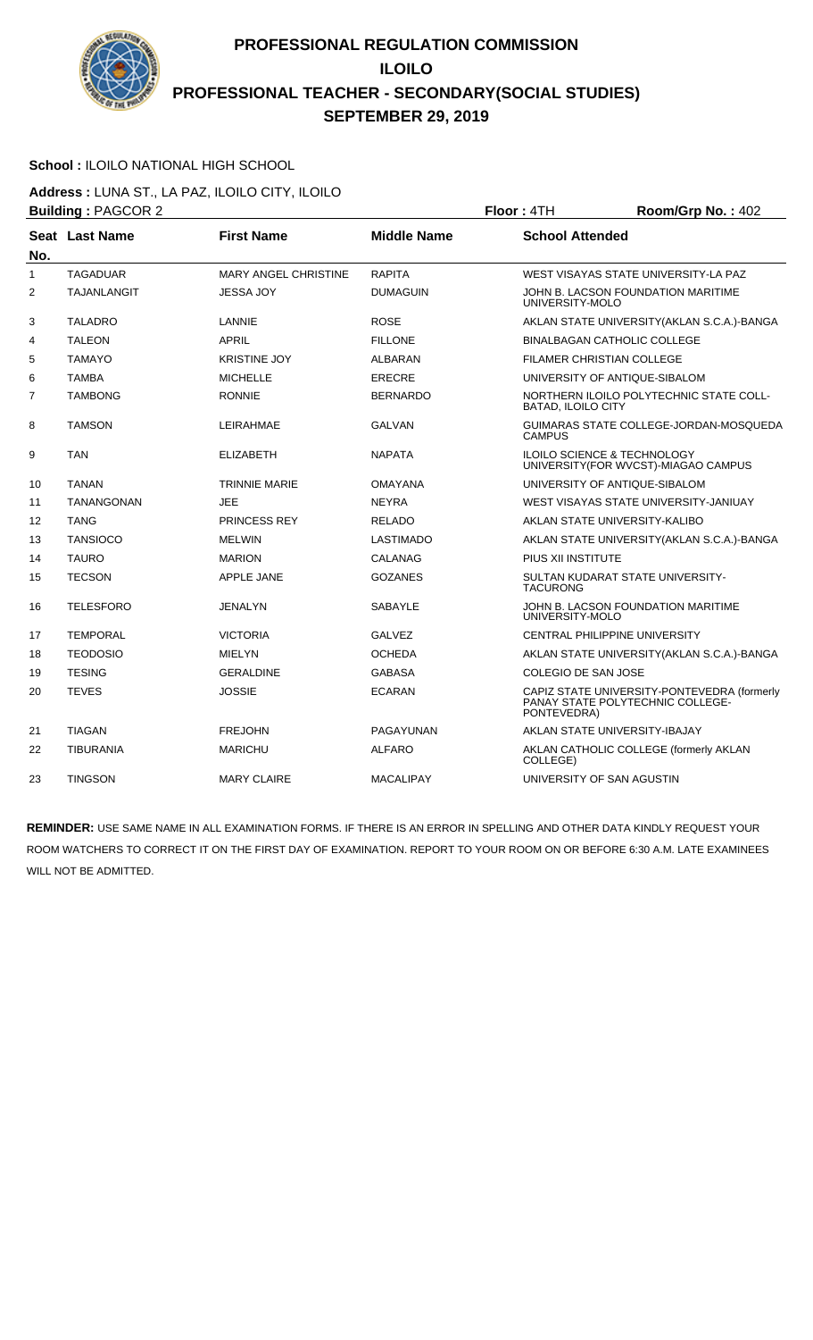# PROFESSIONAL REGULATION COMMISSION
## ILOILO
## PROFESSIONAL TEACHER - SECONDARY(SOCIAL STUDIES)
## SEPTEMBER 29, 2019

**School :** ILOILO NATIONAL HIGH SCHOOL

**Address :** LUNA ST., LA PAZ, ILOILO CITY, ILOILO

**Building :** PAGCOR 2 **Floor :** 4TH **Room/Grp No. :** 402

| Seat No. | Last Name | First Name | Middle Name | School Attended |
|---|---|---|---|---|
| 1 | TAGADUAR | MARY ANGEL CHRISTINE | RAPITA | WEST VISAYAS STATE UNIVERSITY-LA PAZ |
| 2 | TAJANLANGIT | JESSA JOY | DUMAGUIN | JOHN B. LACSON FOUNDATION MARITIME UNIVERSITY-MOLO |
| 3 | TALADRO | LANNIE | ROSE | AKLAN STATE UNIVERSITY(AKLAN S.C.A.)-BANGA |
| 4 | TALEON | APRIL | FILLONE | BINALBAGAN CATHOLIC COLLEGE |
| 5 | TAMAYO | KRISTINE JOY | ALBARAN | FILAMER CHRISTIAN COLLEGE |
| 6 | TAMBA | MICHELLE | ERECRE | UNIVERSITY OF ANTIQUE-SIBALOM |
| 7 | TAMBONG | RONNIE | BERNARDO | NORTHERN ILOILO POLYTECHNIC STATE COLL-BATAD, ILOILO CITY |
| 8 | TAMSON | LEIRAHMAE | GALVAN | GUIMARAS STATE COLLEGE-JORDAN-MOSQUEDA CAMPUS |
| 9 | TAN | ELIZABETH | NAPATA | ILOILO SCIENCE & TECHNOLOGY UNIVERSITY(FOR WVCST)-MIAGAO CAMPUS |
| 10 | TANAN | TRINNIE MARIE | OMAYANA | UNIVERSITY OF ANTIQUE-SIBALOM |
| 11 | TANANGONAN | JEE | NEYRA | WEST VISAYAS STATE UNIVERSITY-JANIUAY |
| 12 | TANG | PRINCESS REY | RELADO | AKLAN STATE UNIVERSITY-KALIBO |
| 13 | TANSIOCO | MELWIN | LASTIMADO | AKLAN STATE UNIVERSITY(AKLAN S.C.A.)-BANGA |
| 14 | TAURO | MARION | CALANAG | PIUS XII INSTITUTE |
| 15 | TECSON | APPLE JANE | GOZANES | SULTAN KUDARAT STATE UNIVERSITY-TACURONG |
| 16 | TELESFORO | JENALYN | SABAYLE | JOHN B. LACSON FOUNDATION MARITIME UNIVERSITY-MOLO |
| 17 | TEMPORAL | VICTORIA | GALVEZ | CENTRAL PHILIPPINE UNIVERSITY |
| 18 | TEODOSIO | MIELYN | OCHEDA | AKLAN STATE UNIVERSITY(AKLAN S.C.A.)-BANGA |
| 19 | TESING | GERALDINE | GABASA | COLEGIO DE SAN JOSE |
| 20 | TEVES | JOSSIE | ECARAN | CAPIZ STATE UNIVERSITY-PONTEVEDRA (formerly PANAY STATE POLYTECHNIC COLLEGE-PONTEVEDRA) |
| 21 | TIAGAN | FREJOHN | PAGAYUNAN | AKLAN STATE UNIVERSITY-IBAJAY |
| 22 | TIBURANIA | MARICHU | ALFARO | AKLAN CATHOLIC COLLEGE (formerly AKLAN COLLEGE) |
| 23 | TINGSON | MARY CLAIRE | MACALIPAY | UNIVERSITY OF SAN AGUSTIN |

**REMINDER:** USE SAME NAME IN ALL EXAMINATION FORMS. IF THERE IS AN ERROR IN SPELLING AND OTHER DATA KINDLY REQUEST YOUR ROOM WATCHERS TO CORRECT IT ON THE FIRST DAY OF EXAMINATION. REPORT TO YOUR ROOM ON OR BEFORE 6:30 A.M. LATE EXAMINEES WILL NOT BE ADMITTED.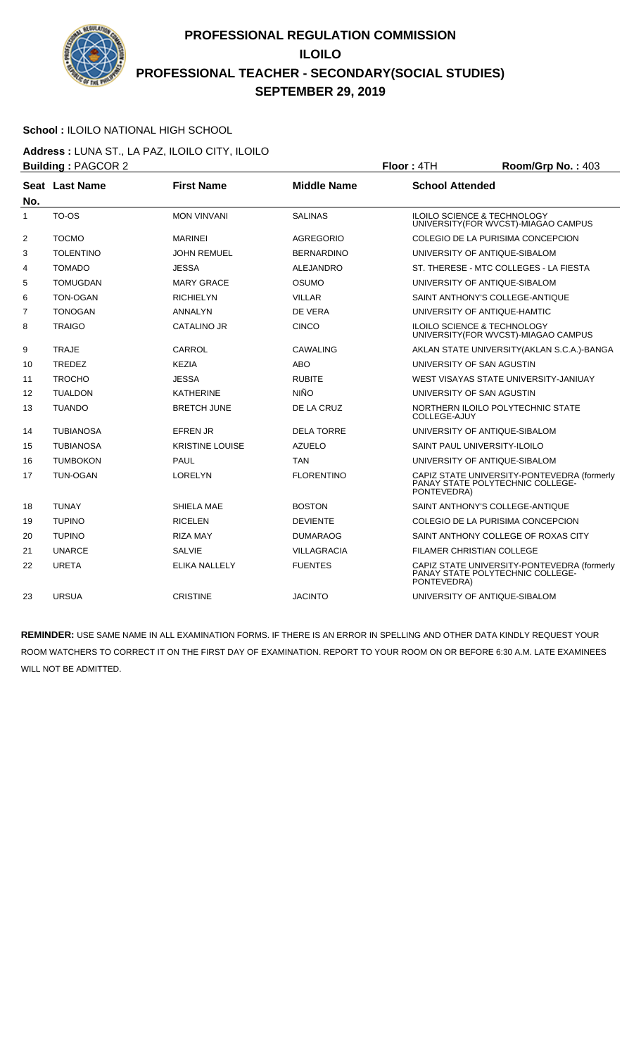# PROFESSIONAL REGULATION COMMISSION
## ILOILO
## PROFESSIONAL TEACHER - SECONDARY(SOCIAL STUDIES)
## SEPTEMBER 29, 2019

**School :** ILOILO NATIONAL HIGH SCHOOL

**Address :** LUNA ST., LA PAZ, ILOILO CITY, ILOILO

**Building :** PAGCOR 2 **Floor :** 4TH **Room/Grp No. :** 403

| Seat No. | Last Name | First Name | Middle Name | School Attended |
|---|---|---|---|---|
| 1 | TO-OS | MON VINVANI | SALINAS | ILOILO SCIENCE & TECHNOLOGY UNIVERSITY(FOR WVCST)-MIAGAO CAMPUS |
| 2 | TOCMO | MARINEI | AGREGORIO | COLEGIO DE LA PURISIMA CONCEPCION |
| 3 | TOLENTINO | JOHN REMUEL | BERNARDINO | UNIVERSITY OF ANTIQUE-SIBALOM |
| 4 | TOMADO | JESSA | ALEJANDRO | ST. THERESE - MTC COLLEGES - LA FIESTA |
| 5 | TOMUGDAN | MARY GRACE | OSUMO | UNIVERSITY OF ANTIQUE-SIBALOM |
| 6 | TON-OGAN | RICHIELYN | VILLAR | SAINT ANTHONY'S COLLEGE-ANTIQUE |
| 7 | TONOGAN | ANNALYN | DE VERA | UNIVERSITY OF ANTIQUE-HAMTIC |
| 8 | TRAIGO | CATALINO JR | CINCO | ILOILO SCIENCE & TECHNOLOGY UNIVERSITY(FOR WVCST)-MIAGAO CAMPUS |
| 9 | TRAJE | CARROL | CAWALING | AKLAN STATE UNIVERSITY(AKLAN S.C.A.)-BANGA |
| 10 | TREDEZ | KEZIA | ABO | UNIVERSITY OF SAN AGUSTIN |
| 11 | TROCHO | JESSA | RUBITE | WEST VISAYAS STATE UNIVERSITY-JANIUAY |
| 12 | TUALDON | KATHERINE | NIÑO | UNIVERSITY OF SAN AGUSTIN |
| 13 | TUANDO | BRETCH JUNE | DE LA CRUZ | NORTHERN ILOILO POLYTECHNIC STATE COLLEGE-AJUY |
| 14 | TUBIANOSA | EFREN JR | DELA TORRE | UNIVERSITY OF ANTIQUE-SIBALOM |
| 15 | TUBIANOSA | KRISTINE LOUISE | AZUELO | SAINT PAUL UNIVERSITY-ILOILO |
| 16 | TUMBOKON | PAUL | TAN | UNIVERSITY OF ANTIQUE-SIBALOM |
| 17 | TUN-OGAN | LORELYN | FLORENTINO | CAPIZ STATE UNIVERSITY-PONTEVEDRA (formerly PANAY STATE POLYTECHNIC COLLEGE-PONTEVEDRA) |
| 18 | TUNAY | SHIELA MAE | BOSTON | SAINT ANTHONY'S COLLEGE-ANTIQUE |
| 19 | TUPINO | RICELEN | DEVIENTE | COLEGIO DE LA PURISIMA CONCEPCION |
| 20 | TUPINO | RIZA MAY | DUMARAOG | SAINT ANTHONY COLLEGE OF ROXAS CITY |
| 21 | UNARCE | SALVIE | VILLAGRACIA | FILAMER CHRISTIAN COLLEGE |
| 22 | URETA | ELIKA NALLELY | FUENTES | CAPIZ STATE UNIVERSITY-PONTEVEDRA (formerly PANAY STATE POLYTECHNIC COLLEGE-PONTEVEDRA) |
| 23 | URSUA | CRISTINE | JACINTO | UNIVERSITY OF ANTIQUE-SIBALOM |

**REMINDER:** USE SAME NAME IN ALL EXAMINATION FORMS. IF THERE IS AN ERROR IN SPELLING AND OTHER DATA KINDLY REQUEST YOUR ROOM WATCHERS TO CORRECT IT ON THE FIRST DAY OF EXAMINATION. REPORT TO YOUR ROOM ON OR BEFORE 6:30 A.M. LATE EXAMINEES WILL NOT BE ADMITTED.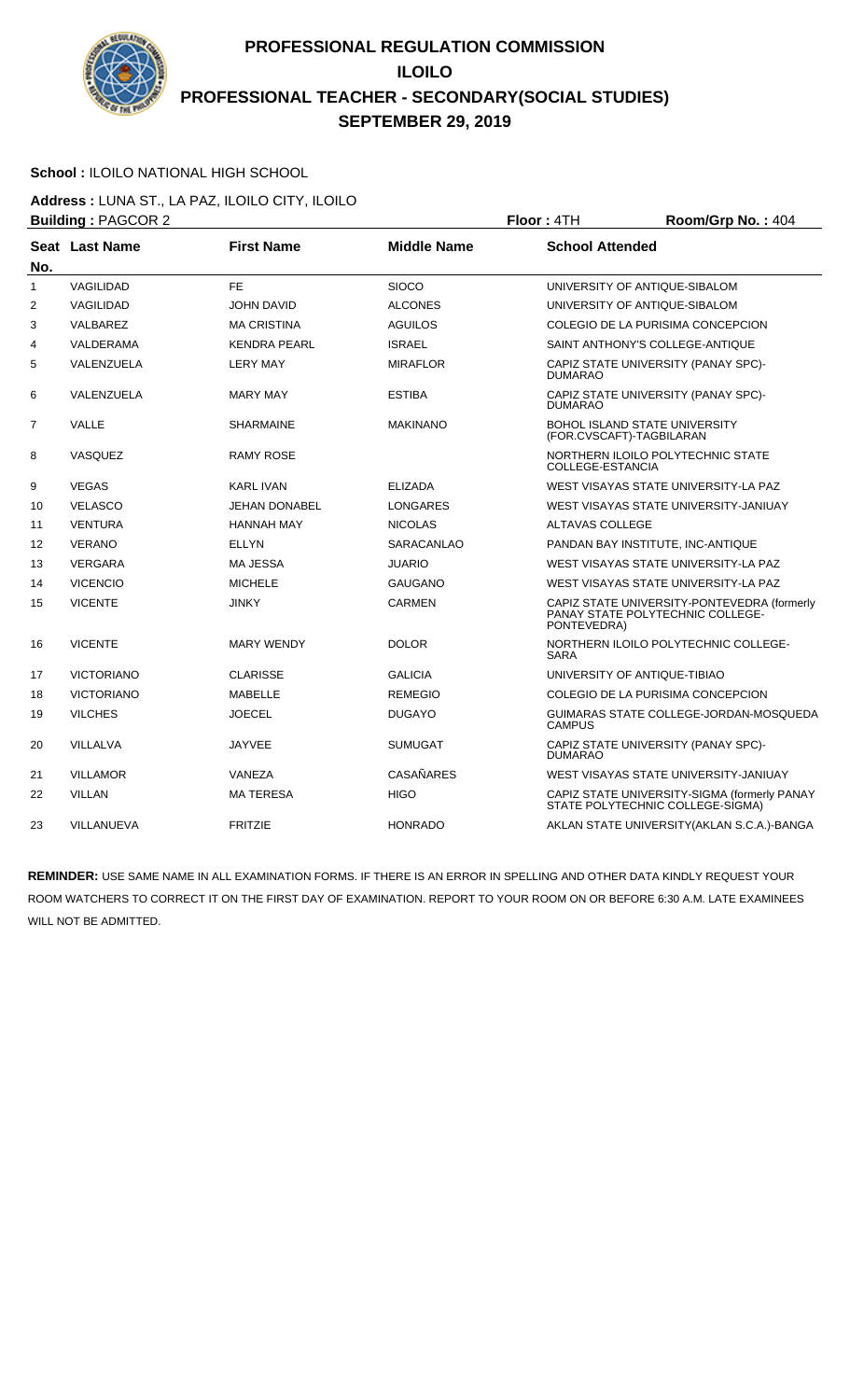# PROFESSIONAL REGULATION COMMISSION
## ILOILO
## PROFESSIONAL TEACHER - SECONDARY(SOCIAL STUDIES)
## SEPTEMBER 29, 2019

**School :** ILOILO NATIONAL HIGH SCHOOL

**Address :** LUNA ST., LA PAZ, ILOILO CITY, ILOILO

**Building :** PAGCOR 2 **Floor :** 4TH **Room/Grp No. :** 404

| Seat No. | Last Name | First Name | Middle Name | School Attended |
|---|---|---|---|---|
| 1 | VAGILIDAD | FE | SIOCO | UNIVERSITY OF ANTIQUE-SIBALOM |
| 2 | VAGILIDAD | JOHN DAVID | ALCONES | UNIVERSITY OF ANTIQUE-SIBALOM |
| 3 | VALBAREZ | MA CRISTINA | AGUILOS | COLEGIO DE LA PURISIMA CONCEPCION |
| 4 | VALDERAMA | KENDRA PEARL | ISRAEL | SAINT ANTHONY'S COLLEGE-ANTIQUE |
| 5 | VALENZUELA | LERY MAY | MIRAFLOR | CAPIZ STATE UNIVERSITY (PANAY SPC)-DUMARAO |
| 6 | VALENZUELA | MARY MAY | ESTIBA | CAPIZ STATE UNIVERSITY (PANAY SPC)-DUMARAO |
| 7 | VALLE | SHARMAINE | MAKINANO | BOHOL ISLAND STATE UNIVERSITY (FOR.CVSCAFT)-TAGBILARAN |
| 8 | VASQUEZ | RAMY ROSE | | NORTHERN ILOILO POLYTECHNIC STATE COLLEGE-ESTANCIA |
| 9 | VEGAS | KARL IVAN | ELIZADA | WEST VISAYAS STATE UNIVERSITY-LA PAZ |
| 10 | VELASCO | JEHAN DONABEL | LONGARES | WEST VISAYAS STATE UNIVERSITY-JANIUAY |
| 11 | VENTURA | HANNAH MAY | NICOLAS | ALTAVAS COLLEGE |
| 12 | VERANO | ELLYN | SARACANLAO | PANDAN BAY INSTITUTE, INC-ANTIQUE |
| 13 | VERGARA | MA JESSA | JUARIO | WEST VISAYAS STATE UNIVERSITY-LA PAZ |
| 14 | VICENCIO | MICHELE | GAUGANO | WEST VISAYAS STATE UNIVERSITY-LA PAZ |
| 15 | VICENTE | JINKY | CARMEN | CAPIZ STATE UNIVERSITY-PONTEVEDRA (formerly PANAY STATE POLYTECHNIC COLLEGE-PONTEVEDRA) |
| 16 | VICENTE | MARY WENDY | DOLOR | NORTHERN ILOILO POLYTECHNIC COLLEGE-SARA |
| 17 | VICTORIANO | CLARISSE | GALICIA | UNIVERSITY OF ANTIQUE-TIBIAO |
| 18 | VICTORIANO | MABELLE | REMEGIO | COLEGIO DE LA PURISIMA CONCEPCION |
| 19 | VILCHES | JOECEL | DUGAYO | GUIMARAS STATE COLLEGE-JORDAN-MOSQUEDA CAMPUS |
| 20 | VILLALVA | JAYVEE | SUMUGAT | CAPIZ STATE UNIVERSITY (PANAY SPC)-DUMARAO |
| 21 | VILLAMOR | VANEZA | CASAÑARES | WEST VISAYAS STATE UNIVERSITY-JANIUAY |
| 22 | VILLAN | MA TERESA | HIGO | CAPIZ STATE UNIVERSITY-SIGMA (formerly PANAY STATE POLYTECHNIC COLLEGE-SIGMA) |
| 23 | VILLANUEVA | FRITZIE | HONRADO | AKLAN STATE UNIVERSITY(AKLAN S.C.A.)-BANGA |

**REMINDER:** USE SAME NAME IN ALL EXAMINATION FORMS. IF THERE IS AN ERROR IN SPELLING AND OTHER DATA KINDLY REQUEST YOUR ROOM WATCHERS TO CORRECT IT ON THE FIRST DAY OF EXAMINATION. REPORT TO YOUR ROOM ON OR BEFORE 6:30 A.M. LATE EXAMINEES WILL NOT BE ADMITTED.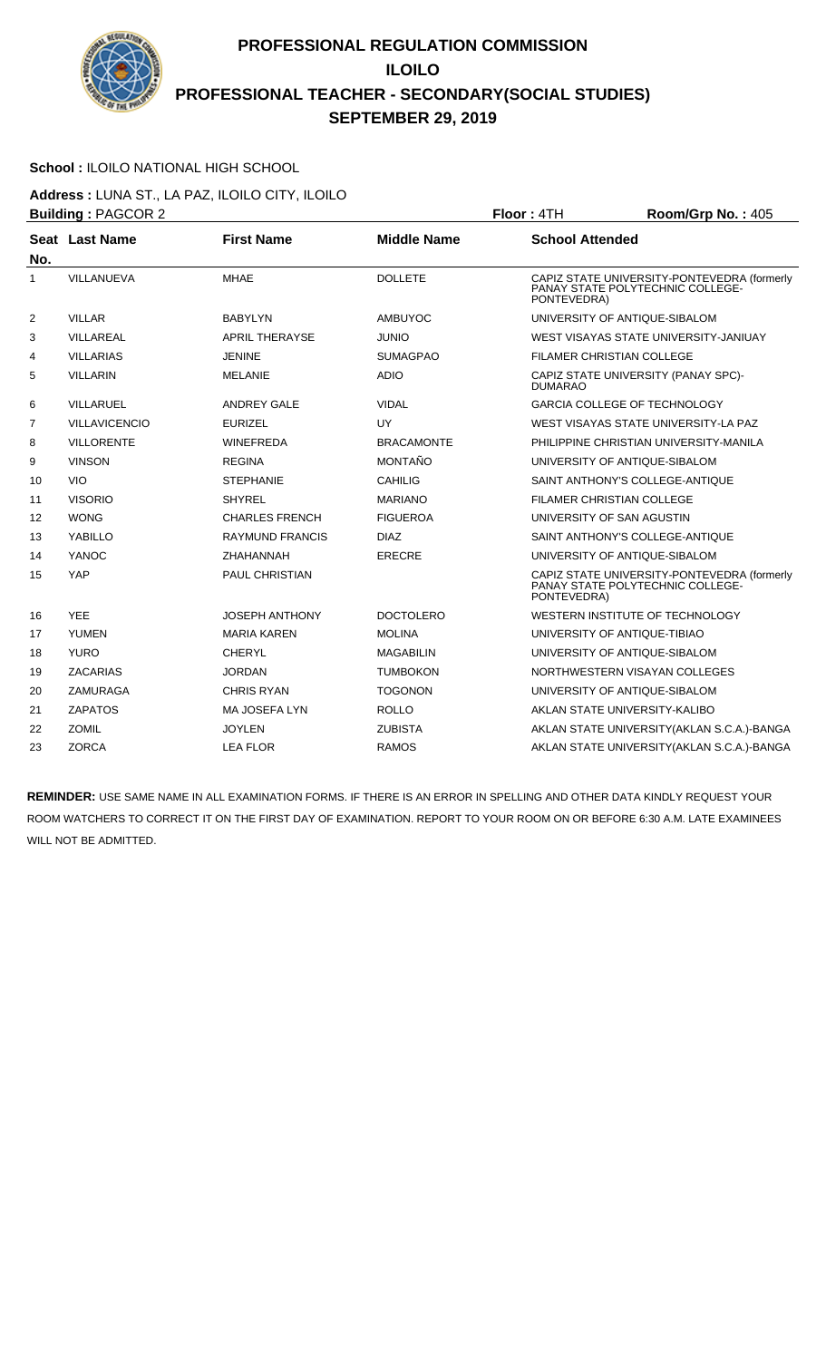# PROFESSIONAL REGULATION COMMISSION
## ILOILO
## PROFESSIONAL TEACHER - SECONDARY(SOCIAL STUDIES)
## SEPTEMBER 29, 2019

**School :** ILOILO NATIONAL HIGH SCHOOL

**Address :** LUNA ST., LA PAZ, ILOILO CITY, ILOILO

**Building :** PAGCOR 2 **Floor :** 4TH **Room/Grp No. :** 405

| Seat No. | Last Name | First Name | Middle Name | School Attended |
|---|---|---|---|---|
| 1 | VILLANUEVA | MHAE | DOLLETE | CAPIZ STATE UNIVERSITY-PONTEVEDRA (formerly PANAY STATE POLYTECHNIC COLLEGE-PONTEVEDRA) |
| 2 | VILLAR | BABYLYN | AMBUYOC | UNIVERSITY OF ANTIQUE-SIBALOM |
| 3 | VILLAREAL | APRIL THERAYSE | JUNIO | WEST VISAYAS STATE UNIVERSITY-JANIUAY |
| 4 | VILLARIAS | JENINE | SUMAGPAO | FILAMER CHRISTIAN COLLEGE |
| 5 | VILLARIN | MELANIE | ADIO | CAPIZ STATE UNIVERSITY (PANAY SPC)-DUMARAO |
| 6 | VILLARUEL | ANDREY GALE | VIDAL | GARCIA COLLEGE OF TECHNOLOGY |
| 7 | VILLAVICENCIO | EURIZEL | UY | WEST VISAYAS STATE UNIVERSITY-LA PAZ |
| 8 | VILLORENTE | WINEFREDA | BRACAMONTE | PHILIPPINE CHRISTIAN UNIVERSITY-MANILA |
| 9 | VINSON | REGINA | MONTAÑO | UNIVERSITY OF ANTIQUE-SIBALOM |
| 10 | VIO | STEPHANIE | CAHILIG | SAINT ANTHONY'S COLLEGE-ANTIQUE |
| 11 | VISORIO | SHYREL | MARIANO | FILAMER CHRISTIAN COLLEGE |
| 12 | WONG | CHARLES FRENCH | FIGUEROA | UNIVERSITY OF SAN AGUSTIN |
| 13 | YABILLO | RAYMUND FRANCIS | DIAZ | SAINT ANTHONY'S COLLEGE-ANTIQUE |
| 14 | YANOC | ZHAHANNAH | ERECRE | UNIVERSITY OF ANTIQUE-SIBALOM |
| 15 | YAP | PAUL CHRISTIAN | | CAPIZ STATE UNIVERSITY-PONTEVEDRA (formerly PANAY STATE POLYTECHNIC COLLEGE-PONTEVEDRA) |
| 16 | YEE | JOSEPH ANTHONY | DOCTOLERO | WESTERN INSTITUTE OF TECHNOLOGY |
| 17 | YUMEN | MARIA KAREN | MOLINA | UNIVERSITY OF ANTIQUE-TIBIAO |
| 18 | YURO | CHERYL | MAGABILIN | UNIVERSITY OF ANTIQUE-SIBALOM |
| 19 | ZACARIAS | JORDAN | TUMBOKON | NORTHWESTERN VISAYAN COLLEGES |
| 20 | ZAMURAGA | CHRIS RYAN | TOGONON | UNIVERSITY OF ANTIQUE-SIBALOM |
| 21 | ZAPATOS | MA JOSEFA LYN | ROLLO | AKLAN STATE UNIVERSITY-KALIBO |
| 22 | ZOMIL | JOYLEN | ZUBISTA | AKLAN STATE UNIVERSITY(AKLAN S.C.A.)-BANGA |
| 23 | ZORCA | LEA FLOR | RAMOS | AKLAN STATE UNIVERSITY(AKLAN S.C.A.)-BANGA |

**REMINDER:** USE SAME NAME IN ALL EXAMINATION FORMS. IF THERE IS AN ERROR IN SPELLING AND OTHER DATA KINDLY REQUEST YOUR ROOM WATCHERS TO CORRECT IT ON THE FIRST DAY OF EXAMINATION. REPORT TO YOUR ROOM ON OR BEFORE 6:30 A.M. LATE EXAMINEES WILL NOT BE ADMITTED.